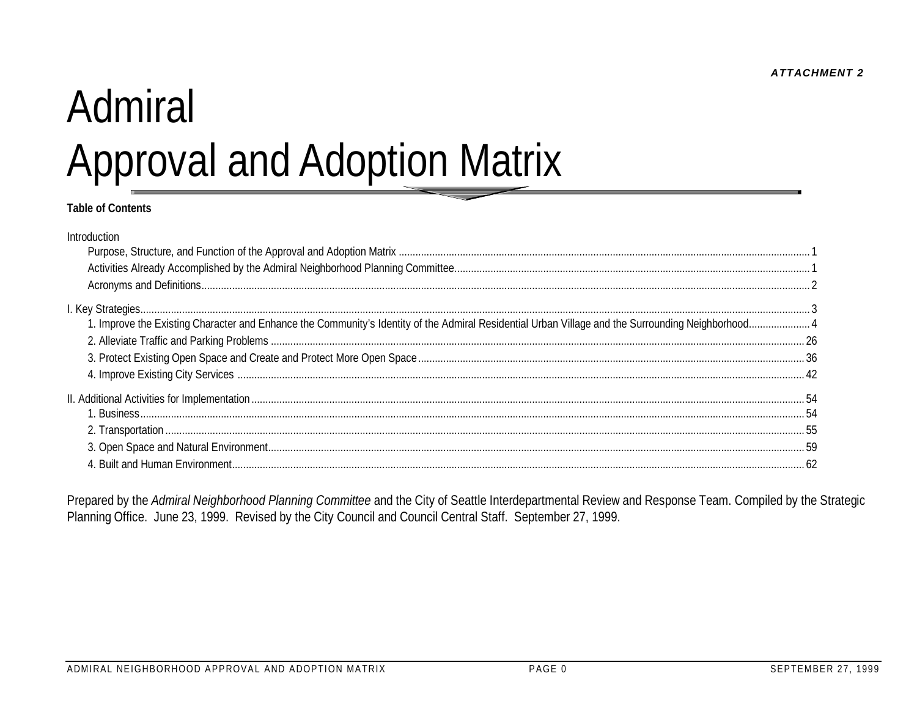*ATTACHMENT 2*

# Admiral
# Approval and Adoption Matrix

**Table of Contents**

Introduction
- Purpose, Structure, and Function of the Approval and Adoption Matrix ..... 1
- Activities Already Accomplished by the Admiral Neighborhood Planning Committee ..... 1
- Acronyms and Definitions ..... 2

I. Key Strategies ..... 3
- 1. Improve the Existing Character and Enhance the Community's Identity of the Admiral Residential Urban Village and the Surrounding Neighborhood ..... 4
- 2. Alleviate Traffic and Parking Problems ..... 26
- 3. Protect Existing Open Space and Create and Protect More Open Space ..... 36
- 4. Improve Existing City Services ..... 42

II. Additional Activities for Implementation ..... 54
- 1. Business ..... 54
- 2. Transportation ..... 55
- 3. Open Space and Natural Environment ..... 59
- 4. Built and Human Environment ..... 62

Prepared by the *Admiral Neighborhood Planning Committee* and the City of Seattle Interdepartmental Review and Response Team. Compiled by the Strategic Planning Office. June 23, 1999. Revised by the City Council and Council Central Staff. September 27, 1999.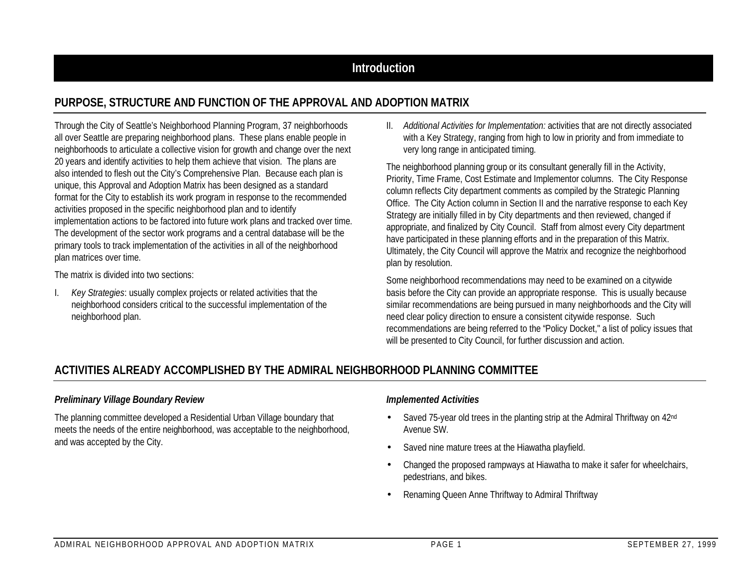# Introduction

## PURPOSE, STRUCTURE AND FUNCTION OF THE APPROVAL AND ADOPTION MATRIX

Through the City of Seattle's Neighborhood Planning Program, 37 neighborhoods all over Seattle are preparing neighborhood plans. These plans enable people in neighborhoods to articulate a collective vision for growth and change over the next 20 years and identify activities to help them achieve that vision. The plans are also intended to flesh out the City's Comprehensive Plan. Because each plan is unique, this Approval and Adoption Matrix has been designed as a standard format for the City to establish its work program in response to the recommended activities proposed in the specific neighborhood plan and to identify implementation actions to be factored into future work plans and tracked over time. The development of the sector work programs and a central database will be the primary tools to track implementation of the activities in all of the neighborhood plan matrices over time.

The matrix is divided into two sections:

I. *Key Strategies*: usually complex projects or related activities that the neighborhood considers critical to the successful implementation of the neighborhood plan.

II. *Additional Activities for Implementation:* activities that are not directly associated with a Key Strategy, ranging from high to low in priority and from immediate to very long range in anticipated timing.

The neighborhood planning group or its consultant generally fill in the Activity, Priority, Time Frame, Cost Estimate and Implementor columns. The City Response column reflects City department comments as compiled by the Strategic Planning Office. The City Action column in Section II and the narrative response to each Key Strategy are initially filled in by City departments and then reviewed, changed if appropriate, and finalized by City Council. Staff from almost every City department have participated in these planning efforts and in the preparation of this Matrix. Ultimately, the City Council will approve the Matrix and recognize the neighborhood plan by resolution.

Some neighborhood recommendations may need to be examined on a citywide basis before the City can provide an appropriate response. This is usually because similar recommendations are being pursued in many neighborhoods and the City will need clear policy direction to ensure a consistent citywide response. Such recommendations are being referred to the "Policy Docket," a list of policy issues that will be presented to City Council, for further discussion and action.

## ACTIVITIES ALREADY ACCOMPLISHED BY THE ADMIRAL NEIGHBORHOOD PLANNING COMMITTEE

### *Preliminary Village Boundary Review*

The planning committee developed a Residential Urban Village boundary that meets the needs of the entire neighborhood, was acceptable to the neighborhood, and was accepted by the City.

### *Implemented Activities*

- Saved 75-year old trees in the planting strip at the Admiral Thriftway on 42nd Avenue SW.
- Saved nine mature trees at the Hiawatha playfield.
- Changed the proposed rampways at Hiawatha to make it safer for wheelchairs, pedestrians, and bikes.
- Renaming Queen Anne Thriftway to Admiral Thriftway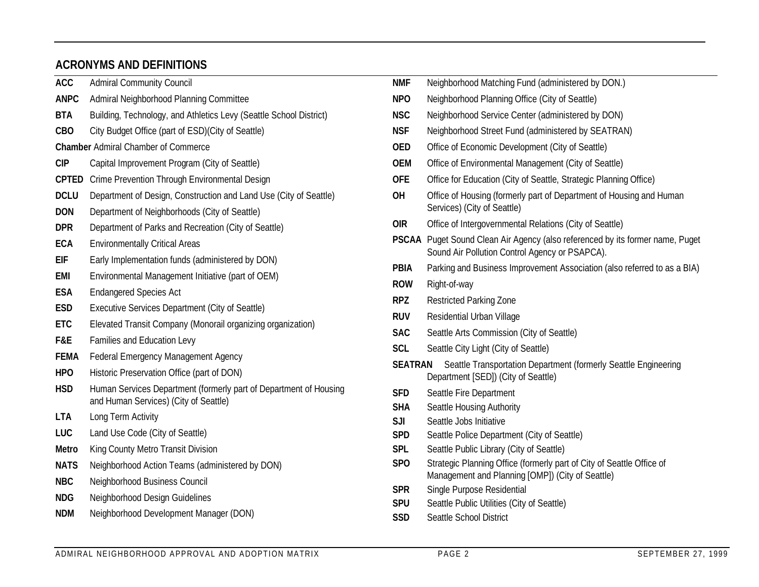## ACRONYMS AND DEFINITIONS

**ACC** Admiral Community Council

**ANPC** Admiral Neighborhood Planning Committee

**BTA** Building, Technology, and Athletics Levy (Seattle School District)

**CBO** City Budget Office (part of ESD)(City of Seattle)

**Chamber** Admiral Chamber of Commerce

**CIP** Capital Improvement Program (City of Seattle)

**CPTED** Crime Prevention Through Environmental Design

**DCLU** Department of Design, Construction and Land Use (City of Seattle)

**DON** Department of Neighborhoods (City of Seattle)

**DPR** Department of Parks and Recreation (City of Seattle)

**ECA** Environmentally Critical Areas

**EIF** Early Implementation funds (administered by DON)

**EMI** Environmental Management Initiative (part of OEM)

**ESA** Endangered Species Act

**ESD** Executive Services Department (City of Seattle)

**ETC** Elevated Transit Company (Monorail organizing organization)

**F&E** Families and Education Levy

**FEMA** Federal Emergency Management Agency

**HPO** Historic Preservation Office (part of DON)

**HSD** Human Services Department (formerly part of Department of Housing and Human Services) (City of Seattle)

**LTA** Long Term Activity

**LUC** Land Use Code (City of Seattle)

**Metro** King County Metro Transit Division

**NATS** Neighborhood Action Teams (administered by DON)

**NBC** Neighborhood Business Council

**NDG** Neighborhood Design Guidelines

**NDM** Neighborhood Development Manager (DON)

**NMF** Neighborhood Matching Fund (administered by DON.)

**NPO** Neighborhood Planning Office (City of Seattle)

**NSC** Neighborhood Service Center (administered by DON)

**NSF** Neighborhood Street Fund (administered by SEATRAN)

**OED** Office of Economic Development (City of Seattle)

**OEM** Office of Environmental Management (City of Seattle)

**OFE** Office for Education (City of Seattle, Strategic Planning Office)

**OH** Office of Housing (formerly part of Department of Housing and Human Services) (City of Seattle)

**OIR** Office of Intergovernmental Relations (City of Seattle)

**PSCAA** Puget Sound Clean Air Agency (also referenced by its former name, Puget Sound Air Pollution Control Agency or PSAPCA).

**PBIA** Parking and Business Improvement Association (also referred to as a BIA)

**ROW** Right-of-way

**RPZ** Restricted Parking Zone

**RUV** Residential Urban Village

**SAC** Seattle Arts Commission (City of Seattle)

**SCL** Seattle City Light (City of Seattle)

**SEATRAN** Seattle Transportation Department (formerly Seattle Engineering Department [SED]) (City of Seattle)

**SFD** Seattle Fire Department

**SHA** Seattle Housing Authority

**SJI** Seattle Jobs Initiative

**SPD** Seattle Police Department (City of Seattle)

**SPL** Seattle Public Library (City of Seattle)

**SPO** Strategic Planning Office (formerly part of City of Seattle Office of Management and Planning [OMP]) (City of Seattle)

**SPR** Single Purpose Residential

**SPU** Seattle Public Utilities (City of Seattle)

**SSD** Seattle School District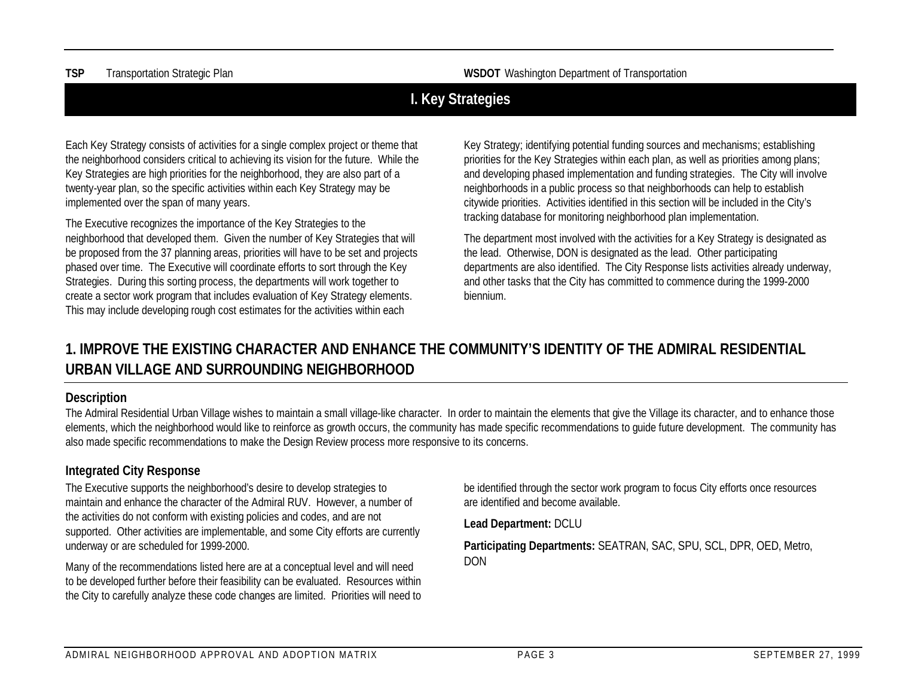| | | | |
|---|---|---|---|
| **TSP** | Transportation Strategic Plan | **WSDOT** | Washington Department of Transportation |

## I. Key Strategies

Each Key Strategy consists of activities for a single complex project or theme that the neighborhood considers critical to achieving its vision for the future. While the Key Strategies are high priorities for the neighborhood, they are also part of a twenty-year plan, so the specific activities within each Key Strategy may be implemented over the span of many years.

The Executive recognizes the importance of the Key Strategies to the neighborhood that developed them. Given the number of Key Strategies that will be proposed from the 37 planning areas, priorities will have to be set and projects phased over time. The Executive will coordinate efforts to sort through the Key Strategies. During this sorting process, the departments will work together to create a sector work program that includes evaluation of Key Strategy elements. This may include developing rough cost estimates for the activities within each Key Strategy; identifying potential funding sources and mechanisms; establishing priorities for the Key Strategies within each plan, as well as priorities among plans; and developing phased implementation and funding strategies. The City will involve neighborhoods in a public process so that neighborhoods can help to establish citywide priorities. Activities identified in this section will be included in the City's tracking database for monitoring neighborhood plan implementation.

The department most involved with the activities for a Key Strategy is designated as the lead. Otherwise, DON is designated as the lead. Other participating departments are also identified. The City Response lists activities already underway, and other tasks that the City has committed to commence during the 1999-2000 biennium.

## 1. IMPROVE THE EXISTING CHARACTER AND ENHANCE THE COMMUNITY'S IDENTITY OF THE ADMIRAL RESIDENTIAL URBAN VILLAGE AND SURROUNDING NEIGHBORHOOD

### Description

The Admiral Residential Urban Village wishes to maintain a small village-like character. In order to maintain the elements that give the Village its character, and to enhance those elements, which the neighborhood would like to reinforce as growth occurs, the community has made specific recommendations to guide future development. The community has also made specific recommendations to make the Design Review process more responsive to its concerns.

### Integrated City Response

The Executive supports the neighborhood's desire to develop strategies to maintain and enhance the character of the Admiral RUV. However, a number of the activities do not conform with existing policies and codes, and are not supported. Other activities are implementable, and some City efforts are currently underway or are scheduled for 1999-2000.

Many of the recommendations listed here are at a conceptual level and will need to be developed further before their feasibility can be evaluated. Resources within the City to carefully analyze these code changes are limited. Priorities will need to be identified through the sector work program to focus City efforts once resources are identified and become available.

**Lead Department:** DCLU

**Participating Departments:** SEATRAN, SAC, SPU, SCL, DPR, OED, Metro, DON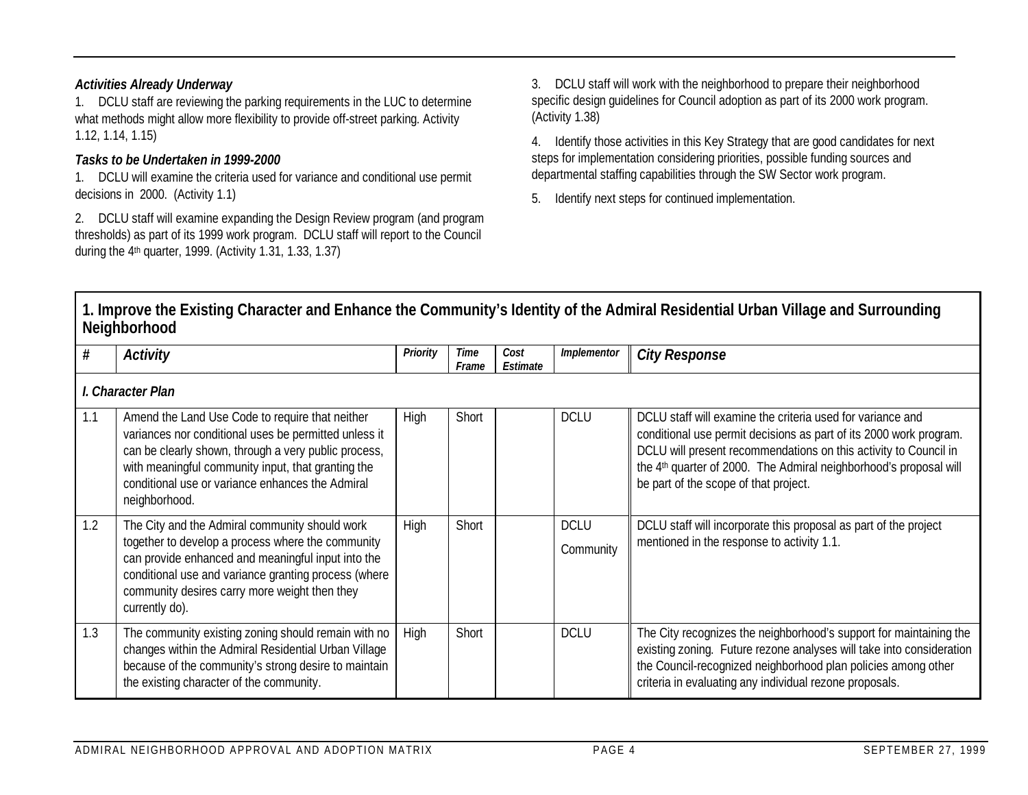***Activities Already Underway***

1. DCLU staff are reviewing the parking requirements in the LUC to determine what methods might allow more flexibility to provide off-street parking. Activity 1.12, 1.14, 1.15)

***Tasks to be Undertaken in 1999-2000***

1. DCLU will examine the criteria used for variance and conditional use permit decisions in 2000. (Activity 1.1)

2. DCLU staff will examine expanding the Design Review program (and program thresholds) as part of its 1999 work program. DCLU staff will report to the Council during the 4th quarter, 1999. (Activity 1.31, 1.33, 1.37)

3. DCLU staff will work with the neighborhood to prepare their neighborhood specific design guidelines for Council adoption as part of its 2000 work program. (Activity 1.38)

4. Identify those activities in this Key Strategy that are good candidates for next steps for implementation considering priorities, possible funding sources and departmental staffing capabilities through the SW Sector work program.

5. Identify next steps for continued implementation.

## 1. Improve the Existing Character and Enhance the Community's Identity of the Admiral Residential Urban Village and Surrounding Neighborhood

| # | Activity | Priority | Time Frame | Cost Estimate | Implementor | City Response |
|---|---|---|---|---|---|---|
| ***I. Character Plan*** | | | | | | |
| 1.1 | Amend the Land Use Code to require that neither variances nor conditional uses be permitted unless it can be clearly shown, through a very public process, with meaningful community input, that granting the conditional use or variance enhances the Admiral neighborhood. | High | Short | | DCLU | DCLU staff will examine the criteria used for variance and conditional use permit decisions as part of its 2000 work program. DCLU will present recommendations on this activity to Council in the 4th quarter of 2000. The Admiral neighborhood's proposal will be part of the scope of that project. |
| 1.2 | The City and the Admiral community should work together to develop a process where the community can provide enhanced and meaningful input into the conditional use and variance granting process (where community desires carry more weight then they currently do). | High | Short | | DCLU Community | DCLU staff will incorporate this proposal as part of the project mentioned in the response to activity 1.1. |
| 1.3 | The community existing zoning should remain with no changes within the Admiral Residential Urban Village because of the community's strong desire to maintain the existing character of the community. | High | Short | | DCLU | The City recognizes the neighborhood's support for maintaining the existing zoning. Future rezone analyses will take into consideration the Council-recognized neighborhood plan policies among other criteria in evaluating any individual rezone proposals. |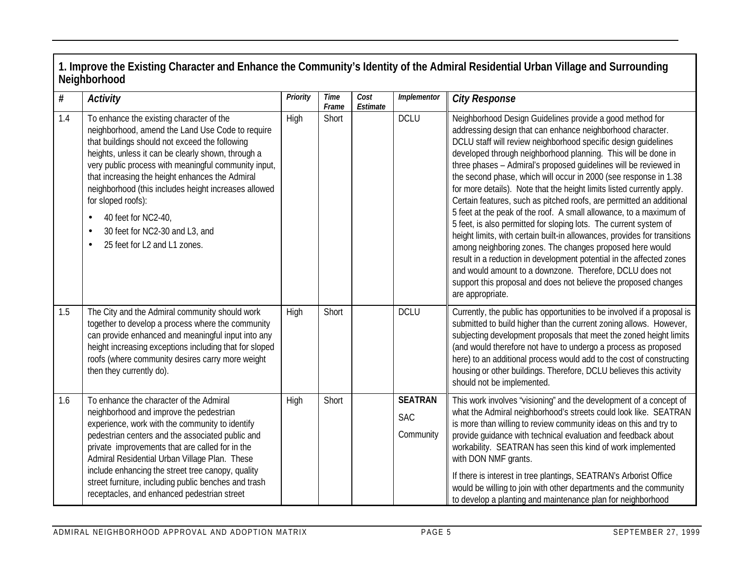## 1. Improve the Existing Character and Enhance the Community's Identity of the Admiral Residential Urban Village and Surrounding Neighborhood

| # | *Activity* | *Priority* | *Time Frame* | *Cost Estimate* | *Implementor* | *City Response* |
|---|---|---|---|---|---|---|
| 1.4 | To enhance the existing character of the neighborhood, amend the Land Use Code to require that buildings should not exceed the following heights, unless it can be clearly shown, through a very public process with meaningful community input, that increasing the height enhances the Admiral neighborhood (this includes height increases allowed for sloped roofs):<br>• 40 feet for NC2-40,<br>• 30 feet for NC2-30 and L3, and<br>• 25 feet for L2 and L1 zones. | High | Short | | DCLU | Neighborhood Design Guidelines provide a good method for addressing design that can enhance neighborhood character. DCLU staff will review neighborhood specific design guidelines developed through neighborhood planning. This will be done in three phases – Admiral's proposed guidelines will be reviewed in the second phase, which will occur in 2000 (see response in 1.38 for more details). Note that the height limits listed currently apply. Certain features, such as pitched roofs, are permitted an additional 5 feet at the peak of the roof. A small allowance, to a maximum of 5 feet, is also permitted for sloping lots. The current system of height limits, with certain built-in allowances, provides for transitions among neighboring zones. The changes proposed here would result in a reduction in development potential in the affected zones and would amount to a downzone. Therefore, DCLU does not support this proposal and does not believe the proposed changes are appropriate. |
| 1.5 | The City and the Admiral community should work together to develop a process where the community can provide enhanced and meaningful input into any height increasing exceptions including that for sloped roofs (where community desires carry more weight then they currently do). | High | Short | | DCLU | Currently, the public has opportunities to be involved if a proposal is submitted to build higher than the current zoning allows. However, subjecting development proposals that meet the zoned height limits (and would therefore not have to undergo a process as proposed here) to an additional process would add to the cost of constructing housing or other buildings. Therefore, DCLU believes this activity should not be implemented. |
| 1.6 | To enhance the character of the Admiral neighborhood and improve the pedestrian experience, work with the community to identify pedestrian centers and the associated public and private improvements that are called for in the Admiral Residential Urban Village Plan. These include enhancing the street tree canopy, quality street furniture, including public benches and trash receptacles, and enhanced pedestrian street | High | Short | | **SEATRAN**<br>SAC<br>Community | This work involves "visioning" and the development of a concept of what the Admiral neighborhood's streets could look like. SEATRAN is more than willing to review community ideas on this and try to provide guidance with technical evaluation and feedback about workability. SEATRAN has seen this kind of work implemented with DON NMF grants.<br><br>If there is interest in tree plantings, SEATRAN's Arborist Office would be willing to join with other departments and the community to develop a planting and maintenance plan for neighborhood |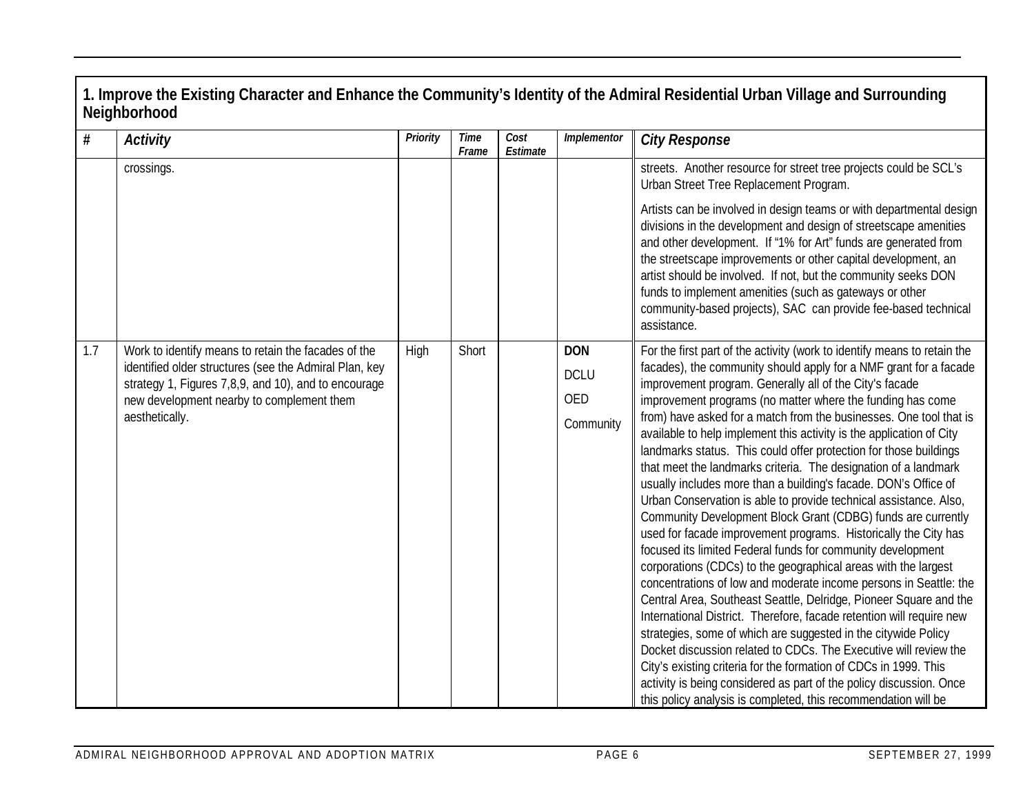## 1. Improve the Existing Character and Enhance the Community's Identity of the Admiral Residential Urban Village and Surrounding Neighborhood

| # | *Activity* | *Priority* | *Time Frame* | *Cost Estimate* | *Implementor* | *City Response* |
|---|---|---|---|---|---|---|
| | crossings. | | | | | streets. Another resource for street tree projects could be SCL's Urban Street Tree Replacement Program.<br><br>Artists can be involved in design teams or with departmental design divisions in the development and design of streetscape amenities and other development. If "1% for Art" funds are generated from the streetscape improvements or other capital development, an artist should be involved. If not, but the community seeks DON funds to implement amenities (such as gateways or other community-based projects), SAC can provide fee-based technical assistance. |
| 1.7 | Work to identify means to retain the facades of the identified older structures (see the Admiral Plan, key strategy 1, Figures 7,8,9, and 10), and to encourage new development nearby to complement them aesthetically. | High | Short | | **DON**<br>DCLU<br>OED<br>Community | For the first part of the activity (work to identify means to retain the facades), the community should apply for a NMF grant for a facade improvement program. Generally all of the City's facade improvement programs (no matter where the funding has come from) have asked for a match from the businesses. One tool that is available to help implement this activity is the application of City landmarks status. This could offer protection for those buildings that meet the landmarks criteria. The designation of a landmark usually includes more than a building's facade. DON's Office of Urban Conservation is able to provide technical assistance. Also, Community Development Block Grant (CDBG) funds are currently used for facade improvement programs. Historically the City has focused its limited Federal funds for community development corporations (CDCs) to the geographical areas with the largest concentrations of low and moderate income persons in Seattle: the Central Area, Southeast Seattle, Delridge, Pioneer Square and the International District. Therefore, facade retention will require new strategies, some of which are suggested in the citywide Policy Docket discussion related to CDCs. The Executive will review the City's existing criteria for the formation of CDCs in 1999. This activity is being considered as part of the policy discussion. Once this policy analysis is completed, this recommendation will be |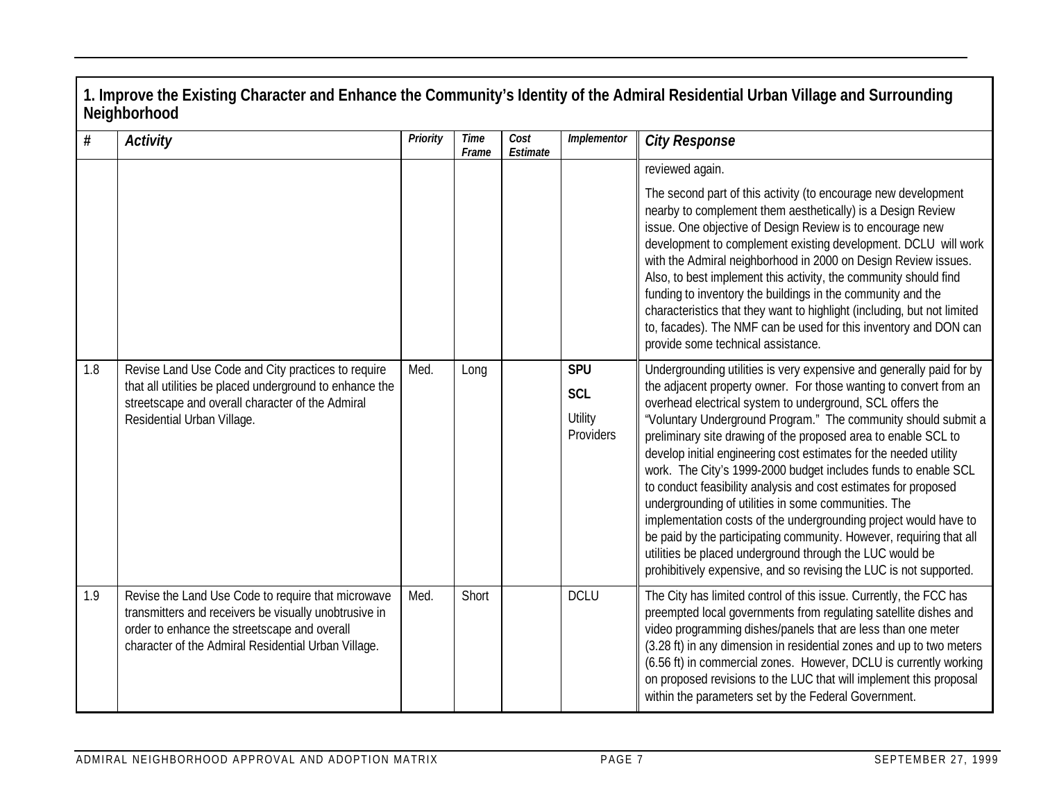## 1. Improve the Existing Character and Enhance the Community's Identity of the Admiral Residential Urban Village and Surrounding Neighborhood

| # | Activity | Priority | Time Frame | Cost Estimate | Implementor | City Response |
|---|---|---|---|---|---|---|
| | | | | | | reviewed again.<br><br>The second part of this activity (to encourage new development nearby to complement them aesthetically) is a Design Review issue. One objective of Design Review is to encourage new development to complement existing development. DCLU will work with the Admiral neighborhood in 2000 on Design Review issues. Also, to best implement this activity, the community should find funding to inventory the buildings in the community and the characteristics that they want to highlight (including, but not limited to, facades). The NMF can be used for this inventory and DON can provide some technical assistance. |
| 1.8 | Revise Land Use Code and City practices to require that all utilities be placed underground to enhance the streetscape and overall character of the Admiral Residential Urban Village. | Med. | Long | | **SPU**<br>**SCL**<br>Utility Providers | Undergrounding utilities is very expensive and generally paid for by the adjacent property owner. For those wanting to convert from an overhead electrical system to underground, SCL offers the "Voluntary Underground Program." The community should submit a preliminary site drawing of the proposed area to enable SCL to develop initial engineering cost estimates for the needed utility work. The City's 1999-2000 budget includes funds to enable SCL to conduct feasibility analysis and cost estimates for proposed undergrounding of utilities in some communities. The implementation costs of the undergrounding project would have to be paid by the participating community. However, requiring that all utilities be placed underground through the LUC would be prohibitively expensive, and so revising the LUC is not supported. |
| 1.9 | Revise the Land Use Code to require that microwave transmitters and receivers be visually unobtrusive in order to enhance the streetscape and overall character of the Admiral Residential Urban Village. | Med. | Short | | DCLU | The City has limited control of this issue. Currently, the FCC has preempted local governments from regulating satellite dishes and video programming dishes/panels that are less than one meter (3.28 ft) in any dimension in residential zones and up to two meters (6.56 ft) in commercial zones. However, DCLU is currently working on proposed revisions to the LUC that will implement this proposal within the parameters set by the Federal Government. |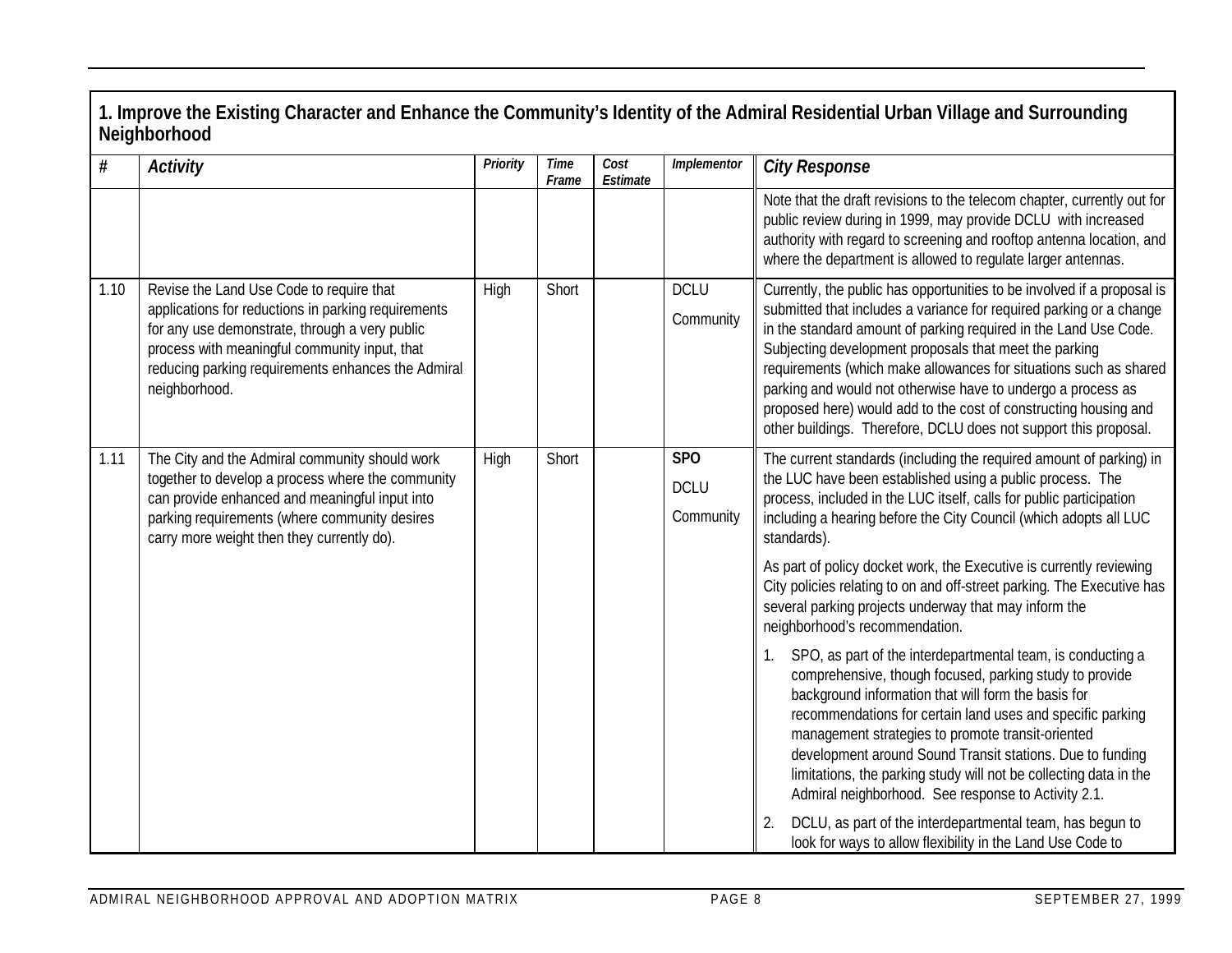## 1. Improve the Existing Character and Enhance the Community's Identity of the Admiral Residential Urban Village and Surrounding Neighborhood

| # | Activity | Priority | Time Frame | Cost Estimate | Implementor | City Response |
|---|---|---|---|---|---|---|
| | | | | | | Note that the draft revisions to the telecom chapter, currently out for public review during in 1999, may provide DCLU with increased authority with regard to screening and rooftop antenna location, and where the department is allowed to regulate larger antennas. |
| 1.10 | Revise the Land Use Code to require that applications for reductions in parking requirements for any use demonstrate, through a very public process with meaningful community input, that reducing parking requirements enhances the Admiral neighborhood. | High | Short | | DCLU<br>Community | Currently, the public has opportunities to be involved if a proposal is submitted that includes a variance for required parking or a change in the standard amount of parking required in the Land Use Code. Subjecting development proposals that meet the parking requirements (which make allowances for situations such as shared parking and would not otherwise have to undergo a process as proposed here) would add to the cost of constructing housing and other buildings. Therefore, DCLU does not support this proposal. |
| 1.11 | The City and the Admiral community should work together to develop a process where the community can provide enhanced and meaningful input into parking requirements (where community desires carry more weight then they currently do). | High | Short | | **SPO**<br>DCLU<br>Community | The current standards (including the required amount of parking) in the LUC have been established using a public process. The process, included in the LUC itself, calls for public participation including a hearing before the City Council (which adopts all LUC standards).<br><br>As part of policy docket work, the Executive is currently reviewing City policies relating to on and off-street parking. The Executive has several parking projects underway that may inform the neighborhood's recommendation.<br><br>1. SPO, as part of the interdepartmental team, is conducting a comprehensive, though focused, parking study to provide background information that will form the basis for recommendations for certain land uses and specific parking management strategies to promote transit-oriented development around Sound Transit stations. Due to funding limitations, the parking study will not be collecting data in the Admiral neighborhood. See response to Activity 2.1.<br><br>2. DCLU, as part of the interdepartmental team, has begun to look for ways to allow flexibility in the Land Use Code to |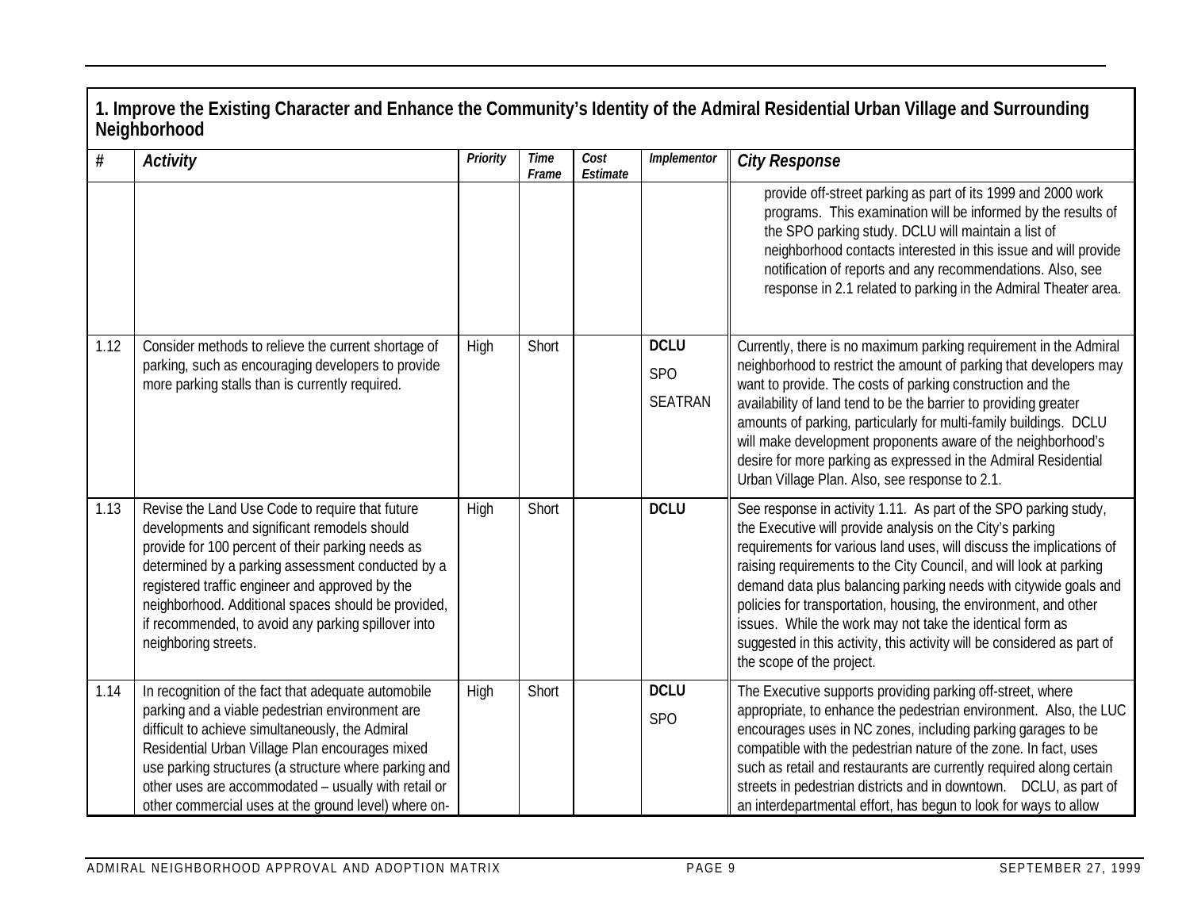## 1. Improve the Existing Character and Enhance the Community's Identity of the Admiral Residential Urban Village and Surrounding Neighborhood

| # | *Activity* | *Priority* | *Time Frame* | *Cost Estimate* | *Implementor* | *City Response* |
|---|---|---|---|---|---|---|
| | | | | | | provide off-street parking as part of its 1999 and 2000 work programs. This examination will be informed by the results of the SPO parking study. DCLU will maintain a list of neighborhood contacts interested in this issue and will provide notification of reports and any recommendations. Also, see response in 2.1 related to parking in the Admiral Theater area. |
| 1.12 | Consider methods to relieve the current shortage of parking, such as encouraging developers to provide more parking stalls than is currently required. | High | Short | | **DCLU** SPO SEATRAN | Currently, there is no maximum parking requirement in the Admiral neighborhood to restrict the amount of parking that developers may want to provide. The costs of parking construction and the availability of land tend to be the barrier to providing greater amounts of parking, particularly for multi-family buildings. DCLU will make development proponents aware of the neighborhood's desire for more parking as expressed in the Admiral Residential Urban Village Plan. Also, see response to 2.1. |
| 1.13 | Revise the Land Use Code to require that future developments and significant remodels should provide for 100 percent of their parking needs as determined by a parking assessment conducted by a registered traffic engineer and approved by the neighborhood. Additional spaces should be provided, if recommended, to avoid any parking spillover into neighboring streets. | High | Short | | **DCLU** | See response in activity 1.11. As part of the SPO parking study, the Executive will provide analysis on the City's parking requirements for various land uses, will discuss the implications of raising requirements to the City Council, and will look at parking demand data plus balancing parking needs with citywide goals and policies for transportation, housing, the environment, and other issues. While the work may not take the identical form as suggested in this activity, this activity will be considered as part of the scope of the project. |
| 1.14 | In recognition of the fact that adequate automobile parking and a viable pedestrian environment are difficult to achieve simultaneously, the Admiral Residential Urban Village Plan encourages mixed use parking structures (a structure where parking and other uses are accommodated – usually with retail or other commercial uses at the ground level) where on- | High | Short | | **DCLU** SPO | The Executive supports providing parking off-street, where appropriate, to enhance the pedestrian environment. Also, the LUC encourages uses in NC zones, including parking garages to be compatible with the pedestrian nature of the zone. In fact, uses such as retail and restaurants are currently required along certain streets in pedestrian districts and in downtown. DCLU, as part of an interdepartmental effort, has begun to look for ways to allow |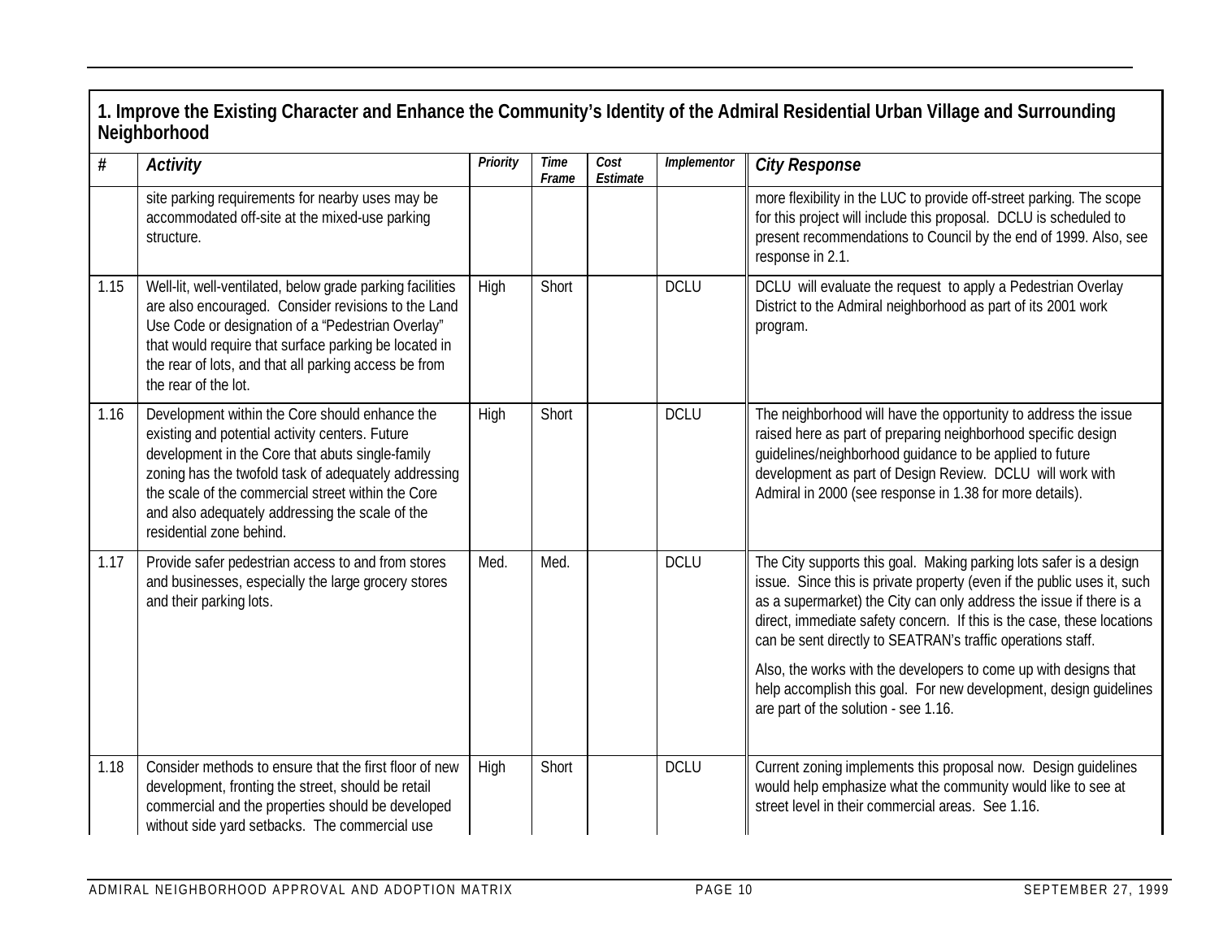## 1. Improve the Existing Character and Enhance the Community's Identity of the Admiral Residential Urban Village and Surrounding Neighborhood

| # | *Activity* | *Priority* | *Time Frame* | *Cost Estimate* | *Implementor* | *City Response* |
|---|---|---|---|---|---|---|
| | site parking requirements for nearby uses may be accommodated off-site at the mixed-use parking structure. | | | | | more flexibility in the LUC to provide off-street parking. The scope for this project will include this proposal. DCLU is scheduled to present recommendations to Council by the end of 1999. Also, see response in 2.1. |
| 1.15 | Well-lit, well-ventilated, below grade parking facilities are also encouraged. Consider revisions to the Land Use Code or designation of a "Pedestrian Overlay" that would require that surface parking be located in the rear of lots, and that all parking access be from the rear of the lot. | High | Short | | DCLU | DCLU will evaluate the request to apply a Pedestrian Overlay District to the Admiral neighborhood as part of its 2001 work program. |
| 1.16 | Development within the Core should enhance the existing and potential activity centers. Future development in the Core that abuts single-family zoning has the twofold task of adequately addressing the scale of the commercial street within the Core and also adequately addressing the scale of the residential zone behind. | High | Short | | DCLU | The neighborhood will have the opportunity to address the issue raised here as part of preparing neighborhood specific design guidelines/neighborhood guidance to be applied to future development as part of Design Review. DCLU will work with Admiral in 2000 (see response in 1.38 for more details). |
| 1.17 | Provide safer pedestrian access to and from stores and businesses, especially the large grocery stores and their parking lots. | Med. | Med. | | DCLU | The City supports this goal. Making parking lots safer is a design issue. Since this is private property (even if the public uses it, such as a supermarket) the City can only address the issue if there is a direct, immediate safety concern. If this is the case, these locations can be sent directly to SEATRAN's traffic operations staff.<br><br>Also, the works with the developers to come up with designs that help accomplish this goal. For new development, design guidelines are part of the solution - see 1.16. |
| 1.18 | Consider methods to ensure that the first floor of new development, fronting the street, should be retail commercial and the properties should be developed without side yard setbacks. The commercial use | High | Short | | DCLU | Current zoning implements this proposal now. Design guidelines would help emphasize what the community would like to see at street level in their commercial areas. See 1.16. |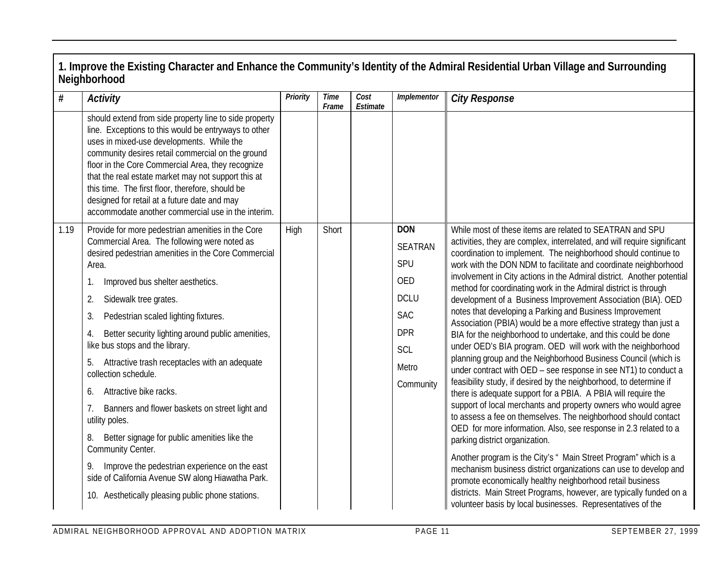## 1. Improve the Existing Character and Enhance the Community's Identity of the Admiral Residential Urban Village and Surrounding Neighborhood

| # | *Activity* | *Priority* | *Time Frame* | *Cost Estimate* | *Implementor* | *City Response* |
|---|---|---|---|---|---|---|
| | should extend from side property line to side property line. Exceptions to this would be entryways to other uses in mixed-use developments. While the community desires retail commercial on the ground floor in the Core Commercial Area, they recognize that the real estate market may not support this at this time. The first floor, therefore, should be designed for retail at a future date and may accommodate another commercial use in the interim. | | | | | |
| 1.19 | Provide for more pedestrian amenities in the Core Commercial Area. The following were noted as desired pedestrian amenities in the Core Commercial Area.<br>1. Improved bus shelter aesthetics.<br>2. Sidewalk tree grates.<br>3. Pedestrian scaled lighting fixtures.<br>4. Better security lighting around public amenities, like bus stops and the library.<br>5. Attractive trash receptacles with an adequate collection schedule.<br>6. Attractive bike racks.<br>7. Banners and flower baskets on street light and utility poles.<br>8. Better signage for public amenities like the Community Center.<br>9. Improve the pedestrian experience on the east side of California Avenue SW along Hiawatha Park.<br>10. Aesthetically pleasing public phone stations. | High | Short | | **DON**<br>SEATRAN<br>SPU<br>OED<br>DCLU<br>SAC<br>DPR<br>SCL<br>Metro<br>Community | While most of these items are related to SEATRAN and SPU activities, they are complex, interrelated, and will require significant coordination to implement. The neighborhood should continue to work with the DON NDM to facilitate and coordinate neighborhood involvement in City actions in the Admiral district. Another potential method for coordinating work in the Admiral district is through development of a Business Improvement Association (BIA). OED notes that developing a Parking and Business Improvement Association (PBIA) would be a more effective strategy than just a BIA for the neighborhood to undertake, and this could be done under OED's BIA program. OED will work with the neighborhood planning group and the Neighborhood Business Council (which is under contract with OED – see response in see NT1) to conduct a feasibility study, if desired by the neighborhood, to determine if there is adequate support for a PBIA. A PBIA will require the support of local merchants and property owners who would agree to assess a fee on themselves. The neighborhood should contact OED for more information. Also, see response in 2.3 related to a parking district organization.<br><br>Another program is the City's " Main Street Program" which is a mechanism business district organizations can use to develop and promote economically healthy neighborhood retail business districts. Main Street Programs, however, are typically funded on a volunteer basis by local businesses. Representatives of the |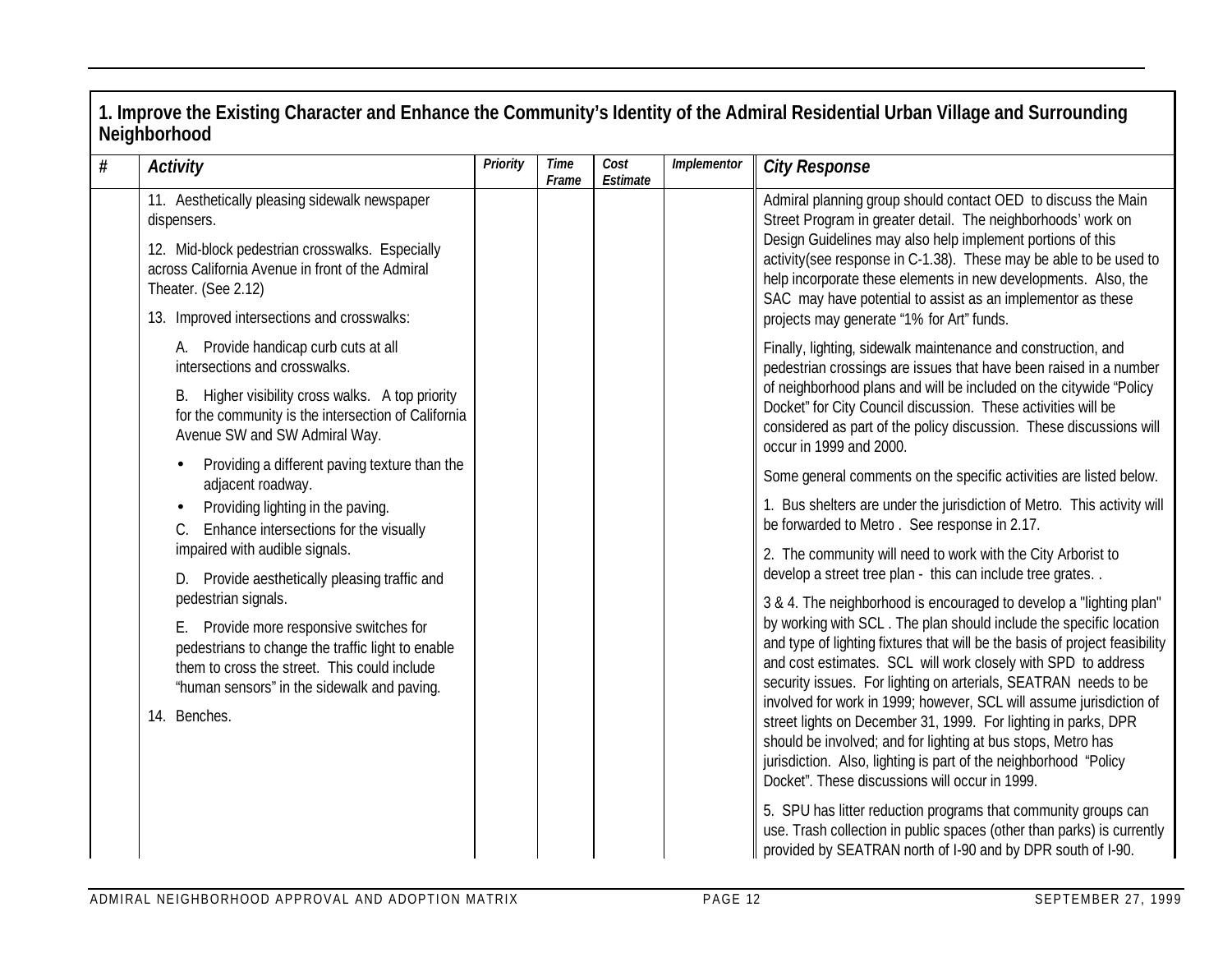## 1. Improve the Existing Character and Enhance the Community's Identity of the Admiral Residential Urban Village and Surrounding Neighborhood

| # | Activity | Priority | Time Frame | Cost Estimate | Implementor | City Response |
|---|---|---|---|---|---|---|
| | 11. Aesthetically pleasing sidewalk newspaper dispensers.<br><br>12. Mid-block pedestrian crosswalks. Especially across California Avenue in front of the Admiral Theater. (See 2.12)<br><br>13. Improved intersections and crosswalks:<br><br>A. Provide handicap curb cuts at all intersections and crosswalks.<br><br>B. Higher visibility cross walks. A top priority for the community is the intersection of California Avenue SW and SW Admiral Way.<br>• Providing a different paving texture than the adjacent roadway.<br>• Providing lighting in the paving.<br><br>C. Enhance intersections for the visually impaired with audible signals.<br><br>D. Provide aesthetically pleasing traffic and pedestrian signals.<br><br>E. Provide more responsive switches for pedestrians to change the traffic light to enable them to cross the street. This could include "human sensors" in the sidewalk and paving.<br><br>14. Benches. | | | | | Admiral planning group should contact OED to discuss the Main Street Program in greater detail. The neighborhoods' work on Design Guidelines may also help implement portions of this activity(see response in C-1.38). These may be able to be used to help incorporate these elements in new developments. Also, the SAC may have potential to assist as an implementor as these projects may generate "1% for Art" funds.<br><br>Finally, lighting, sidewalk maintenance and construction, and pedestrian crossings are issues that have been raised in a number of neighborhood plans and will be included on the citywide "Policy Docket" for City Council discussion. These activities will be considered as part of the policy discussion. These discussions will occur in 1999 and 2000.<br><br>Some general comments on the specific activities are listed below.<br><br>1. Bus shelters are under the jurisdiction of Metro. This activity will be forwarded to Metro . See response in 2.17.<br><br>2. The community will need to work with the City Arborist to develop a street tree plan - this can include tree grates. .<br><br>3 & 4. The neighborhood is encouraged to develop a "lighting plan" by working with SCL . The plan should include the specific location and type of lighting fixtures that will be the basis of project feasibility and cost estimates. SCL will work closely with SPD to address security issues. For lighting on arterials, SEATRAN needs to be involved for work in 1999; however, SCL will assume jurisdiction of street lights on December 31, 1999. For lighting in parks, DPR should be involved; and for lighting at bus stops, Metro has jurisdiction. Also, lighting is part of the neighborhood "Policy Docket". These discussions will occur in 1999.<br><br>5. SPU has litter reduction programs that community groups can use. Trash collection in public spaces (other than parks) is currently provided by SEATRAN north of I-90 and by DPR south of I-90. |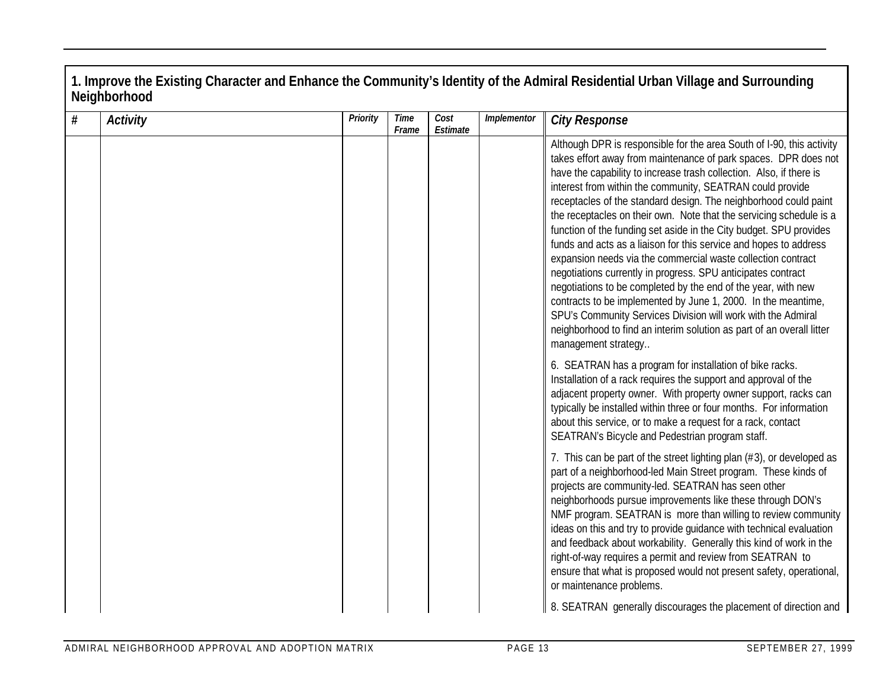## 1. Improve the Existing Character and Enhance the Community's Identity of the Admiral Residential Urban Village and Surrounding Neighborhood

| # | Activity | Priority | Time Frame | Cost Estimate | Implementor | City Response |
|---|---|---|---|---|---|---|
| | | | | | | Although DPR is responsible for the area South of I-90, this activity takes effort away from maintenance of park spaces. DPR does not have the capability to increase trash collection. Also, if there is interest from within the community, SEATRAN could provide receptacles of the standard design. The neighborhood could paint the receptacles on their own. Note that the servicing schedule is a function of the funding set aside in the City budget. SPU provides funds and acts as a liaison for this service and hopes to address expansion needs via the commercial waste collection contract negotiations currently in progress. SPU anticipates contract negotiations to be completed by the end of the year, with new contracts to be implemented by June 1, 2000. In the meantime, SPU's Community Services Division will work with the Admiral neighborhood to find an interim solution as part of an overall litter management strategy.. <br><br> 6. SEATRAN has a program for installation of bike racks. Installation of a rack requires the support and approval of the adjacent property owner. With property owner support, racks can typically be installed within three or four months. For information about this service, or to make a request for a rack, contact SEATRAN's Bicycle and Pedestrian program staff. <br><br> 7. This can be part of the street lighting plan (#3), or developed as part of a neighborhood-led Main Street program. These kinds of projects are community-led. SEATRAN has seen other neighborhoods pursue improvements like these through DON's NMF program. SEATRAN is more than willing to review community ideas on this and try to provide guidance with technical evaluation and feedback about workability. Generally this kind of work in the right-of-way requires a permit and review from SEATRAN to ensure that what is proposed would not present safety, operational, or maintenance problems. <br><br> 8. SEATRAN generally discourages the placement of direction and |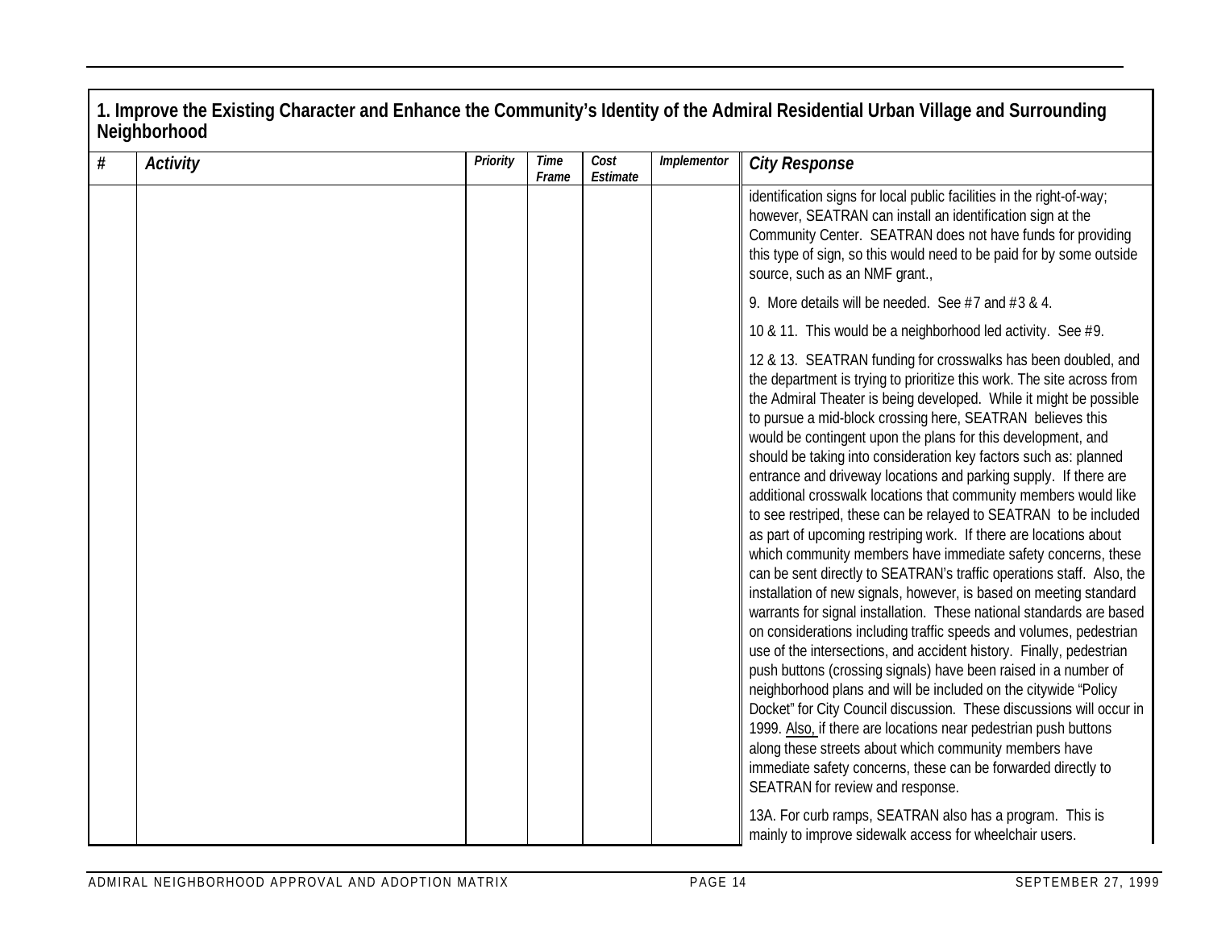## 1. Improve the Existing Character and Enhance the Community's Identity of the Admiral Residential Urban Village and Surrounding Neighborhood

| # | Activity | Priority | Time Frame | Cost Estimate | Implementor | City Response |
|---|---|---|---|---|---|---|
| | | | | | | identification signs for local public facilities in the right-of-way; however, SEATRAN can install an identification sign at the Community Center. SEATRAN does not have funds for providing this type of sign, so this would need to be paid for by some outside source, such as an NMF grant.,<br><br>9. More details will be needed. See #7 and #3 & 4.<br><br>10 & 11. This would be a neighborhood led activity. See #9.<br><br>12 & 13. SEATRAN funding for crosswalks has been doubled, and the department is trying to prioritize this work. The site across from the Admiral Theater is being developed. While it might be possible to pursue a mid-block crossing here, SEATRAN believes this would be contingent upon the plans for this development, and should be taking into consideration key factors such as: planned entrance and driveway locations and parking supply. If there are additional crosswalk locations that community members would like to see restriped, these can be relayed to SEATRAN to be included as part of upcoming restriping work. If there are locations about which community members have immediate safety concerns, these can be sent directly to SEATRAN's traffic operations staff. Also, the installation of new signals, however, is based on meeting standard warrants for signal installation. These national standards are based on considerations including traffic speeds and volumes, pedestrian use of the intersections, and accident history. Finally, pedestrian push buttons (crossing signals) have been raised in a number of neighborhood plans and will be included on the citywide "Policy Docket" for City Council discussion. These discussions will occur in 1999. Also, if there are locations near pedestrian push buttons along these streets about which community members have immediate safety concerns, these can be forwarded directly to SEATRAN for review and response.<br><br>13A. For curb ramps, SEATRAN also has a program. This is mainly to improve sidewalk access for wheelchair users. |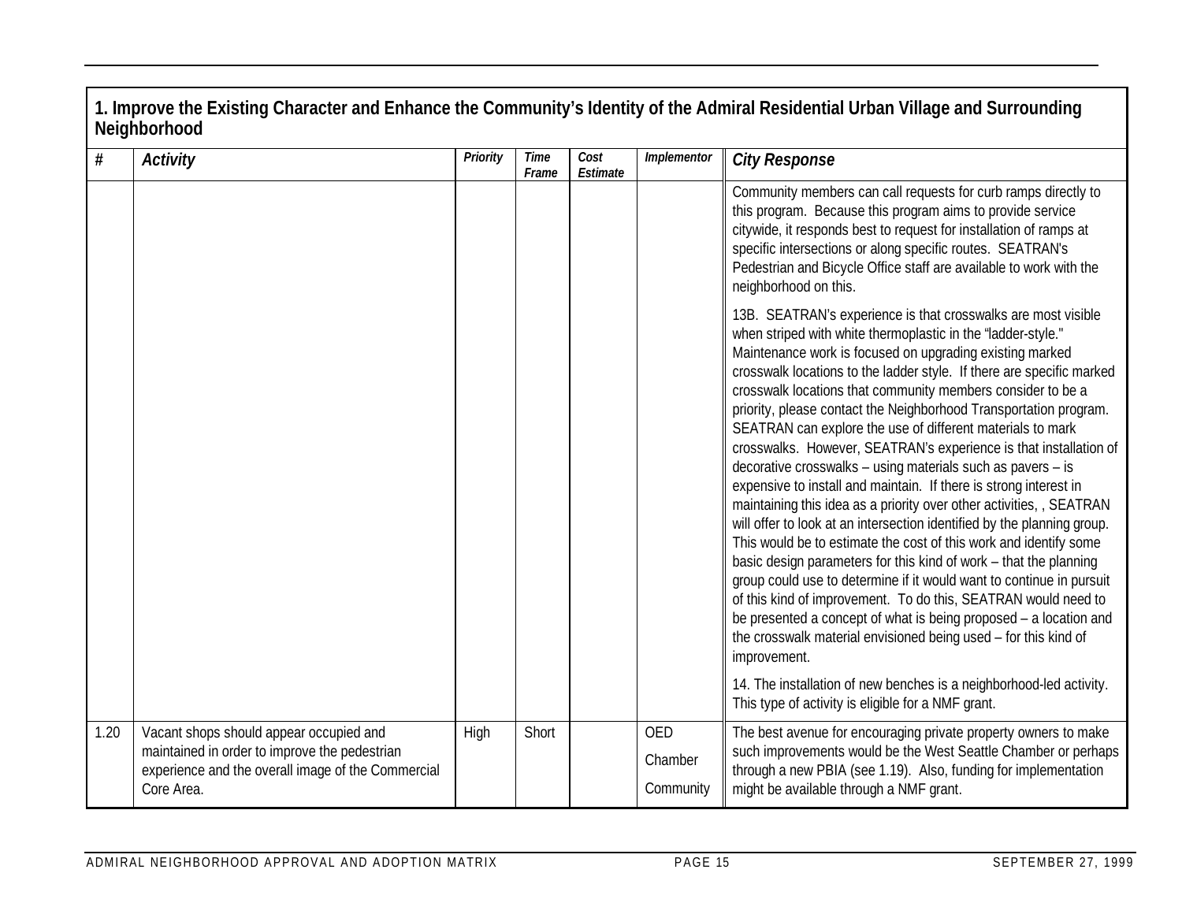## 1. Improve the Existing Character and Enhance the Community's Identity of the Admiral Residential Urban Village and Surrounding Neighborhood

| # | Activity | Priority | Time Frame | Cost Estimate | Implementor | City Response |
|---|---|---|---|---|---|---|
| | | | | | | Community members can call requests for curb ramps directly to this program. Because this program aims to provide service citywide, it responds best to request for installation of ramps at specific intersections or along specific routes. SEATRAN's Pedestrian and Bicycle Office staff are available to work with the neighborhood on this.<br><br>13B. SEATRAN's experience is that crosswalks are most visible when striped with white thermoplastic in the "ladder-style." Maintenance work is focused on upgrading existing marked crosswalk locations to the ladder style. If there are specific marked crosswalk locations that community members consider to be a priority, please contact the Neighborhood Transportation program. SEATRAN can explore the use of different materials to mark crosswalks. However, SEATRAN's experience is that installation of decorative crosswalks – using materials such as pavers – is expensive to install and maintain. If there is strong interest in maintaining this idea as a priority over other activities, , SEATRAN will offer to look at an intersection identified by the planning group. This would be to estimate the cost of this work and identify some basic design parameters for this kind of work – that the planning group could use to determine if it would want to continue in pursuit of this kind of improvement. To do this, SEATRAN would need to be presented a concept of what is being proposed – a location and the crosswalk material envisioned being used – for this kind of improvement.<br><br>14. The installation of new benches is a neighborhood-led activity. This type of activity is eligible for a NMF grant. |
| 1.20 | Vacant shops should appear occupied and maintained in order to improve the pedestrian experience and the overall image of the Commercial Core Area. | High | Short | | OED<br>Chamber<br>Community | The best avenue for encouraging private property owners to make such improvements would be the West Seattle Chamber or perhaps through a new PBIA (see 1.19). Also, funding for implementation might be available through a NMF grant. |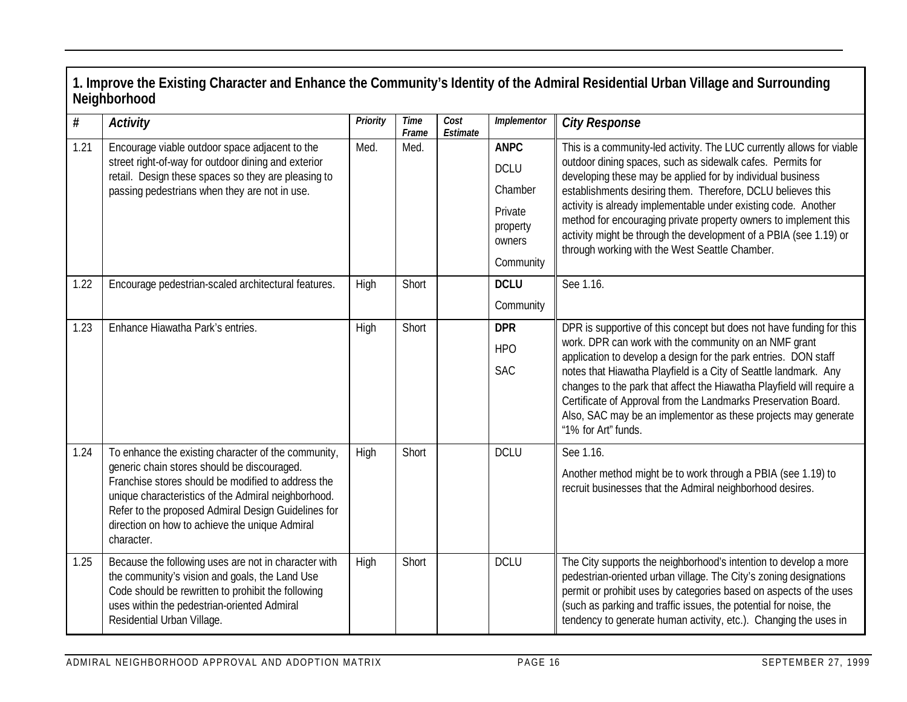## 1. Improve the Existing Character and Enhance the Community's Identity of the Admiral Residential Urban Village and Surrounding Neighborhood

| # | *Activity* | *Priority* | *Time Frame* | *Cost Estimate* | *Implementor* | *City Response* |
|---|---|---|---|---|---|---|
| 1.21 | Encourage viable outdoor space adjacent to the street right-of-way for outdoor dining and exterior retail. Design these spaces so they are pleasing to passing pedestrians when they are not in use. | Med. | Med. | | **ANPC**<br>DCLU<br>Chamber<br>Private property owners<br>Community | This is a community-led activity. The LUC currently allows for viable outdoor dining spaces, such as sidewalk cafes. Permits for developing these may be applied for by individual business establishments desiring them. Therefore, DCLU believes this activity is already implementable under existing code. Another method for encouraging private property owners to implement this activity might be through the development of a PBIA (see 1.19) or through working with the West Seattle Chamber. |
| 1.22 | Encourage pedestrian-scaled architectural features. | High | Short | | **DCLU**<br>Community | See 1.16. |
| 1.23 | Enhance Hiawatha Park's entries. | High | Short | | **DPR**<br>HPO<br>SAC | DPR is supportive of this concept but does not have funding for this work. DPR can work with the community on an NMF grant application to develop a design for the park entries. DON staff notes that Hiawatha Playfield is a City of Seattle landmark. Any changes to the park that affect the Hiawatha Playfield will require a Certificate of Approval from the Landmarks Preservation Board. Also, SAC may be an implementor as these projects may generate "1% for Art" funds. |
| 1.24 | To enhance the existing character of the community, generic chain stores should be discouraged. Franchise stores should be modified to address the unique characteristics of the Admiral neighborhood. Refer to the proposed Admiral Design Guidelines for direction on how to achieve the unique Admiral character. | High | Short | | DCLU | See 1.16.<br>Another method might be to work through a PBIA (see 1.19) to recruit businesses that the Admiral neighborhood desires. |
| 1.25 | Because the following uses are not in character with the community's vision and goals, the Land Use Code should be rewritten to prohibit the following uses within the pedestrian-oriented Admiral Residential Urban Village. | High | Short | | DCLU | The City supports the neighborhood's intention to develop a more pedestrian-oriented urban village. The City's zoning designations permit or prohibit uses by categories based on aspects of the uses (such as parking and traffic issues, the potential for noise, the tendency to generate human activity, etc.). Changing the uses in |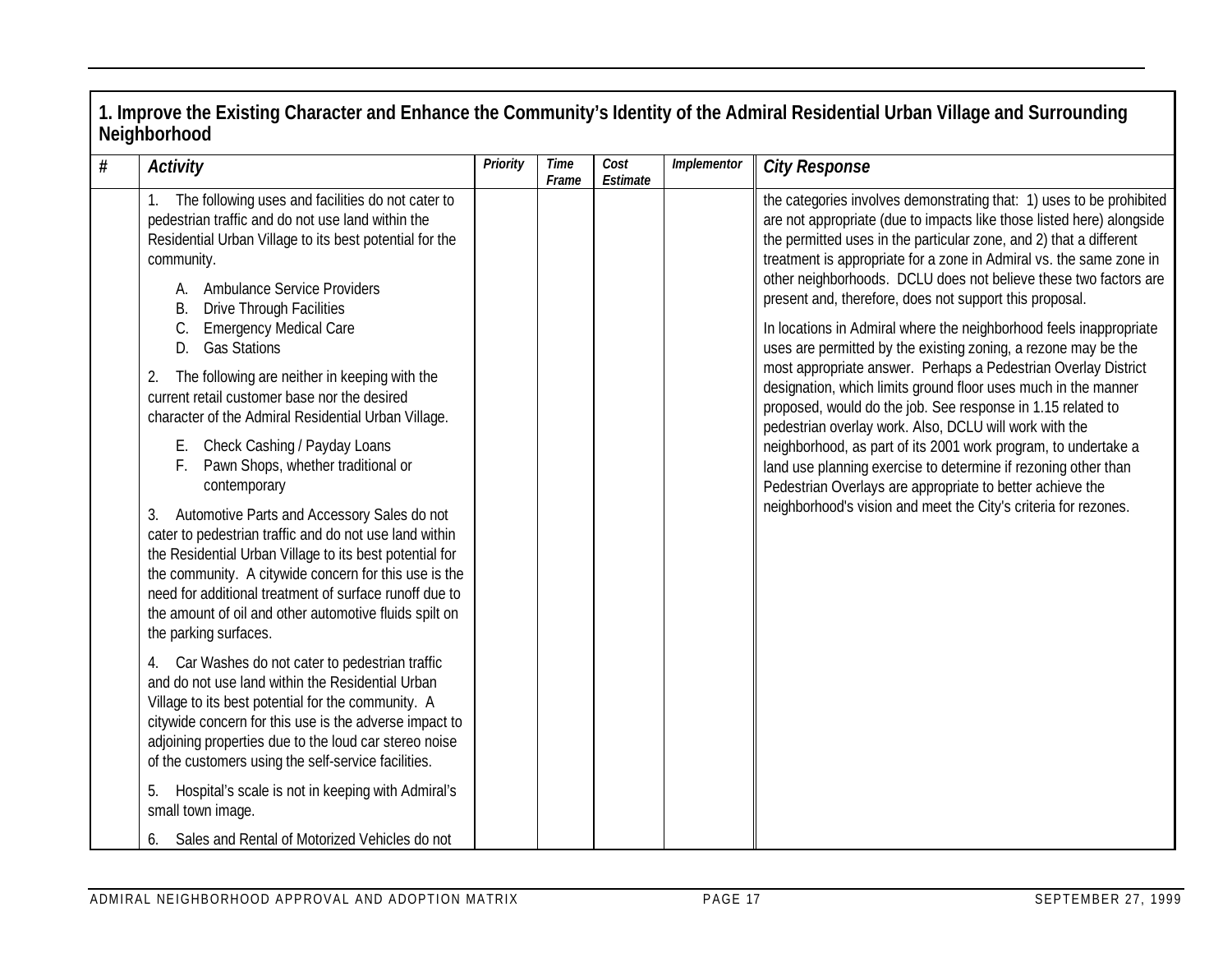## 1. Improve the Existing Character and Enhance the Community's Identity of the Admiral Residential Urban Village and Surrounding Neighborhood

| # | *Activity* | *Priority* | *Time Frame* | *Cost Estimate* | *Implementor* | *City Response* |
|---|---|---|---|---|---|---|
| | 1. The following uses and facilities do not cater to pedestrian traffic and do not use land within the Residential Urban Village to its best potential for the community.<br><br>A. Ambulance Service Providers<br>B. Drive Through Facilities<br>C. Emergency Medical Care<br>D. Gas Stations<br><br>2. The following are neither in keeping with the current retail customer base nor the desired character of the Admiral Residential Urban Village.<br><br>E. Check Cashing / Payday Loans<br>F. Pawn Shops, whether traditional or contemporary<br><br>3. Automotive Parts and Accessory Sales do not cater to pedestrian traffic and do not use land within the Residential Urban Village to its best potential for the community. A citywide concern for this use is the need for additional treatment of surface runoff due to the amount of oil and other automotive fluids spilt on the parking surfaces.<br><br>4. Car Washes do not cater to pedestrian traffic and do not use land within the Residential Urban Village to its best potential for the community. A citywide concern for this use is the adverse impact to adjoining properties due to the loud car stereo noise of the customers using the self-service facilities.<br><br>5. Hospital's scale is not in keeping with Admiral's small town image.<br><br>6. Sales and Rental of Motorized Vehicles do not | | | | | the categories involves demonstrating that: 1) uses to be prohibited are not appropriate (due to impacts like those listed here) alongside the permitted uses in the particular zone, and 2) that a different treatment is appropriate for a zone in Admiral vs. the same zone in other neighborhoods. DCLU does not believe these two factors are present and, therefore, does not support this proposal.<br><br>In locations in Admiral where the neighborhood feels inappropriate uses are permitted by the existing zoning, a rezone may be the most appropriate answer. Perhaps a Pedestrian Overlay District designation, which limits ground floor uses much in the manner proposed, would do the job. See response in 1.15 related to pedestrian overlay work. Also, DCLU will work with the neighborhood, as part of its 2001 work program, to undertake a land use planning exercise to determine if rezoning other than Pedestrian Overlays are appropriate to better achieve the neighborhood's vision and meet the City's criteria for rezones. |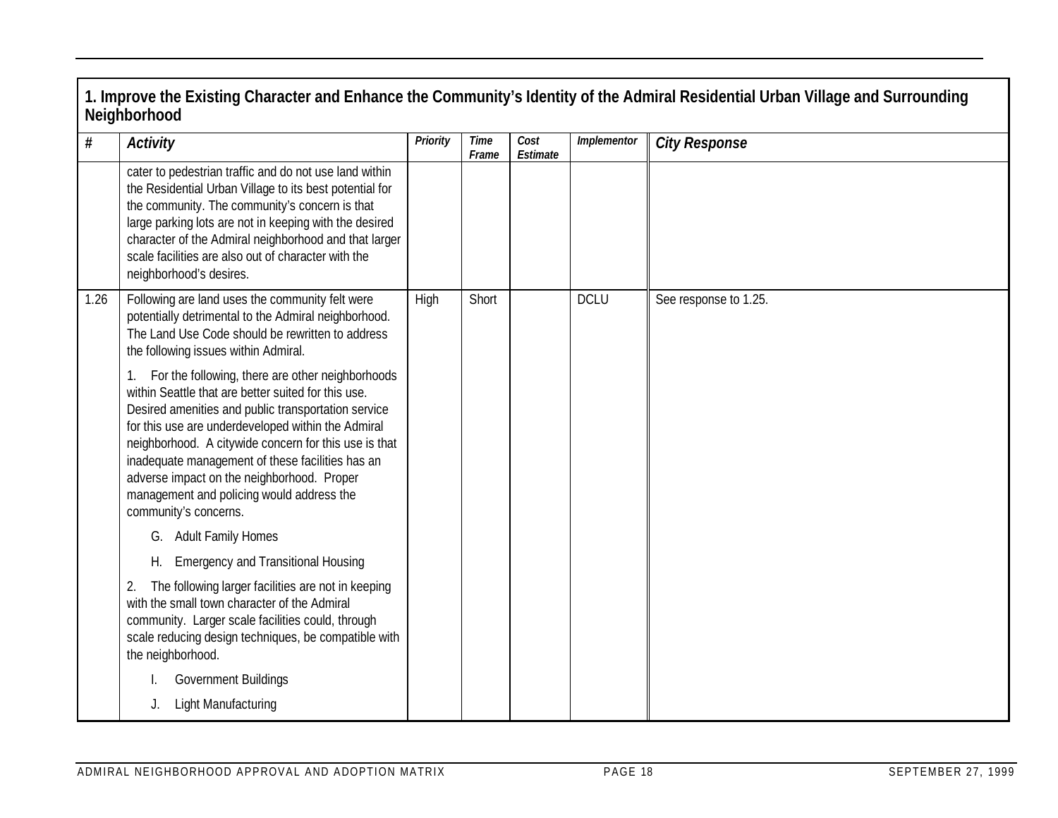## 1. Improve the Existing Character and Enhance the Community's Identity of the Admiral Residential Urban Village and Surrounding Neighborhood

| # | *Activity* | *Priority* | *Time Frame* | *Cost Estimate* | *Implementor* | *City Response* |
|---|---|---|---|---|---|---|
| | cater to pedestrian traffic and do not use land within the Residential Urban Village to its best potential for the community. The community's concern is that large parking lots are not in keeping with the desired character of the Admiral neighborhood and that larger scale facilities are also out of character with the neighborhood's desires. | | | | | |
| 1.26 | Following are land uses the community felt were potentially detrimental to the Admiral neighborhood. The Land Use Code should be rewritten to address the following issues within Admiral.<br><br>1. For the following, there are other neighborhoods within Seattle that are better suited for this use. Desired amenities and public transportation service for this use are underdeveloped within the Admiral neighborhood. A citywide concern for this use is that inadequate management of these facilities has an adverse impact on the neighborhood. Proper management and policing would address the community's concerns.<br><br>G. Adult Family Homes<br><br>H. Emergency and Transitional Housing<br><br>2. The following larger facilities are not in keeping with the small town character of the Admiral community. Larger scale facilities could, through scale reducing design techniques, be compatible with the neighborhood.<br><br>I. Government Buildings<br><br>J. Light Manufacturing | High | Short | | DCLU | See response to 1.25. |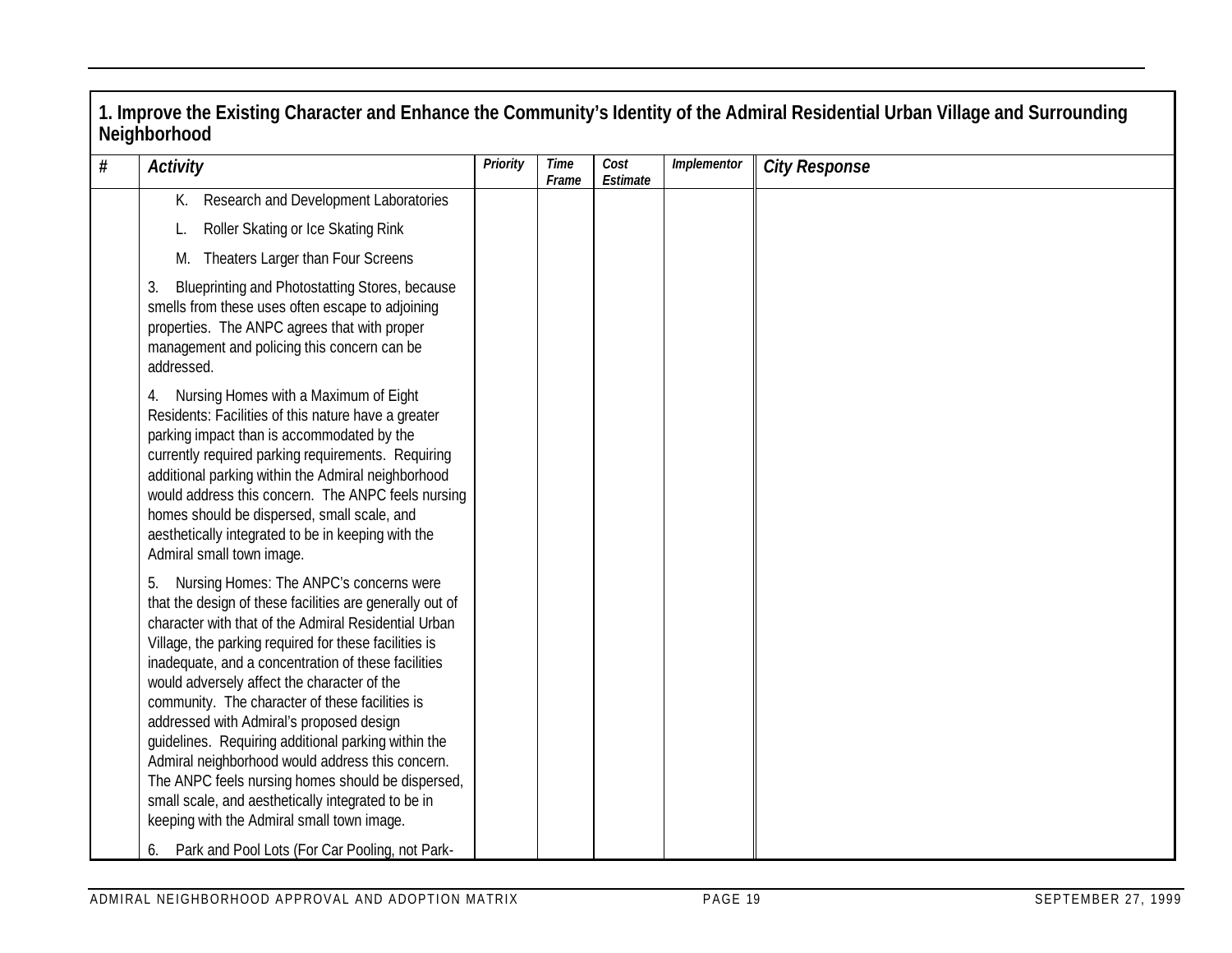| 1. Improve the Existing Character and Enhance the Community's Identity of the Admiral Residential Urban Village and Surrounding Neighborhood | | | | | | |
|---|---|---|---|---|---|---|
| # | *Activity* | *Priority* | *Time Frame* | *Cost Estimate* | *Implementor* | *City Response* |
| | K. Research and Development Laboratories<br><br>L. Roller Skating or Ice Skating Rink<br><br>M. Theaters Larger than Four Screens<br><br>3. Blueprinting and Photostatting Stores, because smells from these uses often escape to adjoining properties. The ANPC agrees that with proper management and policing this concern can be addressed.<br><br>4. Nursing Homes with a Maximum of Eight Residents: Facilities of this nature have a greater parking impact than is accommodated by the currently required parking requirements. Requiring additional parking within the Admiral neighborhood would address this concern. The ANPC feels nursing homes should be dispersed, small scale, and aesthetically integrated to be in keeping with the Admiral small town image.<br><br>5. Nursing Homes: The ANPC's concerns were that the design of these facilities are generally out of character with that of the Admiral Residential Urban Village, the parking required for these facilities is inadequate, and a concentration of these facilities would adversely affect the character of the community. The character of these facilities is addressed with Admiral's proposed design guidelines. Requiring additional parking within the Admiral neighborhood would address this concern. The ANPC feels nursing homes should be dispersed, small scale, and aesthetically integrated to be in keeping with the Admiral small town image.<br><br>6. Park and Pool Lots (For Car Pooling, not Park- | | | | | |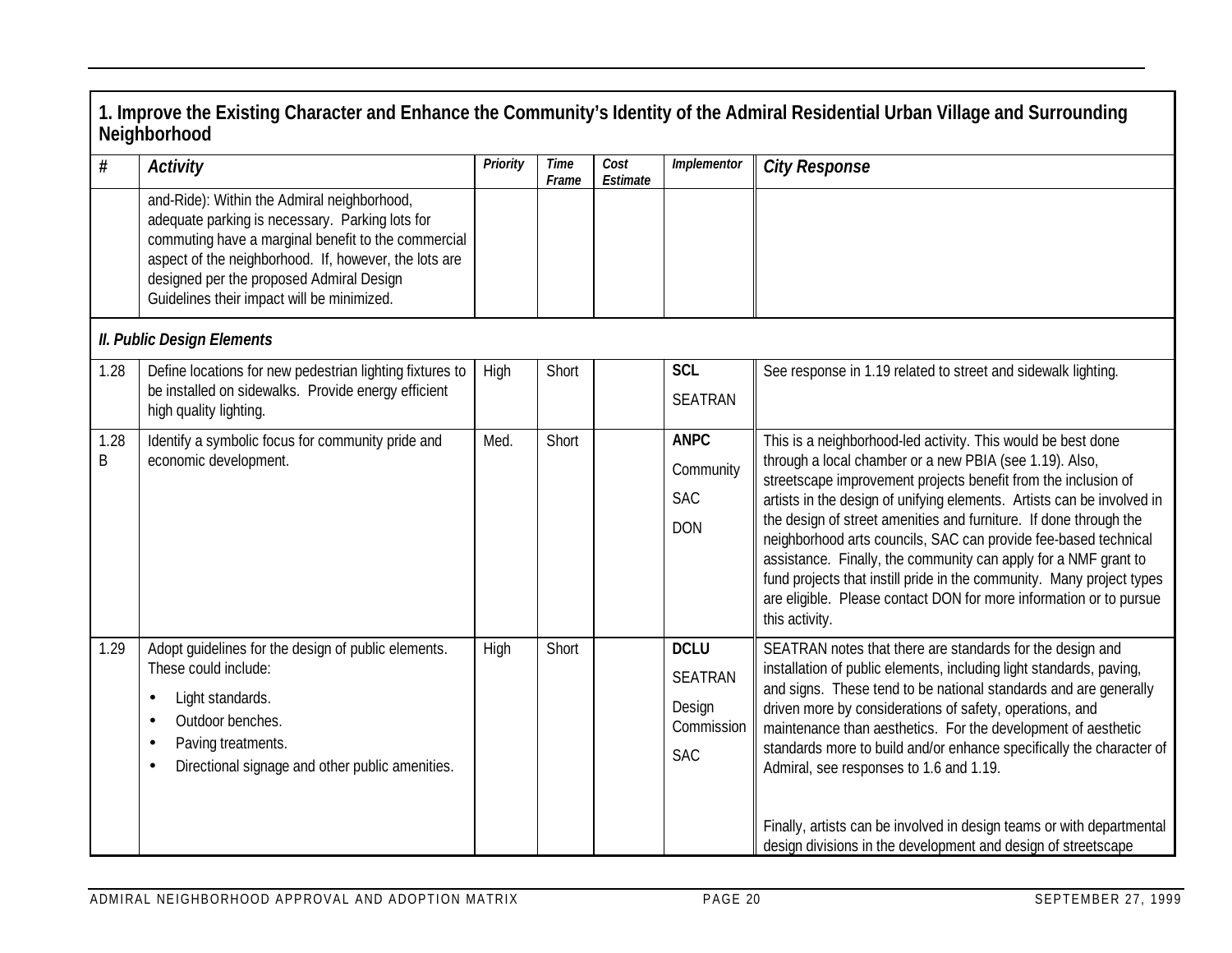## 1. Improve the Existing Character and Enhance the Community's Identity of the Admiral Residential Urban Village and Surrounding Neighborhood

| # | Activity | Priority | Time Frame | Cost Estimate | Implementor | City Response |
|---|---|---|---|---|---|---|
| | and-Ride): Within the Admiral neighborhood, adequate parking is necessary. Parking lots for commuting have a marginal benefit to the commercial aspect of the neighborhood. If, however, the lots are designed per the proposed Admiral Design Guidelines their impact will be minimized. | | | | | |
| ***II. Public Design Elements*** | | | | | | |
| 1.28 | Define locations for new pedestrian lighting fixtures to be installed on sidewalks. Provide energy efficient high quality lighting. | High | Short | | **SCL**<br>SEATRAN | See response in 1.19 related to street and sidewalk lighting. |
| 1.28 B | Identify a symbolic focus for community pride and economic development. | Med. | Short | | **ANPC**<br>Community<br>SAC<br>DON | This is a neighborhood-led activity. This would be best done through a local chamber or a new PBIA (see 1.19). Also, streetscape improvement projects benefit from the inclusion of artists in the design of unifying elements. Artists can be involved in the design of street amenities and furniture. If done through the neighborhood arts councils, SAC can provide fee-based technical assistance. Finally, the community can apply for a NMF grant to fund projects that instill pride in the community. Many project types are eligible. Please contact DON for more information or to pursue this activity. |
| 1.29 | Adopt guidelines for the design of public elements. These could include:<br>• Light standards.<br>• Outdoor benches.<br>• Paving treatments.<br>• Directional signage and other public amenities. | High | Short | | **DCLU**<br>SEATRAN<br>Design Commission<br>SAC | SEATRAN notes that there are standards for the design and installation of public elements, including light standards, paving, and signs. These tend to be national standards and are generally driven more by considerations of safety, operations, and maintenance than aesthetics. For the development of aesthetic standards more to build and/or enhance specifically the character of Admiral, see responses to 1.6 and 1.19.<br><br>Finally, artists can be involved in design teams or with departmental design divisions in the development and design of streetscape |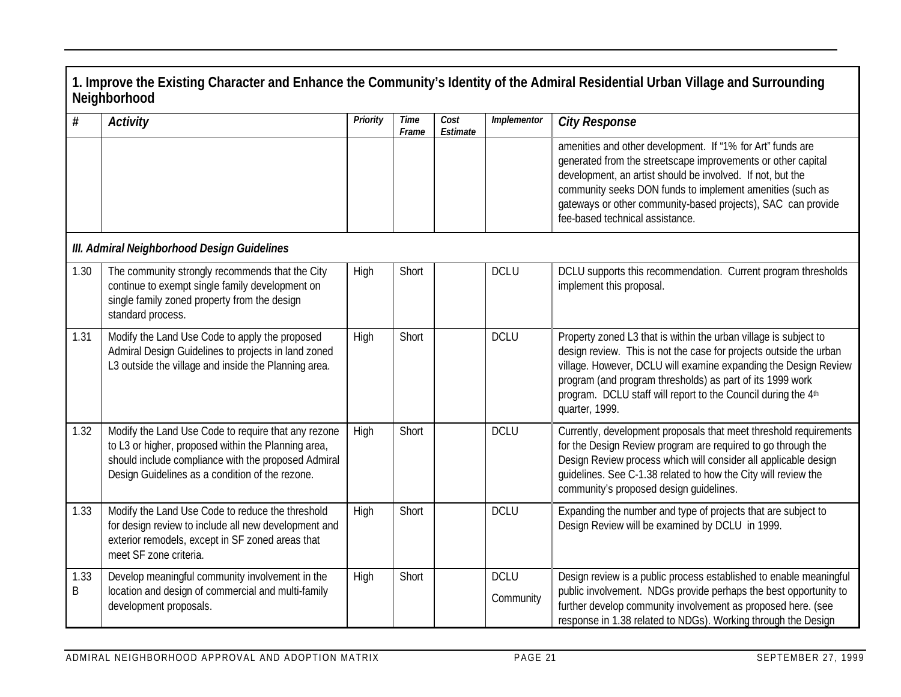## 1. Improve the Existing Character and Enhance the Community's Identity of the Admiral Residential Urban Village and Surrounding Neighborhood

| # | Activity | Priority | Time Frame | Cost Estimate | Implementor | City Response |
|---|---|---|---|---|---|---|
| | | | | | | amenities and other development. If "1% for Art" funds are generated from the streetscape improvements or other capital development, an artist should be involved. If not, but the community seeks DON funds to implement amenities (such as gateways or other community-based projects), SAC can provide fee-based technical assistance. |
| | ***III. Admiral Neighborhood Design Guidelines*** | | | | | |
| 1.30 | The community strongly recommends that the City continue to exempt single family development on single family zoned property from the design standard process. | High | Short | | DCLU | DCLU supports this recommendation. Current program thresholds implement this proposal. |
| 1.31 | Modify the Land Use Code to apply the proposed Admiral Design Guidelines to projects in land zoned L3 outside the village and inside the Planning area. | High | Short | | DCLU | Property zoned L3 that is within the urban village is subject to design review. This is not the case for projects outside the urban village. However, DCLU will examine expanding the Design Review program (and program thresholds) as part of its 1999 work program. DCLU staff will report to the Council during the 4th quarter, 1999. |
| 1.32 | Modify the Land Use Code to require that any rezone to L3 or higher, proposed within the Planning area, should include compliance with the proposed Admiral Design Guidelines as a condition of the rezone. | High | Short | | DCLU | Currently, development proposals that meet threshold requirements for the Design Review program are required to go through the Design Review process which will consider all applicable design guidelines. See C-1.38 related to how the City will review the community's proposed design guidelines. |
| 1.33 | Modify the Land Use Code to reduce the threshold for design review to include all new development and exterior remodels, except in SF zoned areas that meet SF zone criteria. | High | Short | | DCLU | Expanding the number and type of projects that are subject to Design Review will be examined by DCLU in 1999. |
| 1.33 B | Develop meaningful community involvement in the location and design of commercial and multi-family development proposals. | High | Short | | DCLU<br>Community | Design review is a public process established to enable meaningful public involvement. NDGs provide perhaps the best opportunity to further develop community involvement as proposed here. (see response in 1.38 related to NDGs). Working through the Design |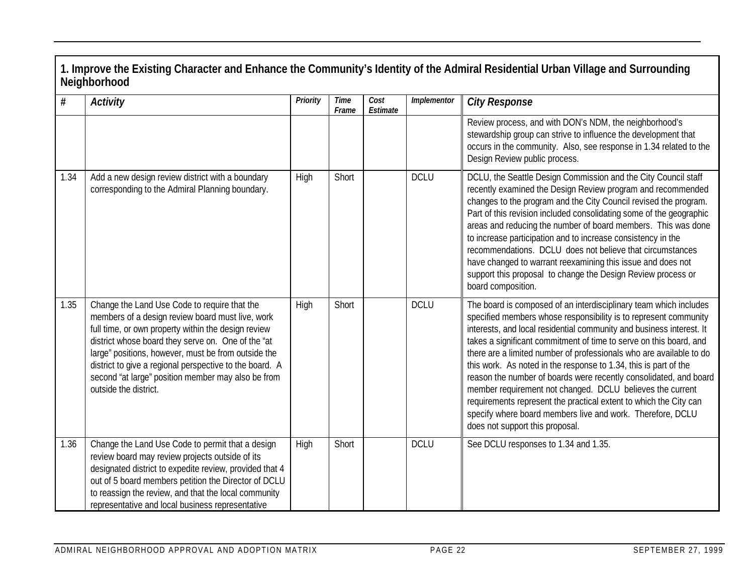## 1. Improve the Existing Character and Enhance the Community's Identity of the Admiral Residential Urban Village and Surrounding Neighborhood

| # | Activity | Priority | Time Frame | Cost Estimate | Implementor | City Response |
|---|---|---|---|---|---|---|
| | | | | | | Review process, and with DON's NDM, the neighborhood's stewardship group can strive to influence the development that occurs in the community. Also, see response in 1.34 related to the Design Review public process. |
| 1.34 | Add a new design review district with a boundary corresponding to the Admiral Planning boundary. | High | Short | | DCLU | DCLU, the Seattle Design Commission and the City Council staff recently examined the Design Review program and recommended changes to the program and the City Council revised the program. Part of this revision included consolidating some of the geographic areas and reducing the number of board members. This was done to increase participation and to increase consistency in the recommendations. DCLU does not believe that circumstances have changed to warrant reexamining this issue and does not support this proposal to change the Design Review process or board composition. |
| 1.35 | Change the Land Use Code to require that the members of a design review board must live, work full time, or own property within the design review district whose board they serve on. One of the "at large" positions, however, must be from outside the district to give a regional perspective to the board. A second "at large" position member may also be from outside the district. | High | Short | | DCLU | The board is composed of an interdisciplinary team which includes specified members whose responsibility is to represent community interests, and local residential community and business interest. It takes a significant commitment of time to serve on this board, and there are a limited number of professionals who are available to do this work. As noted in the response to 1.34, this is part of the reason the number of boards were recently consolidated, and board member requirement not changed. DCLU believes the current requirements represent the practical extent to which the City can specify where board members live and work. Therefore, DCLU does not support this proposal. |
| 1.36 | Change the Land Use Code to permit that a design review board may review projects outside of its designated district to expedite review, provided that 4 out of 5 board members petition the Director of DCLU to reassign the review, and that the local community representative and local business representative | High | Short | | DCLU | See DCLU responses to 1.34 and 1.35. |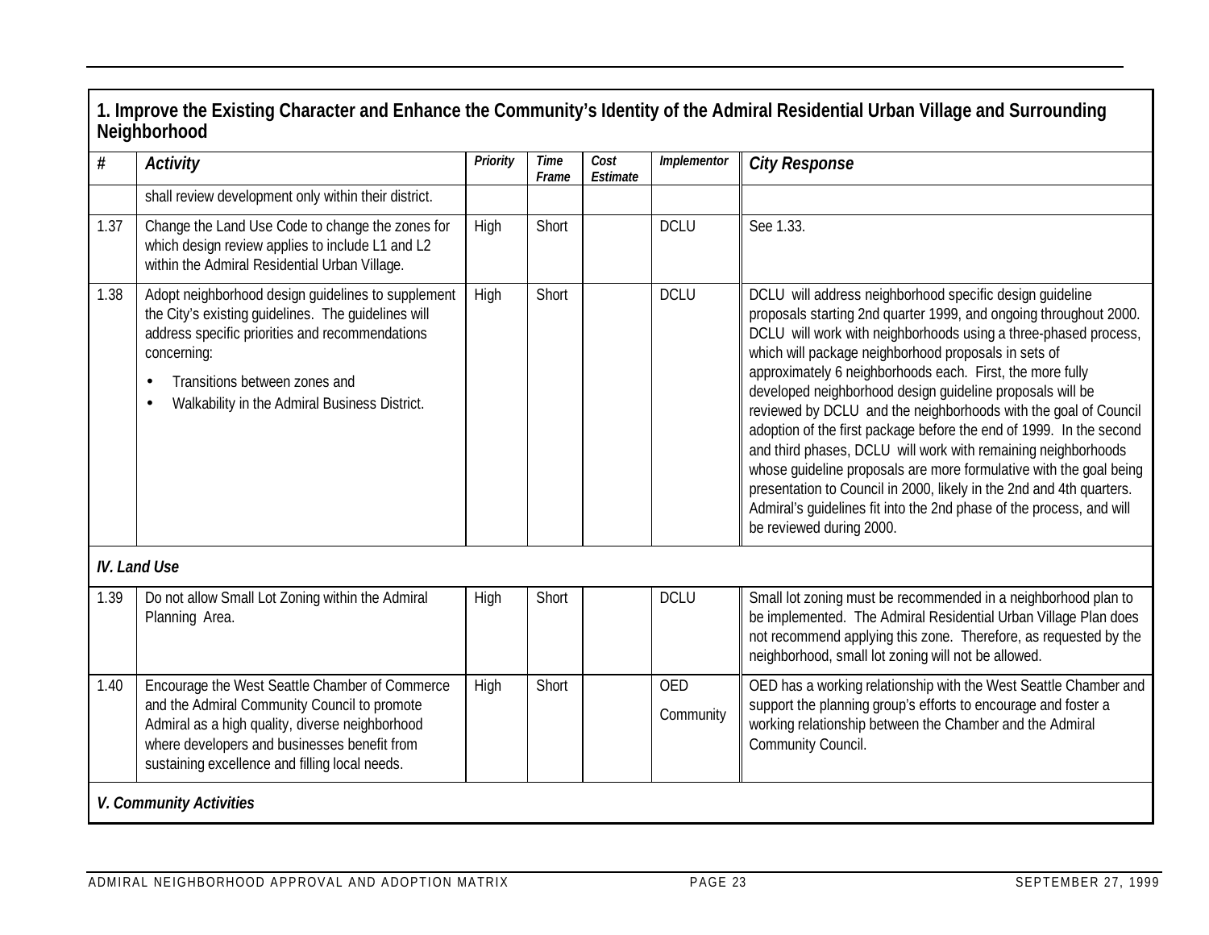| 1. Improve the Existing Character and Enhance the Community's Identity of the Admiral Residential Urban Village and Surrounding Neighborhood | | | | | | |
|---|---|---|---|---|---|---|
| **#** | ***Activity*** | ***Priority*** | ***Time Frame*** | ***Cost Estimate*** | ***Implementor*** | ***City Response*** |
| | shall review development only within their district. | | | | | |
| 1.37 | Change the Land Use Code to change the zones for which design review applies to include L1 and L2 within the Admiral Residential Urban Village. | High | Short | | DCLU | See 1.33. |
| 1.38 | Adopt neighborhood design guidelines to supplement the City's existing guidelines. The guidelines will address specific priorities and recommendations concerning: • Transitions between zones and • Walkability in the Admiral Business District. | High | Short | | DCLU | DCLU will address neighborhood specific design guideline proposals starting 2nd quarter 1999, and ongoing throughout 2000. DCLU will work with neighborhoods using a three-phased process, which will package neighborhood proposals in sets of approximately 6 neighborhoods each. First, the more fully developed neighborhood design guideline proposals will be reviewed by DCLU and the neighborhoods with the goal of Council adoption of the first package before the end of 1999. In the second and third phases, DCLU will work with remaining neighborhoods whose guideline proposals are more formulative with the goal being presentation to Council in 2000, likely in the 2nd and 4th quarters. Admiral's guidelines fit into the 2nd phase of the process, and will be reviewed during 2000. |
| ***IV. Land Use*** | | | | | | |
| 1.39 | Do not allow Small Lot Zoning within the Admiral Planning Area. | High | Short | | DCLU | Small lot zoning must be recommended in a neighborhood plan to be implemented. The Admiral Residential Urban Village Plan does not recommend applying this zone. Therefore, as requested by the neighborhood, small lot zoning will not be allowed. |
| 1.40 | Encourage the West Seattle Chamber of Commerce and the Admiral Community Council to promote Admiral as a high quality, diverse neighborhood where developers and businesses benefit from sustaining excellence and filling local needs. | High | Short | | OED Community | OED has a working relationship with the West Seattle Chamber and support the planning group's efforts to encourage and foster a working relationship between the Chamber and the Admiral Community Council. |
| ***V. Community Activities*** | | | | | | |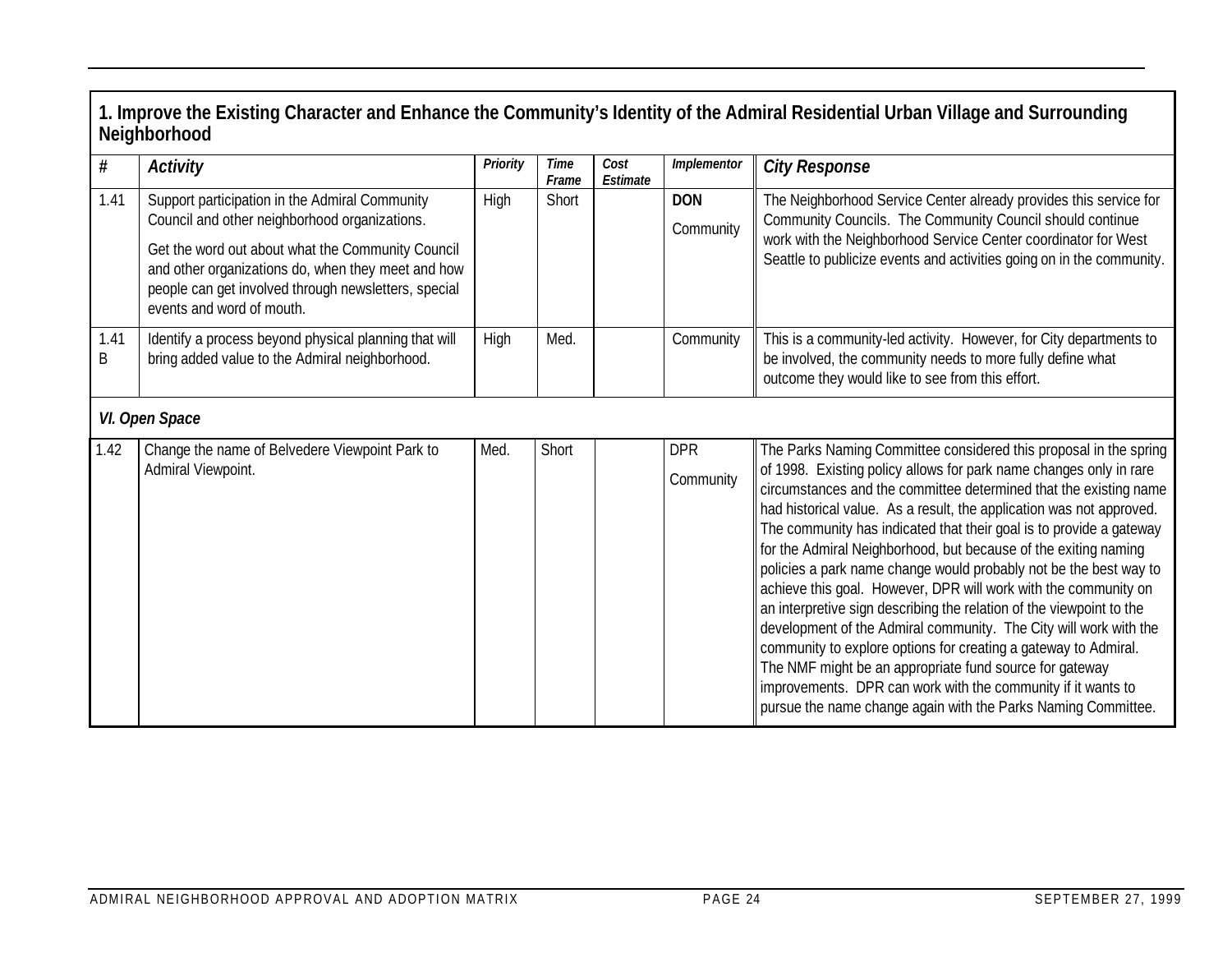| 1. Improve the Existing Character and Enhance the Community's Identity of the Admiral Residential Urban Village and Surrounding Neighborhood | | | | | | |
|---|---|---|---|---|---|---|
| **#** | ***Activity*** | ***Priority*** | ***Time Frame*** | ***Cost Estimate*** | ***Implementor*** | ***City Response*** |
| 1.41 | Support participation in the Admiral Community Council and other neighborhood organizations.<br><br>Get the word out about what the Community Council and other organizations do, when they meet and how people can get involved through newsletters, special events and word of mouth. | High | Short | | **DON**<br><br>Community | The Neighborhood Service Center already provides this service for Community Councils. The Community Council should continue work with the Neighborhood Service Center coordinator for West Seattle to publicize events and activities going on in the community. |
| 1.41 B | Identify a process beyond physical planning that will bring added value to the Admiral neighborhood. | High | Med. | | Community | This is a community-led activity. However, for City departments to be involved, the community needs to more fully define what outcome they would like to see from this effort. |
| ***VI. Open Space*** | | | | | | |
| 1.42 | Change the name of Belvedere Viewpoint Park to Admiral Viewpoint. | Med. | Short | | DPR<br><br>Community | The Parks Naming Committee considered this proposal in the spring of 1998. Existing policy allows for park name changes only in rare circumstances and the committee determined that the existing name had historical value. As a result, the application was not approved. The community has indicated that their goal is to provide a gateway for the Admiral Neighborhood, but because of the exiting naming policies a park name change would probably not be the best way to achieve this goal. However, DPR will work with the community on an interpretive sign describing the relation of the viewpoint to the development of the Admiral community. The City will work with the community to explore options for creating a gateway to Admiral. The NMF might be an appropriate fund source for gateway improvements. DPR can work with the community if it wants to pursue the name change again with the Parks Naming Committee. |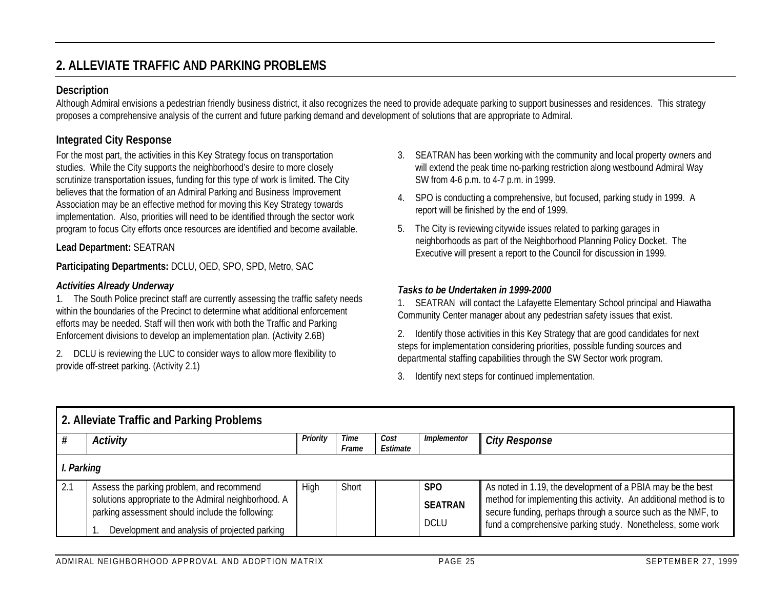## 2. ALLEVIATE TRAFFIC AND PARKING PROBLEMS

### Description

Although Admiral envisions a pedestrian friendly business district, it also recognizes the need to provide adequate parking to support businesses and residences. This strategy proposes a comprehensive analysis of the current and future parking demand and development of solutions that are appropriate to Admiral.

### Integrated City Response

For the most part, the activities in this Key Strategy focus on transportation studies. While the City supports the neighborhood's desire to more closely scrutinize transportation issues, funding for this type of work is limited. The City believes that the formation of an Admiral Parking and Business Improvement Association may be an effective method for moving this Key Strategy towards implementation. Also, priorities will need to be identified through the sector work program to focus City efforts once resources are identified and become available.

**Lead Department:** SEATRAN

**Participating Departments:** DCLU, OED, SPO, SPD, Metro, SAC

***Activities Already Underway***

1. The South Police precinct staff are currently assessing the traffic safety needs within the boundaries of the Precinct to determine what additional enforcement efforts may be needed. Staff will then work with both the Traffic and Parking Enforcement divisions to develop an implementation plan. (Activity 2.6B)
2. DCLU is reviewing the LUC to consider ways to allow more flexibility to provide off-street parking. (Activity 2.1)
3. SEATRAN has been working with the community and local property owners and will extend the peak time no-parking restriction along westbound Admiral Way SW from 4-6 p.m. to 4-7 p.m. in 1999.
4. SPO is conducting a comprehensive, but focused, parking study in 1999. A report will be finished by the end of 1999.
5. The City is reviewing citywide issues related to parking garages in neighborhoods as part of the Neighborhood Planning Policy Docket. The Executive will present a report to the Council for discussion in 1999.

***Tasks to be Undertaken in 1999-2000***

1. SEATRAN will contact the Lafayette Elementary School principal and Hiawatha Community Center manager about any pedestrian safety issues that exist.
2. Identify those activities in this Key Strategy that are good candidates for next steps for implementation considering priorities, possible funding sources and departmental staffing capabilities through the SW Sector work program.
3. Identify next steps for continued implementation.

| **2. Alleviate Traffic and Parking Problems** | | | | | | |
|---|---|---|---|---|---|---|
| **#** | ***Activity*** | ***Priority*** | ***Time Frame*** | ***Cost Estimate*** | ***Implementor*** | ***City Response*** |
| ***I. Parking*** | | | | | | |
| 2.1 | Assess the parking problem, and recommend solutions appropriate to the Admiral neighborhood. A parking assessment should include the following:<br>1. Development and analysis of projected parking | High | Short | | **SPO**<br>**SEATRAN**<br>DCLU | As noted in 1.19, the development of a PBIA may be the best method for implementing this activity. An additional method is to secure funding, perhaps through a source such as the NMF, to fund a comprehensive parking study. Nonetheless, some work |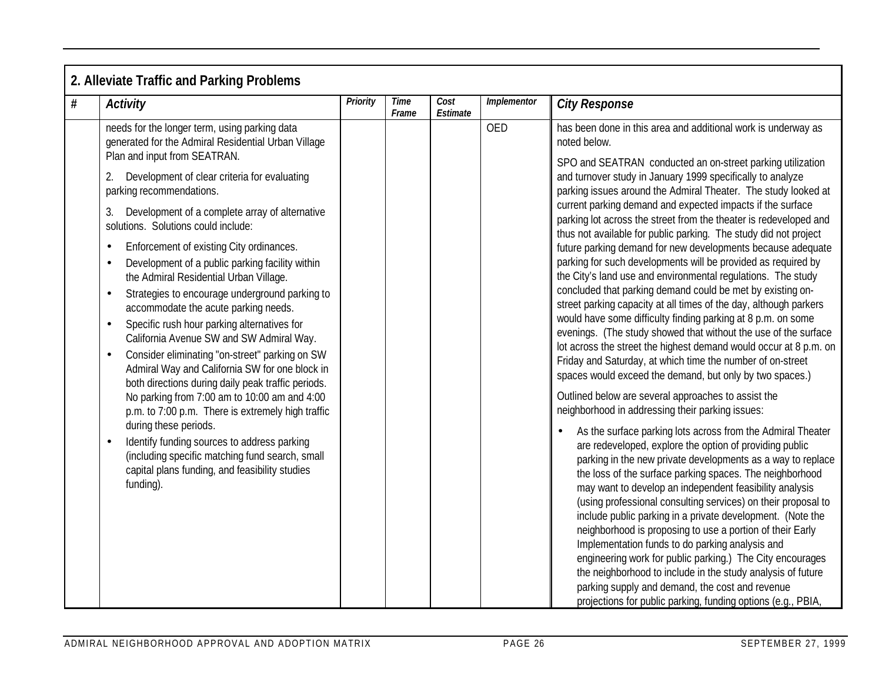## 2. Alleviate Traffic and Parking Problems

| # | Activity | Priority | Time Frame | Cost Estimate | Implementor | City Response |
|---|---|---|---|---|---|---|
| | needs for the longer term, using parking data generated for the Admiral Residential Urban Village Plan and input from SEATRAN.<br><br>2. Development of clear criteria for evaluating parking recommendations.<br><br>3. Development of a complete array of alternative solutions. Solutions could include:<br><br>• Enforcement of existing City ordinances.<br>• Development of a public parking facility within the Admiral Residential Urban Village.<br>• Strategies to encourage underground parking to accommodate the acute parking needs.<br>• Specific rush hour parking alternatives for California Avenue SW and SW Admiral Way.<br>• Consider eliminating "on-street" parking on SW Admiral Way and California SW for one block in both directions during daily peak traffic periods. No parking from 7:00 am to 10:00 am and 4:00 p.m. to 7:00 p.m. There is extremely high traffic during these periods.<br>• Identify funding sources to address parking (including specific matching fund search, small capital plans funding, and feasibility studies funding). | | | | OED | has been done in this area and additional work is underway as noted below.<br><br>SPO and SEATRAN conducted an on-street parking utilization and turnover study in January 1999 specifically to analyze parking issues around the Admiral Theater. The study looked at current parking demand and expected impacts if the surface parking lot across the street from the theater is redeveloped and thus not available for public parking. The study did not project future parking demand for new developments because adequate parking for such developments will be provided as required by the City's land use and environmental regulations. The study concluded that parking demand could be met by existing on-street parking capacity at all times of the day, although parkers would have some difficulty finding parking at 8 p.m. on some evenings. (The study showed that without the use of the surface lot across the street the highest demand would occur at 8 p.m. on Friday and Saturday, at which time the number of on-street spaces would exceed the demand, but only by two spaces.)<br><br>Outlined below are several approaches to assist the neighborhood in addressing their parking issues:<br><br>• As the surface parking lots across from the Admiral Theater are redeveloped, explore the option of providing public parking in the new private developments as a way to replace the loss of the surface parking spaces. The neighborhood may want to develop an independent feasibility analysis (using professional consulting services) on their proposal to include public parking in a private development. (Note the neighborhood is proposing to use a portion of their Early Implementation funds to do parking analysis and engineering work for public parking.) The City encourages the neighborhood to include in the study analysis of future parking supply and demand, the cost and revenue projections for public parking, funding options (e.g., PBIA, |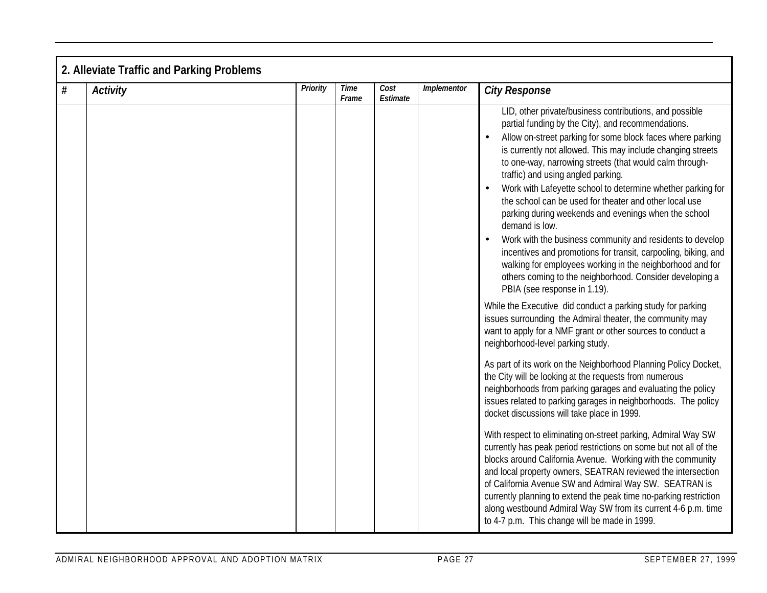## 2. Alleviate Traffic and Parking Problems

| # | Activity | Priority | Time Frame | Cost Estimate | Implementor | City Response |
|---|---|---|---|---|---|---|
| | | | | | | LID, other private/business contributions, and possible partial funding by the City), and recommendations.<br>• Allow on-street parking for some block faces where parking is currently not allowed. This may include changing streets to one-way, narrowing streets (that would calm through-traffic) and using angled parking.<br>• Work with Lafeyette school to determine whether parking for the school can be used for theater and other local use parking during weekends and evenings when the school demand is low.<br>• Work with the business community and residents to develop incentives and promotions for transit, carpooling, biking, and walking for employees working in the neighborhood and for others coming to the neighborhood. Consider developing a PBIA (see response in 1.19).<br><br>While the Executive did conduct a parking study for parking issues surrounding the Admiral theater, the community may want to apply for a NMF grant or other sources to conduct a neighborhood-level parking study.<br><br>As part of its work on the Neighborhood Planning Policy Docket, the City will be looking at the requests from numerous neighborhoods from parking garages and evaluating the policy issues related to parking garages in neighborhoods. The policy docket discussions will take place in 1999.<br><br>With respect to eliminating on-street parking, Admiral Way SW currently has peak period restrictions on some but not all of the blocks around California Avenue. Working with the community and local property owners, SEATRAN reviewed the intersection of California Avenue SW and Admiral Way SW. SEATRAN is currently planning to extend the peak time no-parking restriction along westbound Admiral Way SW from its current 4-6 p.m. time to 4-7 p.m. This change will be made in 1999. |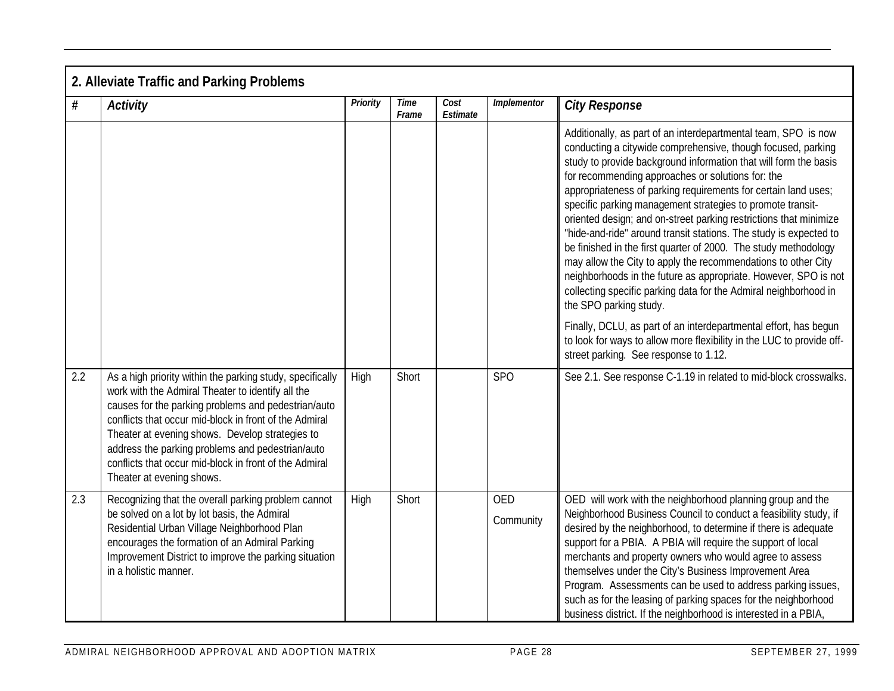## 2. Alleviate Traffic and Parking Problems

| # | *Activity* | *Priority* | *Time Frame* | *Cost Estimate* | *Implementor* | *City Response* |
|---|---|---|---|---|---|---|
| | | | | | | Additionally, as part of an interdepartmental team, SPO is now conducting a citywide comprehensive, though focused, parking study to provide background information that will form the basis for recommending approaches or solutions for: the appropriateness of parking requirements for certain land uses; specific parking management strategies to promote transit-oriented design; and on-street parking restrictions that minimize "hide-and-ride" around transit stations. The study is expected to be finished in the first quarter of 2000. The study methodology may allow the City to apply the recommendations to other City neighborhoods in the future as appropriate. However, SPO is not collecting specific parking data for the Admiral neighborhood in the SPO parking study. Finally, DCLU, as part of an interdepartmental effort, has begun to look for ways to allow more flexibility in the LUC to provide off-street parking. See response to 1.12. |
| 2.2 | As a high priority within the parking study, specifically work with the Admiral Theater to identify all the causes for the parking problems and pedestrian/auto conflicts that occur mid-block in front of the Admiral Theater at evening shows. Develop strategies to address the parking problems and pedestrian/auto conflicts that occur mid-block in front of the Admiral Theater at evening shows. | High | Short | | SPO | See 2.1. See response C-1.19 in related to mid-block crosswalks. |
| 2.3 | Recognizing that the overall parking problem cannot be solved on a lot by lot basis, the Admiral Residential Urban Village Neighborhood Plan encourages the formation of an Admiral Parking Improvement District to improve the parking situation in a holistic manner. | High | Short | | OED Community | OED will work with the neighborhood planning group and the Neighborhood Business Council to conduct a feasibility study, if desired by the neighborhood, to determine if there is adequate support for a PBIA. A PBIA will require the support of local merchants and property owners who would agree to assess themselves under the City's Business Improvement Area Program. Assessments can be used to address parking issues, such as for the leasing of parking spaces for the neighborhood business district. If the neighborhood is interested in a PBIA, |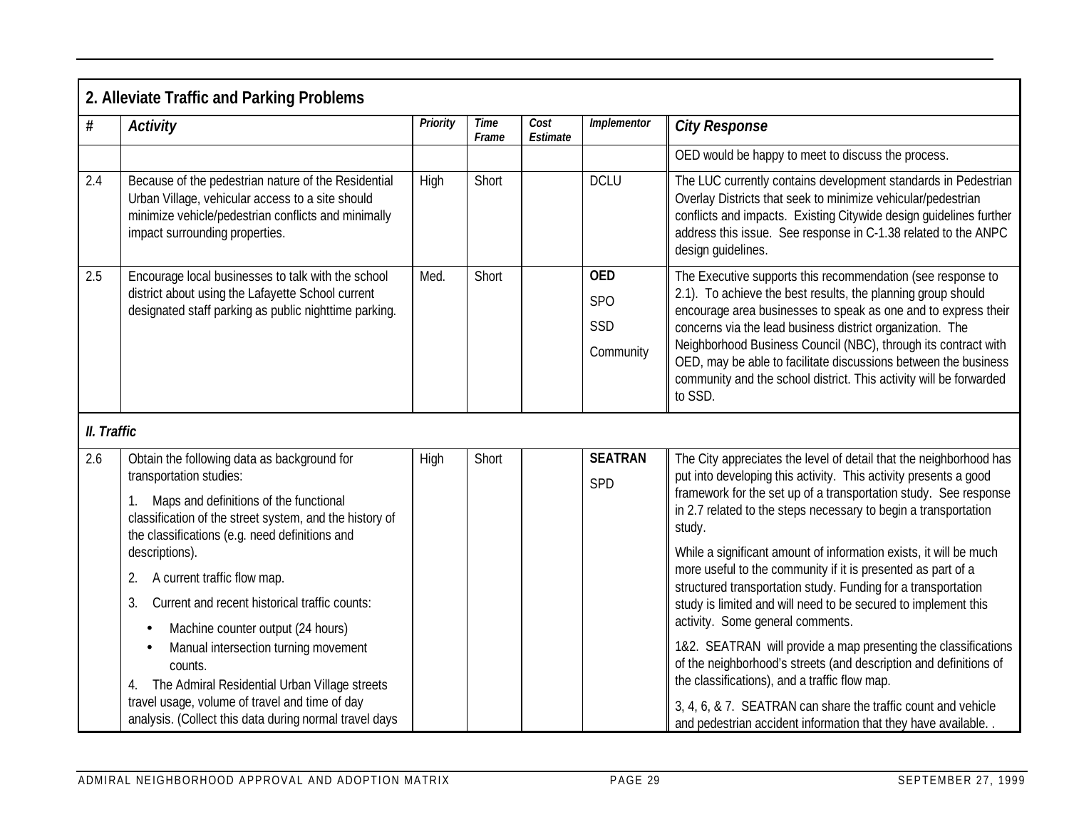## 2. Alleviate Traffic and Parking Problems

| # | Activity | Priority | Time Frame | Cost Estimate | Implementor | City Response |
|---|---|---|---|---|---|---|
| | | | | | | OED would be happy to meet to discuss the process. |
| 2.4 | Because of the pedestrian nature of the Residential Urban Village, vehicular access to a site should minimize vehicle/pedestrian conflicts and minimally impact surrounding properties. | High | Short | | DCLU | The LUC currently contains development standards in Pedestrian Overlay Districts that seek to minimize vehicular/pedestrian conflicts and impacts. Existing Citywide design guidelines further address this issue. See response in C-1.38 related to the ANPC design guidelines. |
| 2.5 | Encourage local businesses to talk with the school district about using the Lafayette School current designated staff parking as public nighttime parking. | Med. | Short | | **OED**<br>SPO<br>SSD<br>Community | The Executive supports this recommendation (see response to 2.1). To achieve the best results, the planning group should encourage area businesses to speak as one and to express their concerns via the lead business district organization. The Neighborhood Business Council (NBC), through its contract with OED, may be able to facilitate discussions between the business community and the school district. This activity will be forwarded to SSD. |
| ***II. Traffic*** | | | | | | |
| 2.6 | Obtain the following data as background for transportation studies:<br>1. Maps and definitions of the functional classification of the street system, and the history of the classifications (e.g. need definitions and descriptions).<br>2. A current traffic flow map.<br>3. Current and recent historical traffic counts:<br>• Machine counter output (24 hours)<br>• Manual intersection turning movement counts.<br>4. The Admiral Residential Urban Village streets travel usage, volume of travel and time of day analysis. (Collect this data during normal travel days | High | Short | | **SEATRAN**<br>SPD | The City appreciates the level of detail that the neighborhood has put into developing this activity. This activity presents a good framework for the set up of a transportation study. See response in 2.7 related to the steps necessary to begin a transportation study.<br>While a significant amount of information exists, it will be much more useful to the community if it is presented as part of a structured transportation study. Funding for a transportation study is limited and will need to be secured to implement this activity. Some general comments.<br>1&2. SEATRAN will provide a map presenting the classifications of the neighborhood's streets (and description and definitions of the classifications), and a traffic flow map.<br>3, 4, 6, & 7. SEATRAN can share the traffic count and vehicle and pedestrian accident information that they have available. . |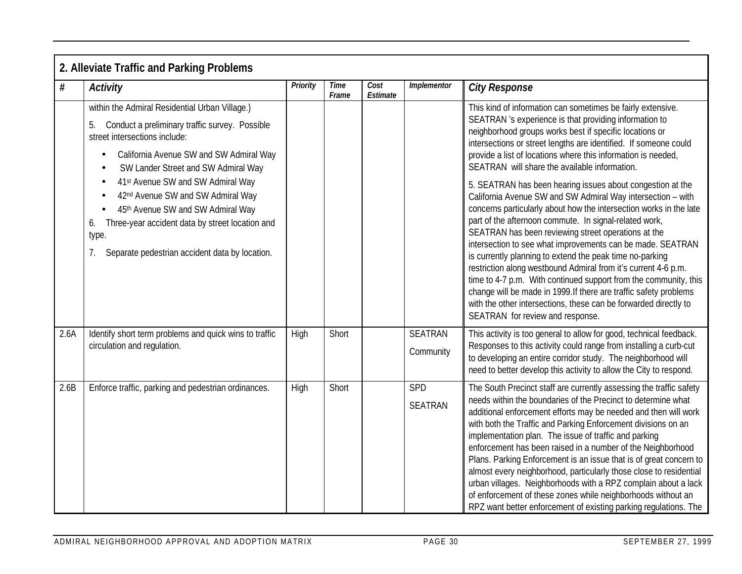## 2. Alleviate Traffic and Parking Problems

| # | Activity | Priority | Time Frame | Cost Estimate | Implementor | City Response |
|---|---|---|---|---|---|---|
| | within the Admiral Residential Urban Village.)<br><br>5. Conduct a preliminary traffic survey. Possible street intersections include:<br>• California Avenue SW and SW Admiral Way<br>• SW Lander Street and SW Admiral Way<br>• 41st Avenue SW and SW Admiral Way<br>• 42nd Avenue SW and SW Admiral Way<br>• 45th Avenue SW and SW Admiral Way<br><br>6. Three-year accident data by street location and type.<br><br>7. Separate pedestrian accident data by location. | | | | | This kind of information can sometimes be fairly extensive. SEATRAN 's experience is that providing information to neighborhood groups works best if specific locations or intersections or street lengths are identified. If someone could provide a list of locations where this information is needed, SEATRAN will share the available information.<br><br>5. SEATRAN has been hearing issues about congestion at the California Avenue SW and SW Admiral Way intersection – with concerns particularly about how the intersection works in the late part of the afternoon commute. In signal-related work, SEATRAN has been reviewing street operations at the intersection to see what improvements can be made. SEATRAN is currently planning to extend the peak time no-parking restriction along westbound Admiral from it's current 4-6 p.m. time to 4-7 p.m. With continued support from the community, this change will be made in 1999.If there are traffic safety problems with the other intersections, these can be forwarded directly to SEATRAN for review and response. |
| 2.6A | Identify short term problems and quick wins to traffic circulation and regulation. | High | Short | | SEATRAN<br>Community | This activity is too general to allow for good, technical feedback. Responses to this activity could range from installing a curb-cut to developing an entire corridor study. The neighborhood will need to better develop this activity to allow the City to respond. |
| 2.6B | Enforce traffic, parking and pedestrian ordinances. | High | Short | | SPD<br>SEATRAN | The South Precinct staff are currently assessing the traffic safety needs within the boundaries of the Precinct to determine what additional enforcement efforts may be needed and then will work with both the Traffic and Parking Enforcement divisions on an implementation plan. The issue of traffic and parking enforcement has been raised in a number of the Neighborhood Plans. Parking Enforcement is an issue that is of great concern to almost every neighborhood, particularly those close to residential urban villages. Neighborhoods with a RPZ complain about a lack of enforcement of these zones while neighborhoods without an RPZ want better enforcement of existing parking regulations. The |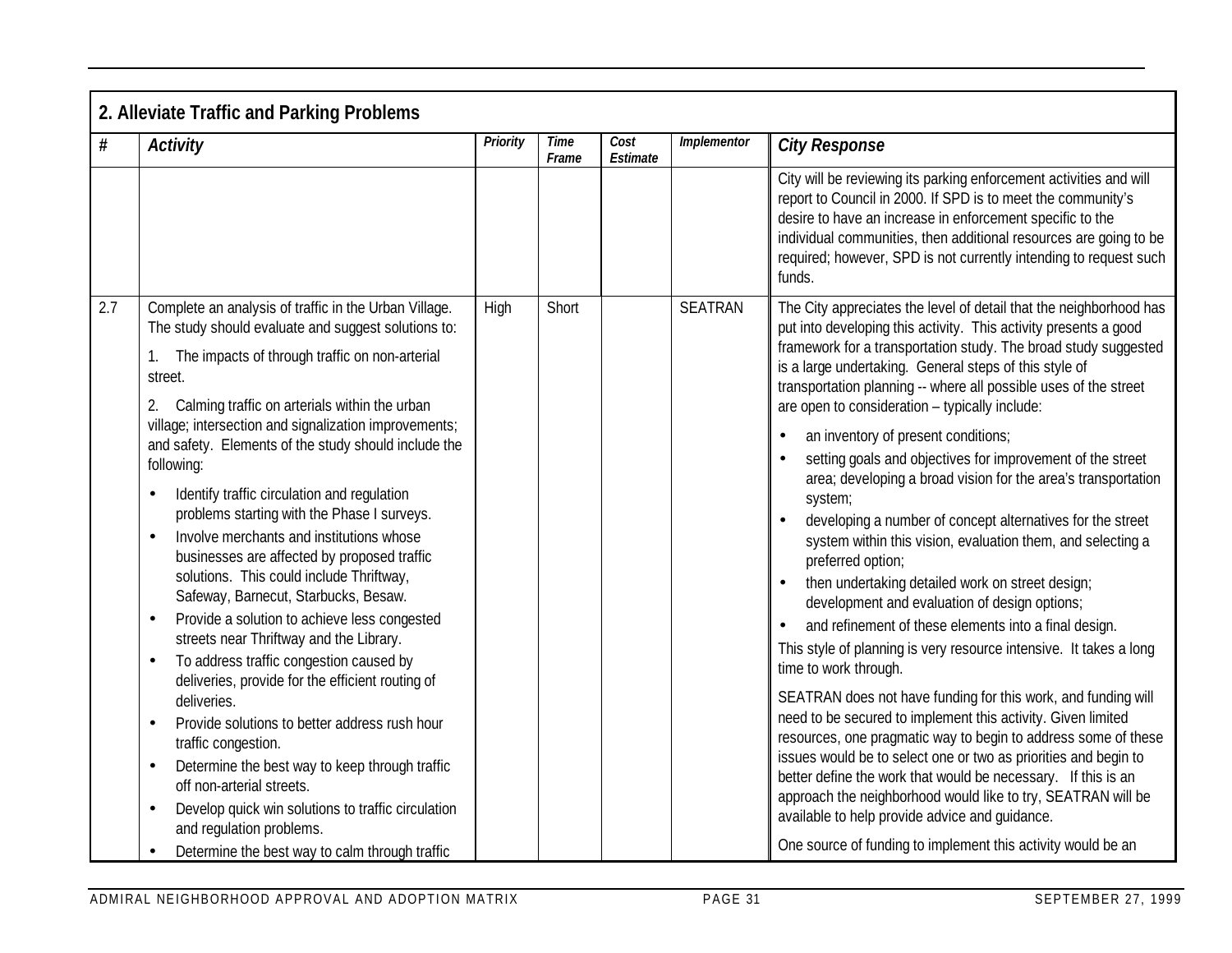## 2. Alleviate Traffic and Parking Problems

| # | Activity | Priority | Time Frame | Cost Estimate | Implementor | City Response |
|---|---|---|---|---|---|---|
| | | | | | | City will be reviewing its parking enforcement activities and will report to Council in 2000. If SPD is to meet the community's desire to have an increase in enforcement specific to the individual communities, then additional resources are going to be required; however, SPD is not currently intending to request such funds. |
| 2.7 | Complete an analysis of traffic in the Urban Village. The study should evaluate and suggest solutions to:<br>1. The impacts of through traffic on non-arterial street.<br>2. Calming traffic on arterials within the urban village; intersection and signalization improvements; and safety. Elements of the study should include the following:<br>• Identify traffic circulation and regulation problems starting with the Phase I surveys.<br>• Involve merchants and institutions whose businesses are affected by proposed traffic solutions. This could include Thriftway, Safeway, Barnecut, Starbucks, Besaw.<br>• Provide a solution to achieve less congested streets near Thriftway and the Library.<br>• To address traffic congestion caused by deliveries, provide for the efficient routing of deliveries.<br>• Provide solutions to better address rush hour traffic congestion.<br>• Determine the best way to keep through traffic off non-arterial streets.<br>• Develop quick win solutions to traffic circulation and regulation problems.<br>• Determine the best way to calm through traffic | High | Short | | SEATRAN | The City appreciates the level of detail that the neighborhood has put into developing this activity. This activity presents a good framework for a transportation study. The broad study suggested is a large undertaking. General steps of this style of transportation planning -- where all possible uses of the street are open to consideration – typically include:<br>• an inventory of present conditions;<br>• setting goals and objectives for improvement of the street area; developing a broad vision for the area's transportation system;<br>• developing a number of concept alternatives for the street system within this vision, evaluation them, and selecting a preferred option;<br>• then undertaking detailed work on street design; development and evaluation of design options;<br>• and refinement of these elements into a final design.<br>This style of planning is very resource intensive. It takes a long time to work through.<br>SEATRAN does not have funding for this work, and funding will need to be secured to implement this activity. Given limited resources, one pragmatic way to begin to address some of these issues would be to select one or two as priorities and begin to better define the work that would be necessary. If this is an approach the neighborhood would like to try, SEATRAN will be available to help provide advice and guidance.<br>One source of funding to implement this activity would be an |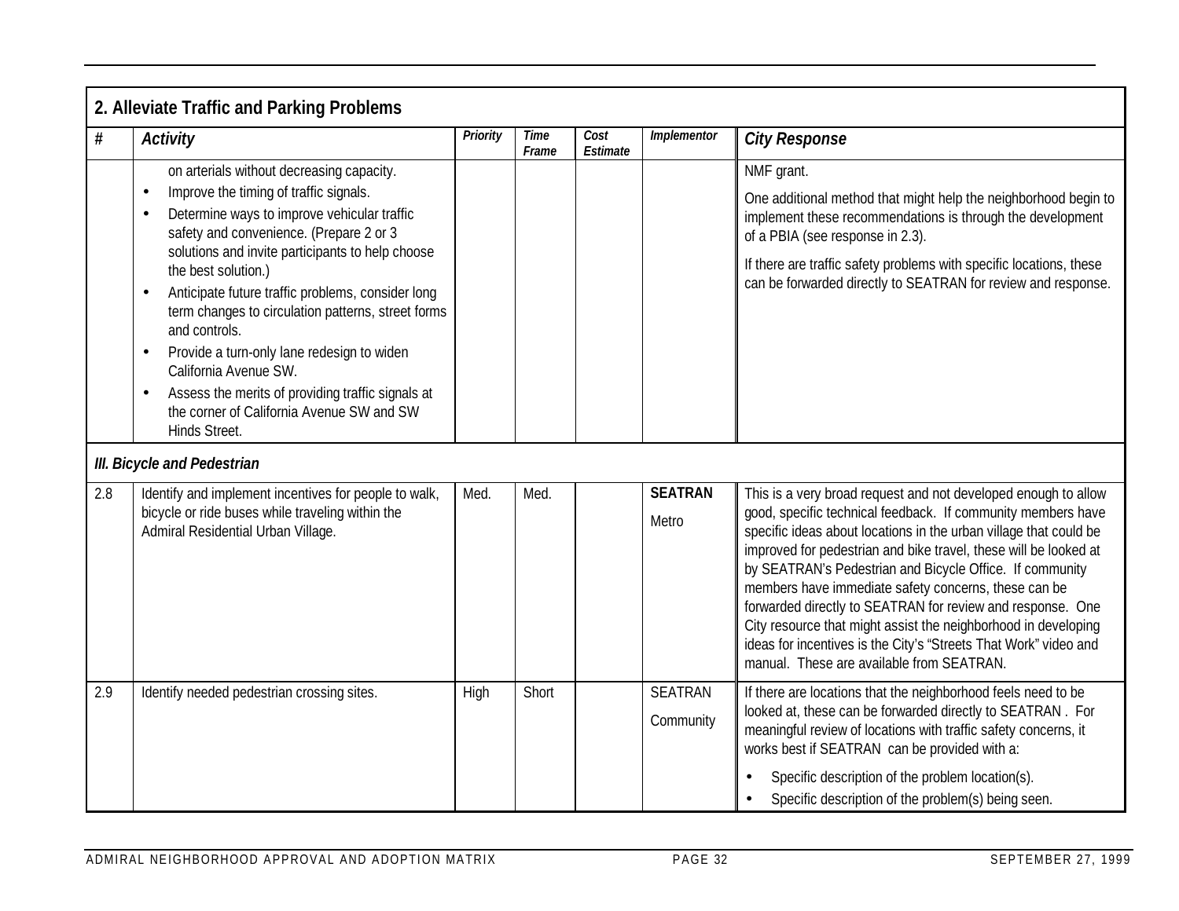## 2. Alleviate Traffic and Parking Problems

| # | *Activity* | *Priority* | *Time Frame* | *Cost Estimate* | *Implementor* | *City Response* |
|---|---|---|---|---|---|---|
| | on arterials without decreasing capacity.<br>• Improve the timing of traffic signals.<br>• Determine ways to improve vehicular traffic safety and convenience. (Prepare 2 or 3 solutions and invite participants to help choose the best solution.)<br>• Anticipate future traffic problems, consider long term changes to circulation patterns, street forms and controls.<br>• Provide a turn-only lane redesign to widen California Avenue SW.<br>• Assess the merits of providing traffic signals at the corner of California Avenue SW and SW Hinds Street. | | | | | NMF grant.<br>One additional method that might help the neighborhood begin to implement these recommendations is through the development of a PBIA (see response in 2.3).<br>If there are traffic safety problems with specific locations, these can be forwarded directly to SEATRAN for review and response. |
| ***III. Bicycle and Pedestrian*** | | | | | | |
| 2.8 | Identify and implement incentives for people to walk, bicycle or ride buses while traveling within the Admiral Residential Urban Village. | Med. | Med. | | **SEATRAN**<br>Metro | This is a very broad request and not developed enough to allow good, specific technical feedback. If community members have specific ideas about locations in the urban village that could be improved for pedestrian and bike travel, these will be looked at by SEATRAN's Pedestrian and Bicycle Office. If community members have immediate safety concerns, these can be forwarded directly to SEATRAN for review and response. One City resource that might assist the neighborhood in developing ideas for incentives is the City's "Streets That Work" video and manual. These are available from SEATRAN. |
| 2.9 | Identify needed pedestrian crossing sites. | High | Short | | SEATRAN<br>Community | If there are locations that the neighborhood feels need to be looked at, these can be forwarded directly to SEATRAN . For meaningful review of locations with traffic safety concerns, it works best if SEATRAN can be provided with a:<br>• Specific description of the problem location(s).<br>• Specific description of the problem(s) being seen. |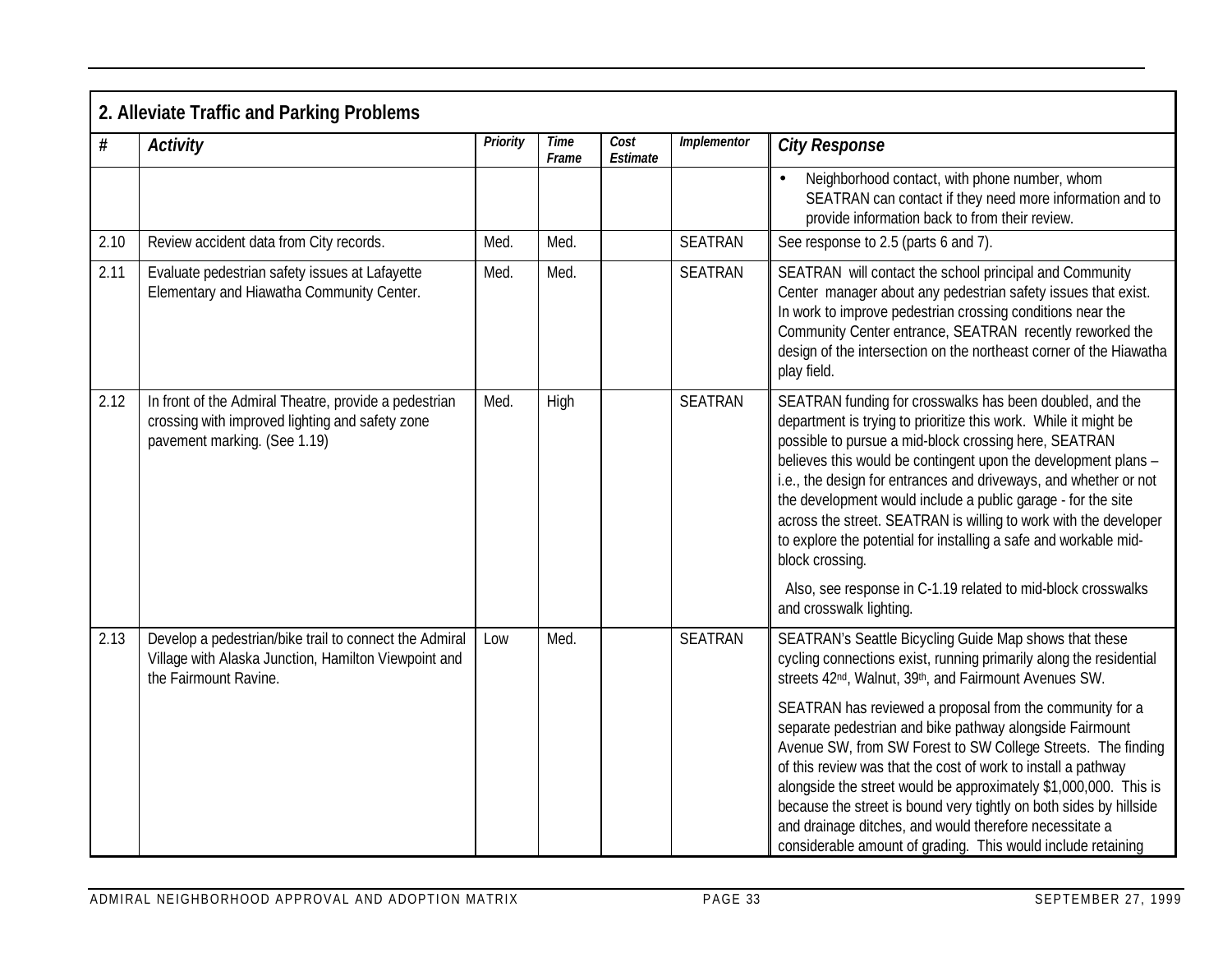| 2. Alleviate Traffic and Parking Problems | | | | | | |
|---|---|---|---|---|---|---|
| **#** | ***Activity*** | ***Priority*** | ***Time Frame*** | ***Cost Estimate*** | ***Implementor*** | ***City Response*** |
| | | | | | | • Neighborhood contact, with phone number, whom SEATRAN can contact if they need more information and to provide information back to from their review. |
| 2.10 | Review accident data from City records. | Med. | Med. | | SEATRAN | See response to 2.5 (parts 6 and 7). |
| 2.11 | Evaluate pedestrian safety issues at Lafayette Elementary and Hiawatha Community Center. | Med. | Med. | | SEATRAN | SEATRAN will contact the school principal and Community Center manager about any pedestrian safety issues that exist. In work to improve pedestrian crossing conditions near the Community Center entrance, SEATRAN recently reworked the design of the intersection on the northeast corner of the Hiawatha play field. |
| 2.12 | In front of the Admiral Theatre, provide a pedestrian crossing with improved lighting and safety zone pavement marking. (See 1.19) | Med. | High | | SEATRAN | SEATRAN funding for crosswalks has been doubled, and the department is trying to prioritize this work. While it might be possible to pursue a mid-block crossing here, SEATRAN believes this would be contingent upon the development plans – i.e., the design for entrances and driveways, and whether or not the development would include a public garage - for the site across the street. SEATRAN is willing to work with the developer to explore the potential for installing a safe and workable mid-block crossing. Also, see response in C-1.19 related to mid-block crosswalks and crosswalk lighting. |
| 2.13 | Develop a pedestrian/bike trail to connect the Admiral Village with Alaska Junction, Hamilton Viewpoint and the Fairmount Ravine. | Low | Med. | | SEATRAN | SEATRAN's Seattle Bicycling Guide Map shows that these cycling connections exist, running primarily along the residential streets 42nd, Walnut, 39th, and Fairmount Avenues SW. SEATRAN has reviewed a proposal from the community for a separate pedestrian and bike pathway alongside Fairmount Avenue SW, from SW Forest to SW College Streets. The finding of this review was that the cost of work to install a pathway alongside the street would be approximately $1,000,000. This is because the street is bound very tightly on both sides by hillside and drainage ditches, and would therefore necessitate a considerable amount of grading. This would include retaining |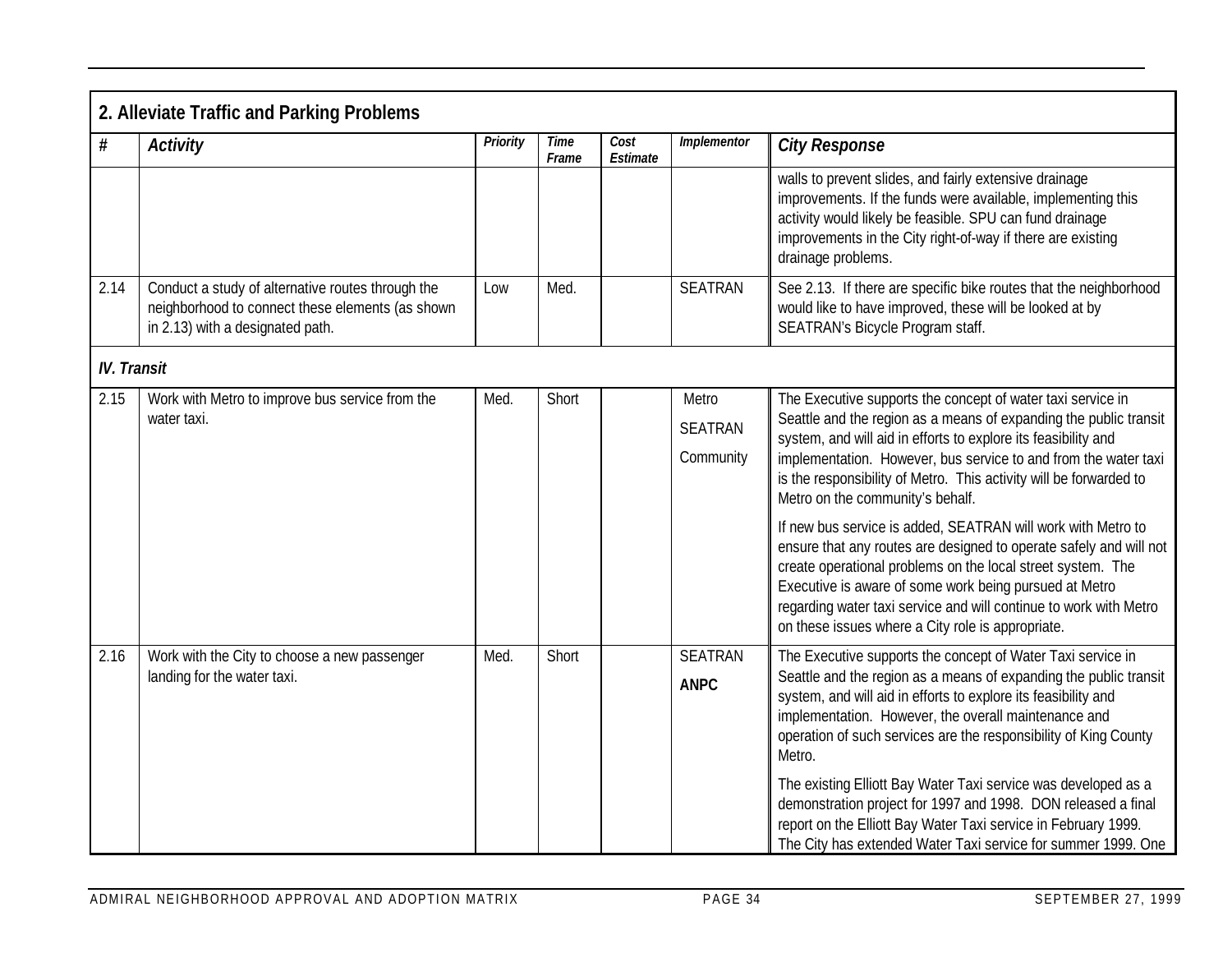## 2. Alleviate Traffic and Parking Problems

| # | Activity | Priority | Time Frame | Cost Estimate | Implementor | City Response |
|---|---|---|---|---|---|---|
| | | | | | | walls to prevent slides, and fairly extensive drainage improvements. If the funds were available, implementing this activity would likely be feasible. SPU can fund drainage improvements in the City right-of-way if there are existing drainage problems. |
| 2.14 | Conduct a study of alternative routes through the neighborhood to connect these elements (as shown in 2.13) with a designated path. | Low | Med. | | SEATRAN | See 2.13. If there are specific bike routes that the neighborhood would like to have improved, these will be looked at by SEATRAN's Bicycle Program staff. |
| ***IV. Transit*** | | | | | | |
| 2.15 | Work with Metro to improve bus service from the water taxi. | Med. | Short | | Metro<br>SEATRAN<br>Community | The Executive supports the concept of water taxi service in Seattle and the region as a means of expanding the public transit system, and will aid in efforts to explore its feasibility and implementation. However, bus service to and from the water taxi is the responsibility of Metro. This activity will be forwarded to Metro on the community's behalf.<br><br>If new bus service is added, SEATRAN will work with Metro to ensure that any routes are designed to operate safely and will not create operational problems on the local street system. The Executive is aware of some work being pursued at Metro regarding water taxi service and will continue to work with Metro on these issues where a City role is appropriate. |
| 2.16 | Work with the City to choose a new passenger landing for the water taxi. | Med. | Short | | SEATRAN<br>**ANPC** | The Executive supports the concept of Water Taxi service in Seattle and the region as a means of expanding the public transit system, and will aid in efforts to explore its feasibility and implementation. However, the overall maintenance and operation of such services are the responsibility of King County Metro.<br><br>The existing Elliott Bay Water Taxi service was developed as a demonstration project for 1997 and 1998. DON released a final report on the Elliott Bay Water Taxi service in February 1999. The City has extended Water Taxi service for summer 1999. One |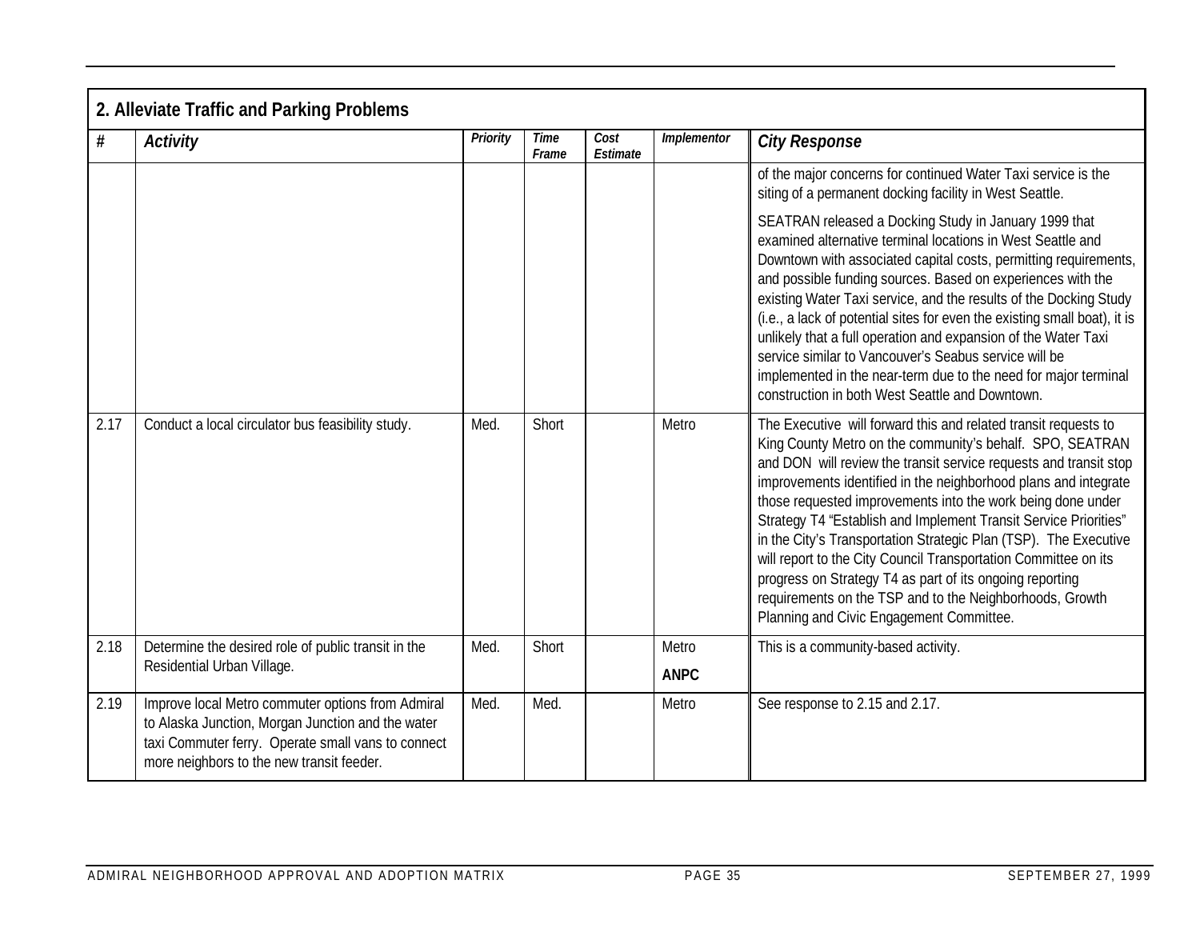| 2. Alleviate Traffic and Parking Problems | | | | | | |
|---|---|---|---|---|---|---|
| # | *Activity* | *Priority* | *Time Frame* | *Cost Estimate* | *Implementor* | *City Response* |
| | | | | | | of the major concerns for continued Water Taxi service is the siting of a permanent docking facility in West Seattle.<br><br>SEATRAN released a Docking Study in January 1999 that examined alternative terminal locations in West Seattle and Downtown with associated capital costs, permitting requirements, and possible funding sources. Based on experiences with the existing Water Taxi service, and the results of the Docking Study (i.e., a lack of potential sites for even the existing small boat), it is unlikely that a full operation and expansion of the Water Taxi service similar to Vancouver's Seabus service will be implemented in the near-term due to the need for major terminal construction in both West Seattle and Downtown. |
| 2.17 | Conduct a local circulator bus feasibility study. | Med. | Short | | Metro | The Executive will forward this and related transit requests to King County Metro on the community's behalf. SPO, SEATRAN and DON will review the transit service requests and transit stop improvements identified in the neighborhood plans and integrate those requested improvements into the work being done under Strategy T4 "Establish and Implement Transit Service Priorities" in the City's Transportation Strategic Plan (TSP). The Executive will report to the City Council Transportation Committee on its progress on Strategy T4 as part of its ongoing reporting requirements on the TSP and to the Neighborhoods, Growth Planning and Civic Engagement Committee. |
| 2.18 | Determine the desired role of public transit in the Residential Urban Village. | Med. | Short | | Metro<br>**ANPC** | This is a community-based activity. |
| 2.19 | Improve local Metro commuter options from Admiral to Alaska Junction, Morgan Junction and the water taxi Commuter ferry. Operate small vans to connect more neighbors to the new transit feeder. | Med. | Med. | | Metro | See response to 2.15 and 2.17. |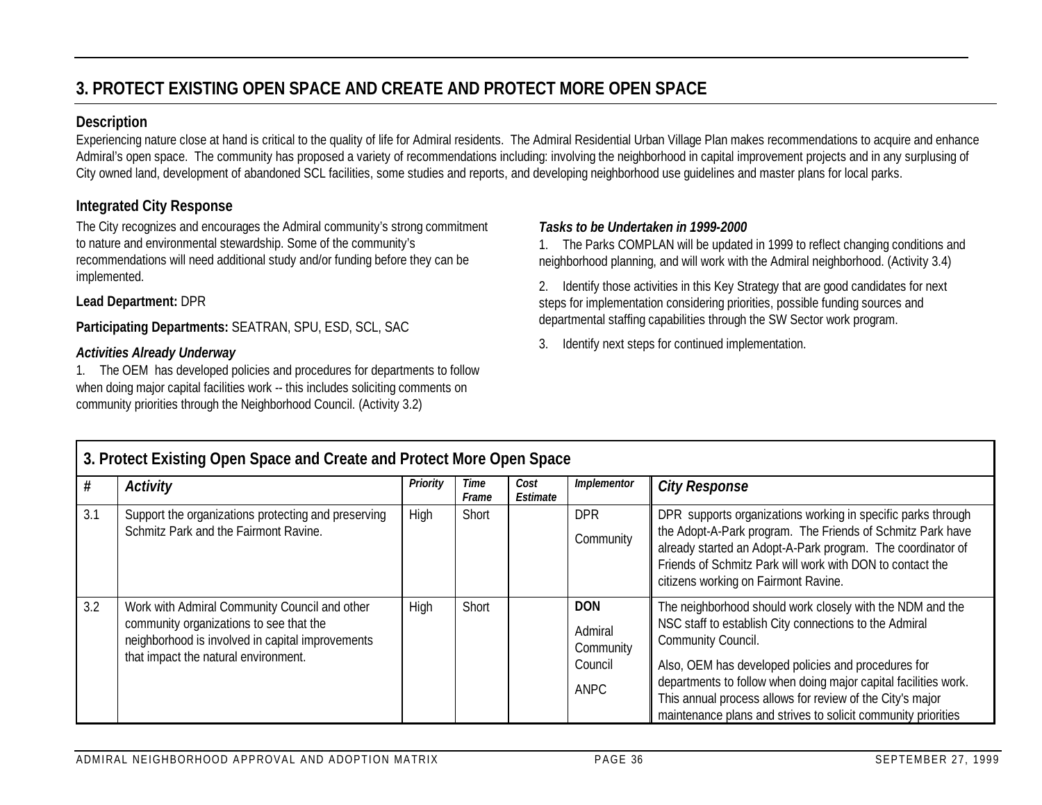## 3. PROTECT EXISTING OPEN SPACE AND CREATE AND PROTECT MORE OPEN SPACE

### Description

Experiencing nature close at hand is critical to the quality of life for Admiral residents. The Admiral Residential Urban Village Plan makes recommendations to acquire and enhance Admiral's open space. The community has proposed a variety of recommendations including: involving the neighborhood in capital improvement projects and in any surplusing of City owned land, development of abandoned SCL facilities, some studies and reports, and developing neighborhood use guidelines and master plans for local parks.

### Integrated City Response

The City recognizes and encourages the Admiral community's strong commitment to nature and environmental stewardship. Some of the community's recommendations will need additional study and/or funding before they can be implemented.

**Lead Department:** DPR

**Participating Departments:** SEATRAN, SPU, ESD, SCL, SAC

***Activities Already Underway***

1. The OEM has developed policies and procedures for departments to follow when doing major capital facilities work -- this includes soliciting comments on community priorities through the Neighborhood Council. (Activity 3.2)

***Tasks to be Undertaken in 1999-2000***

1. The Parks COMPLAN will be updated in 1999 to reflect changing conditions and neighborhood planning, and will work with the Admiral neighborhood. (Activity 3.4)
2. Identify those activities in this Key Strategy that are good candidates for next steps for implementation considering priorities, possible funding sources and departmental staffing capabilities through the SW Sector work program.
3. Identify next steps for continued implementation.

**3. Protect Existing Open Space and Create and Protect More Open Space**

| # | *Activity* | *Priority* | *Time Frame* | *Cost Estimate* | *Implementor* | *City Response* |
|---|---|---|---|---|---|---|
| 3.1 | Support the organizations protecting and preserving Schmitz Park and the Fairmont Ravine. | High | Short | | DPR<br>Community | DPR supports organizations working in specific parks through the Adopt-A-Park program. The Friends of Schmitz Park have already started an Adopt-A-Park program. The coordinator of Friends of Schmitz Park will work with DON to contact the citizens working on Fairmont Ravine. |
| 3.2 | Work with Admiral Community Council and other community organizations to see that the neighborhood is involved in capital improvements that impact the natural environment. | High | Short | | **DON**<br>Admiral Community Council<br>ANPC | The neighborhood should work closely with the NDM and the NSC staff to establish City connections to the Admiral Community Council.<br>Also, OEM has developed policies and procedures for departments to follow when doing major capital facilities work. This annual process allows for review of the City's major maintenance plans and strives to solicit community priorities |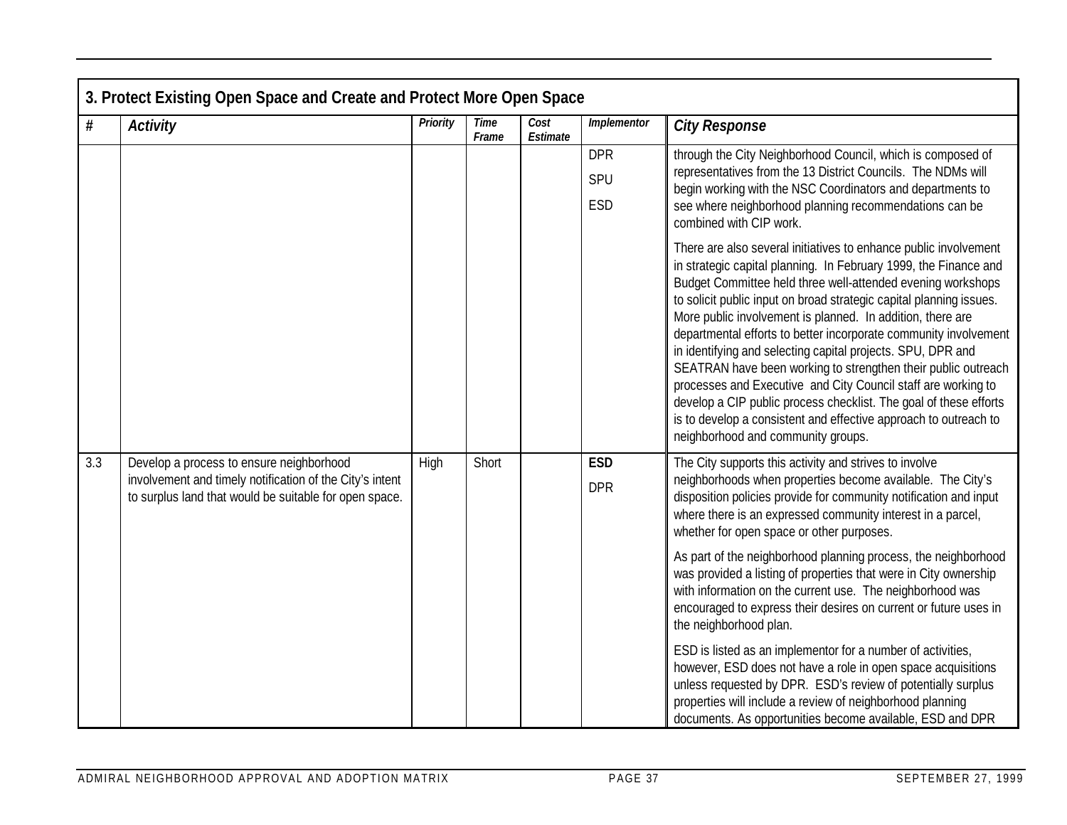| 3. Protect Existing Open Space and Create and Protect More Open Space | | | | | | |
|---|---|---|---|---|---|---|
| **#** | **Activity** | **Priority** | **Time Frame** | **Cost Estimate** | **Implementor** | **City Response** |
| | | | | | DPR<br>SPU<br>ESD | through the City Neighborhood Council, which is composed of representatives from the 13 District Councils. The NDMs will begin working with the NSC Coordinators and departments to see where neighborhood planning recommendations can be combined with CIP work.<br><br>There are also several initiatives to enhance public involvement in strategic capital planning. In February 1999, the Finance and Budget Committee held three well-attended evening workshops to solicit public input on broad strategic capital planning issues. More public involvement is planned. In addition, there are departmental efforts to better incorporate community involvement in identifying and selecting capital projects. SPU, DPR and SEATRAN have been working to strengthen their public outreach processes and Executive and City Council staff are working to develop a CIP public process checklist. The goal of these efforts is to develop a consistent and effective approach to outreach to neighborhood and community groups. |
| 3.3 | Develop a process to ensure neighborhood involvement and timely notification of the City's intent to surplus land that would be suitable for open space. | High | Short | | **ESD**<br>DPR | The City supports this activity and strives to involve neighborhoods when properties become available. The City's disposition policies provide for community notification and input where there is an expressed community interest in a parcel, whether for open space or other purposes.<br><br>As part of the neighborhood planning process, the neighborhood was provided a listing of properties that were in City ownership with information on the current use. The neighborhood was encouraged to express their desires on current or future uses in the neighborhood plan.<br><br>ESD is listed as an implementor for a number of activities, however, ESD does not have a role in open space acquisitions unless requested by DPR. ESD's review of potentially surplus properties will include a review of neighborhood planning documents. As opportunities become available, ESD and DPR |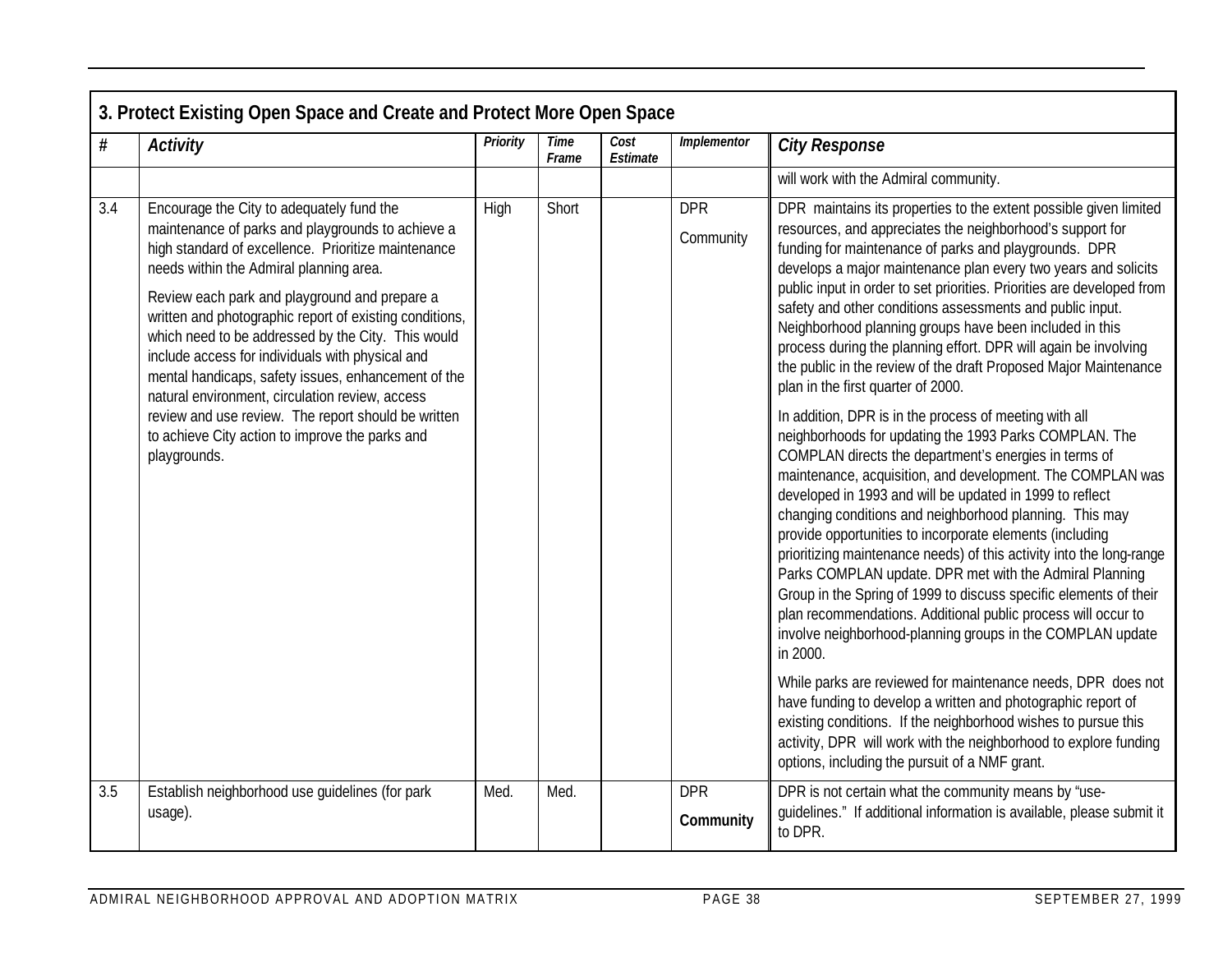| 3. Protect Existing Open Space and Create and Protect More Open Space | | | | | | |
|---|---|---|---|---|---|---|
| **#** | ***Activity*** | ***Priority*** | ***Time Frame*** | ***Cost Estimate*** | ***Implementor*** | ***City Response*** |
| | | | | | | will work with the Admiral community. |
| 3.4 | Encourage the City to adequately fund the maintenance of parks and playgrounds to achieve a high standard of excellence. Prioritize maintenance needs within the Admiral planning area.<br><br>Review each park and playground and prepare a written and photographic report of existing conditions, which need to be addressed by the City. This would include access for individuals with physical and mental handicaps, safety issues, enhancement of the natural environment, circulation review, access review and use review. The report should be written to achieve City action to improve the parks and playgrounds. | High | Short | | DPR<br><br>Community | DPR maintains its properties to the extent possible given limited resources, and appreciates the neighborhood's support for funding for maintenance of parks and playgrounds. DPR develops a major maintenance plan every two years and solicits public input in order to set priorities. Priorities are developed from safety and other conditions assessments and public input. Neighborhood planning groups have been included in this process during the planning effort. DPR will again be involving the public in the review of the draft Proposed Major Maintenance plan in the first quarter of 2000.<br><br>In addition, DPR is in the process of meeting with all neighborhoods for updating the 1993 Parks COMPLAN. The COMPLAN directs the department's energies in terms of maintenance, acquisition, and development. The COMPLAN was developed in 1993 and will be updated in 1999 to reflect changing conditions and neighborhood planning. This may provide opportunities to incorporate elements (including prioritizing maintenance needs) of this activity into the long-range Parks COMPLAN update. DPR met with the Admiral Planning Group in the Spring of 1999 to discuss specific elements of their plan recommendations. Additional public process will occur to involve neighborhood-planning groups in the COMPLAN update in 2000.<br><br>While parks are reviewed for maintenance needs, DPR does not have funding to develop a written and photographic report of existing conditions. If the neighborhood wishes to pursue this activity, DPR will work with the neighborhood to explore funding options, including the pursuit of a NMF grant. |
| 3.5 | Establish neighborhood use guidelines (for park usage). | Med. | Med. | | DPR<br><br>**Community** | DPR is not certain what the community means by "use-guidelines." If additional information is available, please submit it to DPR. |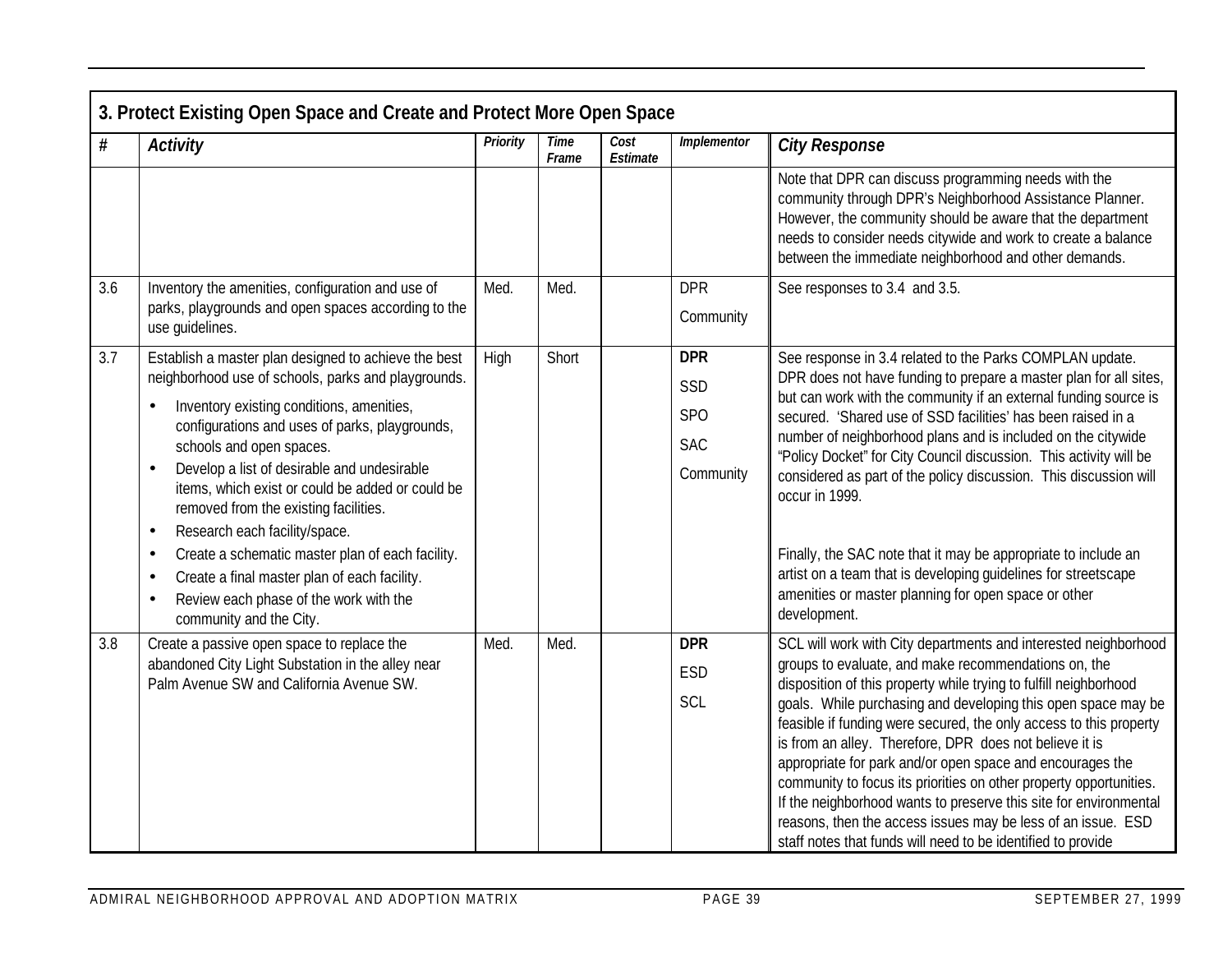| 3. Protect Existing Open Space and Create and Protect More Open Space | | | | | | |
|---|---|---|---|---|---|---|
| **#** | ***Activity*** | ***Priority*** | ***Time Frame*** | ***Cost Estimate*** | ***Implementor*** | ***City Response*** |
| | | | | | | Note that DPR can discuss programming needs with the community through DPR's Neighborhood Assistance Planner. However, the community should be aware that the department needs to consider needs citywide and work to create a balance between the immediate neighborhood and other demands. |
| 3.6 | Inventory the amenities, configuration and use of parks, playgrounds and open spaces according to the use guidelines. | Med. | Med. | | DPR<br>Community | See responses to 3.4 and 3.5. |
| 3.7 | Establish a master plan designed to achieve the best neighborhood use of schools, parks and playgrounds.<br>• Inventory existing conditions, amenities, configurations and uses of parks, playgrounds, schools and open spaces.<br>• Develop a list of desirable and undesirable items, which exist or could be added or could be removed from the existing facilities.<br>• Research each facility/space.<br>• Create a schematic master plan of each facility.<br>• Create a final master plan of each facility.<br>• Review each phase of the work with the community and the City. | High | Short | | **DPR**<br>SSD<br>SPO<br>SAC<br>Community | See response in 3.4 related to the Parks COMPLAN update. DPR does not have funding to prepare a master plan for all sites, but can work with the community if an external funding source is secured. 'Shared use of SSD facilities' has been raised in a number of neighborhood plans and is included on the citywide "Policy Docket" for City Council discussion. This activity will be considered as part of the policy discussion. This discussion will occur in 1999.<br><br>Finally, the SAC note that it may be appropriate to include an artist on a team that is developing guidelines for streetscape amenities or master planning for open space or other development. |
| 3.8 | Create a passive open space to replace the abandoned City Light Substation in the alley near Palm Avenue SW and California Avenue SW. | Med. | Med. | | **DPR**<br>ESD<br>SCL | SCL will work with City departments and interested neighborhood groups to evaluate, and make recommendations on, the disposition of this property while trying to fulfill neighborhood goals. While purchasing and developing this open space may be feasible if funding were secured, the only access to this property is from an alley. Therefore, DPR does not believe it is appropriate for park and/or open space and encourages the community to focus its priorities on other property opportunities. If the neighborhood wants to preserve this site for environmental reasons, then the access issues may be less of an issue. ESD staff notes that funds will need to be identified to provide |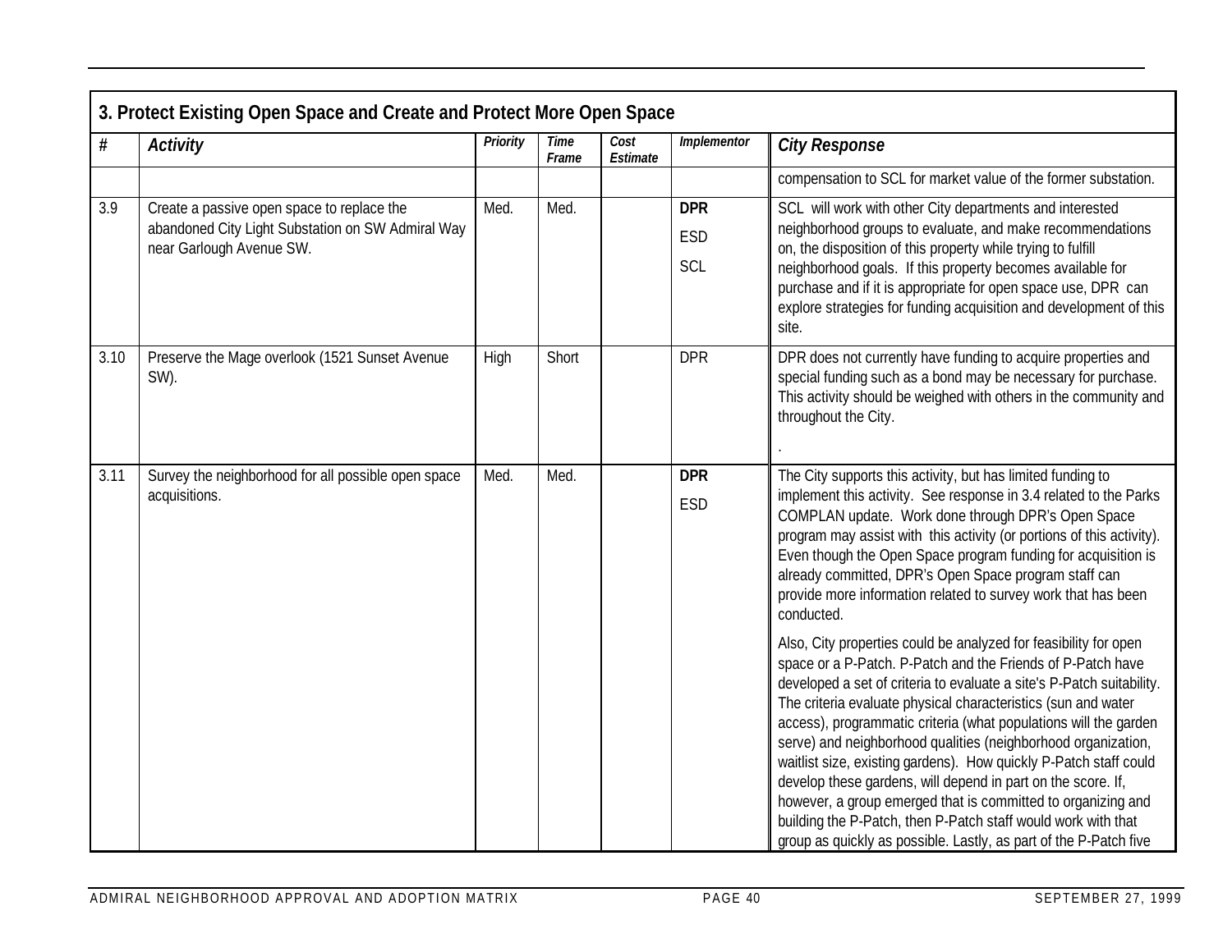| 3. Protect Existing Open Space and Create and Protect More Open Space | | | | | | |
|---|---|---|---|---|---|---|
| **#** | ***Activity*** | ***Priority*** | ***Time Frame*** | ***Cost Estimate*** | ***Implementor*** | ***City Response*** |
| | | | | | | compensation to SCL for market value of the former substation. |
| 3.9 | Create a passive open space to replace the abandoned City Light Substation on SW Admiral Way near Garlough Avenue SW. | Med. | Med. | | **DPR**<br>ESD<br>SCL | SCL will work with other City departments and interested neighborhood groups to evaluate, and make recommendations on, the disposition of this property while trying to fulfill neighborhood goals. If this property becomes available for purchase and if it is appropriate for open space use, DPR can explore strategies for funding acquisition and development of this site. |
| 3.10 | Preserve the Mage overlook (1521 Sunset Avenue SW). | High | Short | | DPR | DPR does not currently have funding to acquire properties and special funding such as a bond may be necessary for purchase. This activity should be weighed with others in the community and throughout the City.<br>. |
| 3.11 | Survey the neighborhood for all possible open space acquisitions. | Med. | Med. | | **DPR**<br>ESD | The City supports this activity, but has limited funding to implement this activity. See response in 3.4 related to the Parks COMPLAN update. Work done through DPR's Open Space program may assist with this activity (or portions of this activity). Even though the Open Space program funding for acquisition is already committed, DPR's Open Space program staff can provide more information related to survey work that has been conducted.<br><br>Also, City properties could be analyzed for feasibility for open space or a P-Patch. P-Patch and the Friends of P-Patch have developed a set of criteria to evaluate a site's P-Patch suitability. The criteria evaluate physical characteristics (sun and water access), programmatic criteria (what populations will the garden serve) and neighborhood qualities (neighborhood organization, waitlist size, existing gardens). How quickly P-Patch staff could develop these gardens, will depend in part on the score. If, however, a group emerged that is committed to organizing and building the P-Patch, then P-Patch staff would work with that group as quickly as possible. Lastly, as part of the P-Patch five |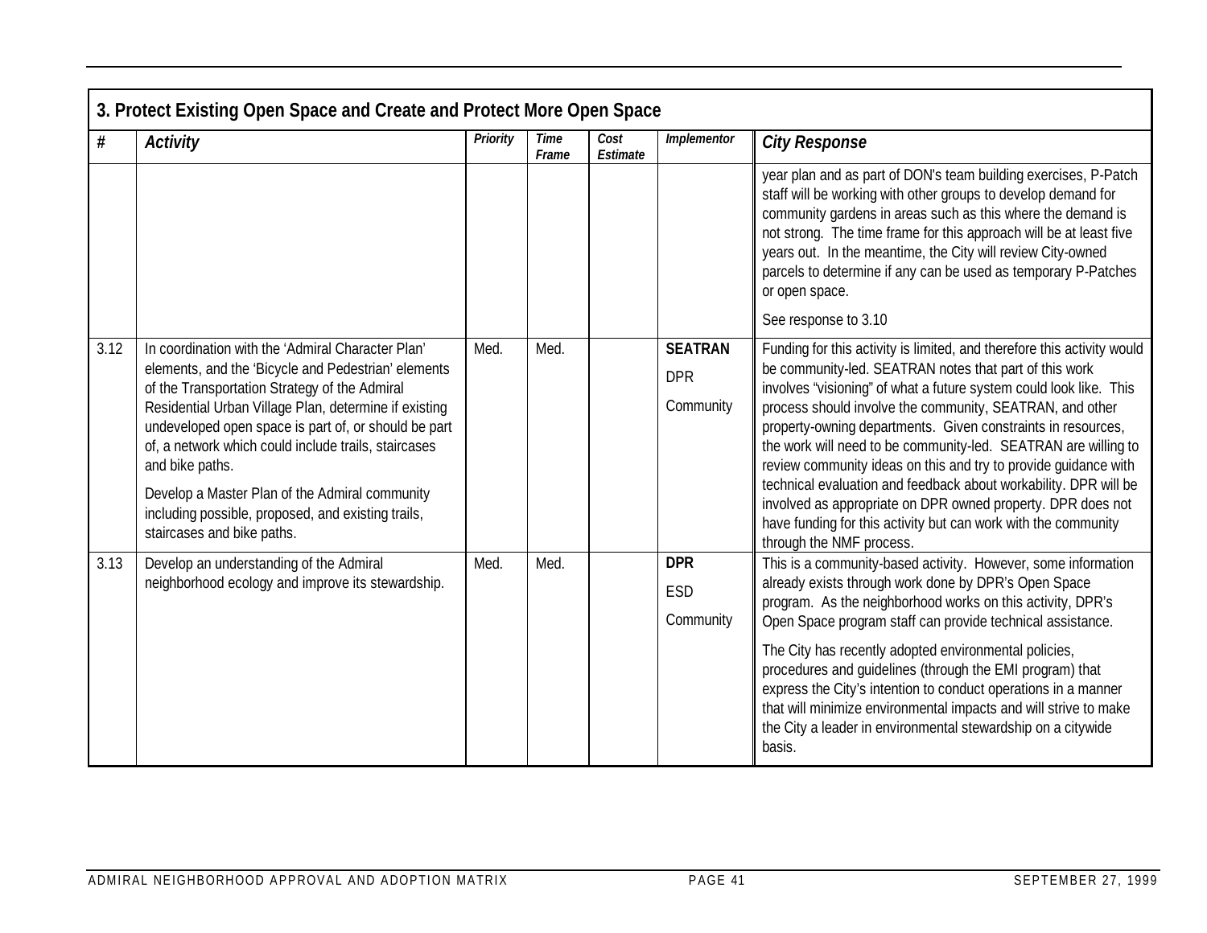| 3. Protect Existing Open Space and Create and Protect More Open Space | | | | | | |
|---|---|---|---|---|---|---|
| **#** | ***Activity*** | ***Priority*** | ***Time Frame*** | ***Cost Estimate*** | ***Implementor*** | ***City Response*** |
| | | | | | | year plan and as part of DON's team building exercises, P-Patch staff will be working with other groups to develop demand for community gardens in areas such as this where the demand is not strong. The time frame for this approach will be at least five years out. In the meantime, the City will review City-owned parcels to determine if any can be used as temporary P-Patches or open space.<br><br>See response to 3.10 |
| 3.12 | In coordination with the 'Admiral Character Plan' elements, and the 'Bicycle and Pedestrian' elements of the Transportation Strategy of the Admiral Residential Urban Village Plan, determine if existing undeveloped open space is part of, or should be part of, a network which could include trails, staircases and bike paths.<br><br>Develop a Master Plan of the Admiral community including possible, proposed, and existing trails, staircases and bike paths. | Med. | Med. | | **SEATRAN**<br><br>DPR<br><br>Community | Funding for this activity is limited, and therefore this activity would be community-led. SEATRAN notes that part of this work involves "visioning" of what a future system could look like. This process should involve the community, SEATRAN, and other property-owning departments. Given constraints in resources, the work will need to be community-led. SEATRAN are willing to review community ideas on this and try to provide guidance with technical evaluation and feedback about workability. DPR will be involved as appropriate on DPR owned property. DPR does not have funding for this activity but can work with the community through the NMF process. |
| 3.13 | Develop an understanding of the Admiral neighborhood ecology and improve its stewardship. | Med. | Med. | | **DPR**<br><br>ESD<br><br>Community | This is a community-based activity. However, some information already exists through work done by DPR's Open Space program. As the neighborhood works on this activity, DPR's Open Space program staff can provide technical assistance.<br><br>The City has recently adopted environmental policies, procedures and guidelines (through the EMI program) that express the City's intention to conduct operations in a manner that will minimize environmental impacts and will strive to make the City a leader in environmental stewardship on a citywide basis. |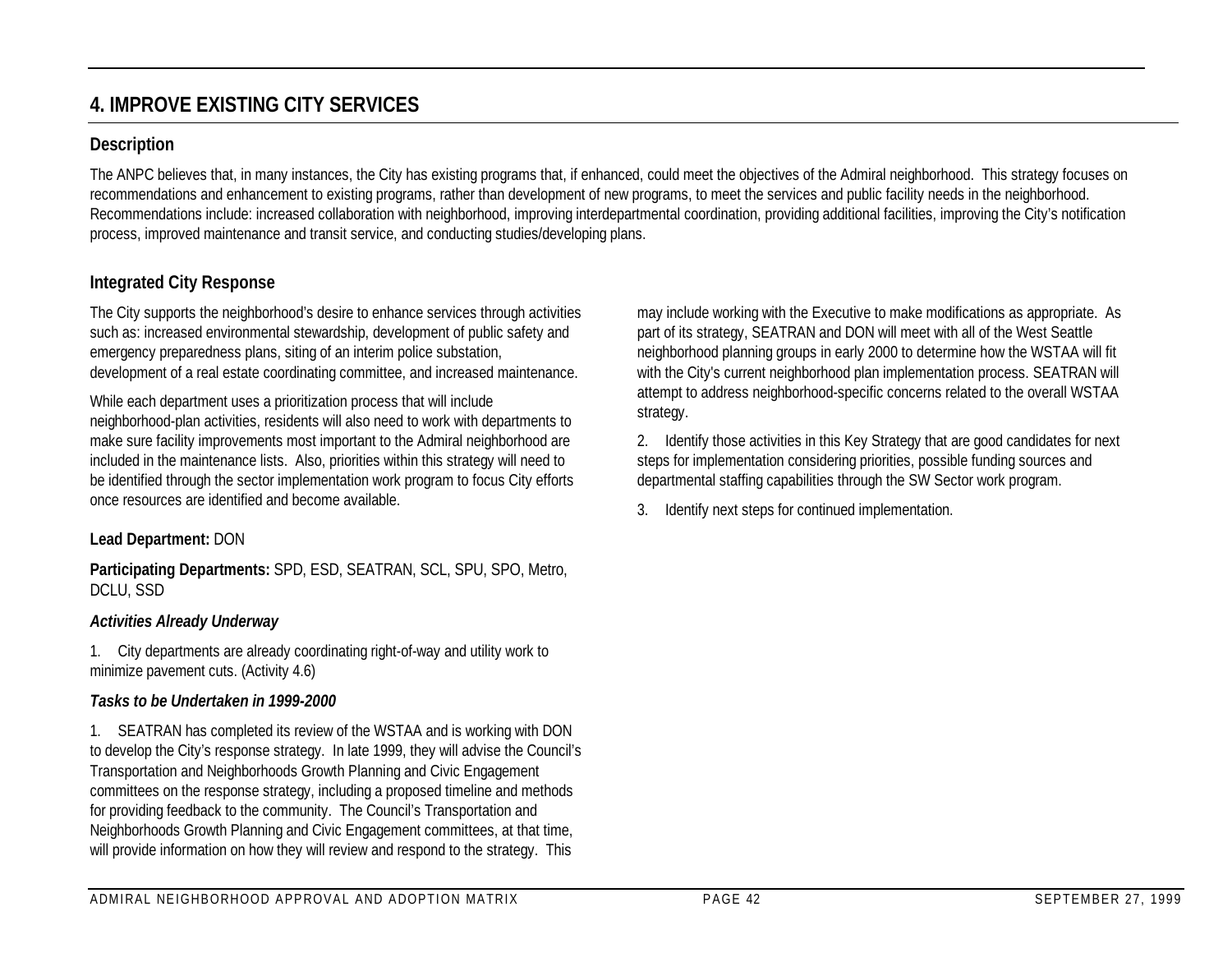## 4. IMPROVE EXISTING CITY SERVICES

### Description

The ANPC believes that, in many instances, the City has existing programs that, if enhanced, could meet the objectives of the Admiral neighborhood. This strategy focuses on recommendations and enhancement to existing programs, rather than development of new programs, to meet the services and public facility needs in the neighborhood. Recommendations include: increased collaboration with neighborhood, improving interdepartmental coordination, providing additional facilities, improving the City's notification process, improved maintenance and transit service, and conducting studies/developing plans.

### Integrated City Response

The City supports the neighborhood's desire to enhance services through activities such as: increased environmental stewardship, development of public safety and emergency preparedness plans, siting of an interim police substation, development of a real estate coordinating committee, and increased maintenance.

While each department uses a prioritization process that will include neighborhood-plan activities, residents will also need to work with departments to make sure facility improvements most important to the Admiral neighborhood are included in the maintenance lists. Also, priorities within this strategy will need to be identified through the sector implementation work program to focus City efforts once resources are identified and become available.

**Lead Department:** DON

**Participating Departments:** SPD, ESD, SEATRAN, SCL, SPU, SPO, Metro, DCLU, SSD

***Activities Already Underway***

1. City departments are already coordinating right-of-way and utility work to minimize pavement cuts. (Activity 4.6)

***Tasks to be Undertaken in 1999-2000***

1. SEATRAN has completed its review of the WSTAA and is working with DON to develop the City's response strategy. In late 1999, they will advise the Council's Transportation and Neighborhoods Growth Planning and Civic Engagement committees on the response strategy, including a proposed timeline and methods for providing feedback to the community. The Council's Transportation and Neighborhoods Growth Planning and Civic Engagement committees, at that time, will provide information on how they will review and respond to the strategy. This may include working with the Executive to make modifications as appropriate. As part of its strategy, SEATRAN and DON will meet with all of the West Seattle neighborhood planning groups in early 2000 to determine how the WSTAA will fit with the City's current neighborhood plan implementation process. SEATRAN will attempt to address neighborhood-specific concerns related to the overall WSTAA strategy.

2. Identify those activities in this Key Strategy that are good candidates for next steps for implementation considering priorities, possible funding sources and departmental staffing capabilities through the SW Sector work program.

3. Identify next steps for continued implementation.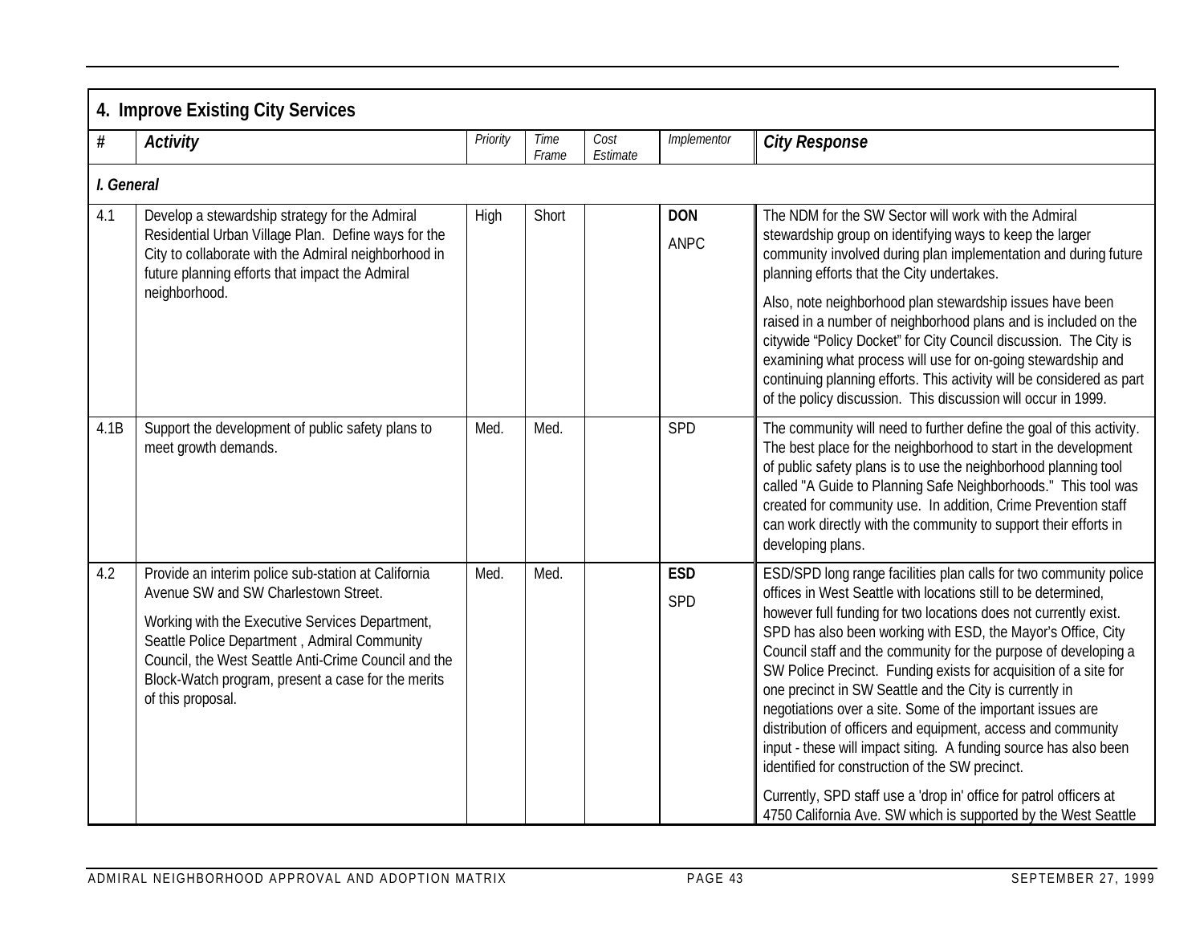## 4. Improve Existing City Services

| # | *Activity* | *Priority* | *Time Frame* | *Cost Estimate* | *Implementor* | *City Response* |
|---|---|---|---|---|---|---|
| ***I. General*** | | | | | | |
| 4.1 | Develop a stewardship strategy for the Admiral Residential Urban Village Plan. Define ways for the City to collaborate with the Admiral neighborhood in future planning efforts that impact the Admiral neighborhood. | High | Short | | **DON** ANPC | The NDM for the SW Sector will work with the Admiral stewardship group on identifying ways to keep the larger community involved during plan implementation and during future planning efforts that the City undertakes. Also, note neighborhood plan stewardship issues have been raised in a number of neighborhood plans and is included on the citywide "Policy Docket" for City Council discussion. The City is examining what process will use for on-going stewardship and continuing planning efforts. This activity will be considered as part of the policy discussion. This discussion will occur in 1999. |
| 4.1B | Support the development of public safety plans to meet growth demands. | Med. | Med. | | SPD | The community will need to further define the goal of this activity. The best place for the neighborhood to start in the development of public safety plans is to use the neighborhood planning tool called "A Guide to Planning Safe Neighborhoods." This tool was created for community use. In addition, Crime Prevention staff can work directly with the community to support their efforts in developing plans. |
| 4.2 | Provide an interim police sub-station at California Avenue SW and SW Charlestown Street. Working with the Executive Services Department, Seattle Police Department , Admiral Community Council, the West Seattle Anti-Crime Council and the Block-Watch program, present a case for the merits of this proposal. | Med. | Med. | | **ESD** SPD | ESD/SPD long range facilities plan calls for two community police offices in West Seattle with locations still to be determined, however full funding for two locations does not currently exist. SPD has also been working with ESD, the Mayor's Office, City Council staff and the community for the purpose of developing a SW Police Precinct. Funding exists for acquisition of a site for one precinct in SW Seattle and the City is currently in negotiations over a site. Some of the important issues are distribution of officers and equipment, access and community input - these will impact siting. A funding source has also been identified for construction of the SW precinct. Currently, SPD staff use a 'drop in' office for patrol officers at 4750 California Ave. SW which is supported by the West Seattle |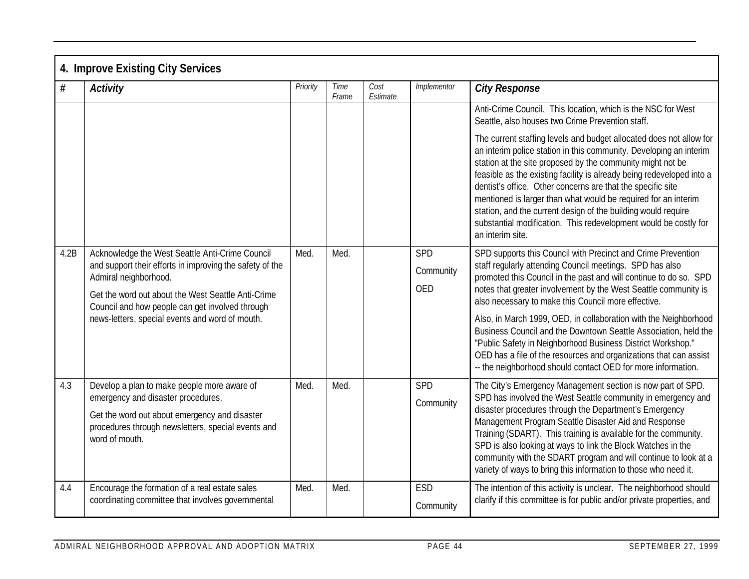## 4. Improve Existing City Services

| # | *Activity* | *Priority* | *Time Frame* | *Cost Estimate* | *Implementor* | *City Response* |
|---|---|---|---|---|---|---|
| | | | | | | Anti-Crime Council. This location, which is the NSC for West Seattle, also houses two Crime Prevention staff.<br><br>The current staffing levels and budget allocated does not allow for an interim police station in this community. Developing an interim station at the site proposed by the community might not be feasible as the existing facility is already being redeveloped into a dentist's office. Other concerns are that the specific site mentioned is larger than what would be required for an interim station, and the current design of the building would require substantial modification. This redevelopment would be costly for an interim site. |
| 4.2B | Acknowledge the West Seattle Anti-Crime Council and support their efforts in improving the safety of the Admiral neighborhood.<br><br>Get the word out about the West Seattle Anti-Crime Council and how people can get involved through news-letters, special events and word of mouth. | Med. | Med. | | SPD<br>Community<br>OED | SPD supports this Council with Precinct and Crime Prevention staff regularly attending Council meetings. SPD has also promoted this Council in the past and will continue to do so. SPD notes that greater involvement by the West Seattle community is also necessary to make this Council more effective.<br><br>Also, in March 1999, OED, in collaboration with the Neighborhood Business Council and the Downtown Seattle Association, held the "Public Safety in Neighborhood Business District Workshop." OED has a file of the resources and organizations that can assist -- the neighborhood should contact OED for more information. |
| 4.3 | Develop a plan to make people more aware of emergency and disaster procedures.<br><br>Get the word out about emergency and disaster procedures through newsletters, special events and word of mouth. | Med. | Med. | | SPD<br>Community | The City's Emergency Management section is now part of SPD. SPD has involved the West Seattle community in emergency and disaster procedures through the Department's Emergency Management Program Seattle Disaster Aid and Response Training (SDART). This training is available for the community. SPD is also looking at ways to link the Block Watches in the community with the SDART program and will continue to look at a variety of ways to bring this information to those who need it. |
| 4.4 | Encourage the formation of a real estate sales coordinating committee that involves governmental | Med. | Med. | | ESD<br>Community | The intention of this activity is unclear. The neighborhood should clarify if this committee is for public and/or private properties, and |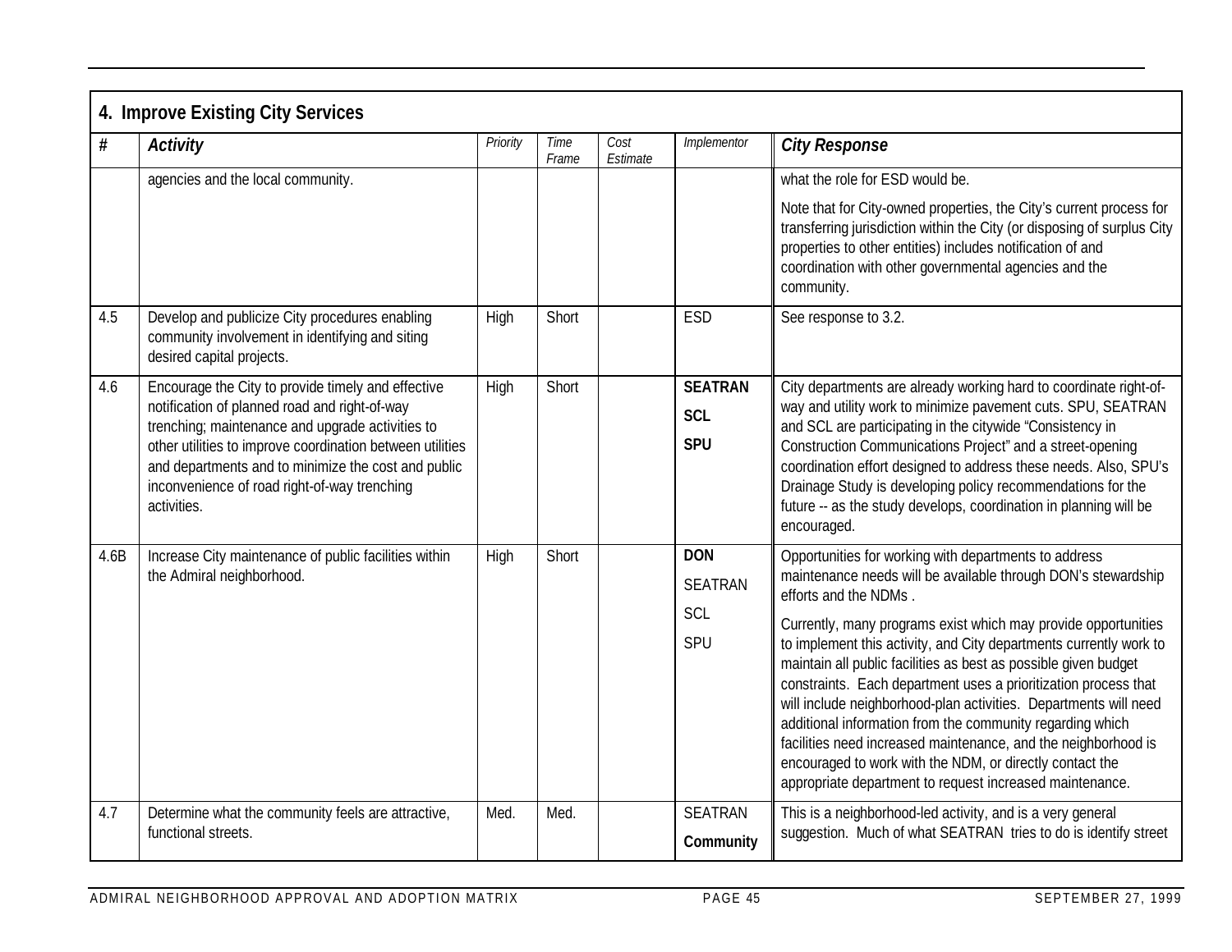## 4. Improve Existing City Services

| # | *Activity* | *Priority* | *Time Frame* | *Cost Estimate* | *Implementor* | *City Response* |
|---|---|---|---|---|---|---|
| | agencies and the local community. | | | | | what the role for ESD would be.<br><br>Note that for City-owned properties, the City's current process for transferring jurisdiction within the City (or disposing of surplus City properties to other entities) includes notification of and coordination with other governmental agencies and the community. |
| 4.5 | Develop and publicize City procedures enabling community involvement in identifying and siting desired capital projects. | High | Short | | ESD | See response to 3.2. |
| 4.6 | Encourage the City to provide timely and effective notification of planned road and right-of-way trenching; maintenance and upgrade activities to other utilities to improve coordination between utilities and departments and to minimize the cost and public inconvenience of road right-of-way trenching activities. | High | Short | | **SEATRAN**<br>**SCL**<br>**SPU** | City departments are already working hard to coordinate right-of-way and utility work to minimize pavement cuts. SPU, SEATRAN and SCL are participating in the citywide "Consistency in Construction Communications Project" and a street-opening coordination effort designed to address these needs. Also, SPU's Drainage Study is developing policy recommendations for the future -- as the study develops, coordination in planning will be encouraged. |
| 4.6B | Increase City maintenance of public facilities within the Admiral neighborhood. | High | Short | | **DON**<br>SEATRAN<br>SCL<br>SPU | Opportunities for working with departments to address maintenance needs will be available through DON's stewardship efforts and the NDMs .<br><br>Currently, many programs exist which may provide opportunities to implement this activity, and City departments currently work to maintain all public facilities as best as possible given budget constraints. Each department uses a prioritization process that will include neighborhood-plan activities. Departments will need additional information from the community regarding which facilities need increased maintenance, and the neighborhood is encouraged to work with the NDM, or directly contact the appropriate department to request increased maintenance. |
| 4.7 | Determine what the community feels are attractive, functional streets. | Med. | Med. | | SEATRAN<br>**Community** | This is a neighborhood-led activity, and is a very general suggestion. Much of what SEATRAN tries to do is identify street |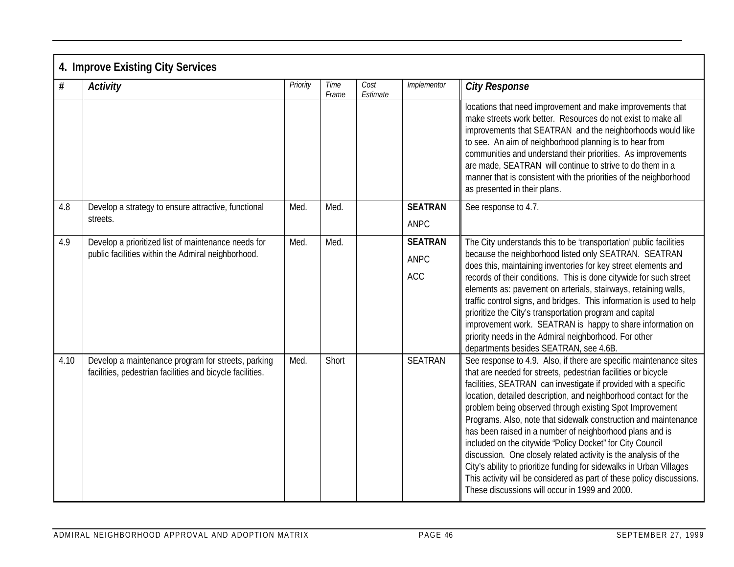| 4. Improve Existing City Services | | | | | | |
|---|---|---|---|---|---|---|
| **#** | **Activity** | *Priority* | *Time Frame* | *Cost Estimate* | *Implementor* | **City Response** |
| | | | | | | locations that need improvement and make improvements that make streets work better. Resources do not exist to make all improvements that SEATRAN and the neighborhoods would like to see. An aim of neighborhood planning is to hear from communities and understand their priorities. As improvements are made, SEATRAN will continue to strive to do them in a manner that is consistent with the priorities of the neighborhood as presented in their plans. |
| 4.8 | Develop a strategy to ensure attractive, functional streets. | Med. | Med. | | **SEATRAN** ANPC | See response to 4.7. |
| 4.9 | Develop a prioritized list of maintenance needs for public facilities within the Admiral neighborhood. | Med. | Med. | | **SEATRAN** ANPC ACC | The City understands this to be 'transportation' public facilities because the neighborhood listed only SEATRAN. SEATRAN does this, maintaining inventories for key street elements and records of their conditions. This is done citywide for such street elements as: pavement on arterials, stairways, retaining walls, traffic control signs, and bridges. This information is used to help prioritize the City's transportation program and capital improvement work. SEATRAN is happy to share information on priority needs in the Admiral neighborhood. For other departments besides SEATRAN, see 4.6B. |
| 4.10 | Develop a maintenance program for streets, parking facilities, pedestrian facilities and bicycle facilities. | Med. | Short | | SEATRAN | See response to 4.9. Also, if there are specific maintenance sites that are needed for streets, pedestrian facilities or bicycle facilities, SEATRAN can investigate if provided with a specific location, detailed description, and neighborhood contact for the problem being observed through existing Spot Improvement Programs. Also, note that sidewalk construction and maintenance has been raised in a number of neighborhood plans and is included on the citywide "Policy Docket" for City Council discussion. One closely related activity is the analysis of the City's ability to prioritize funding for sidewalks in Urban Villages This activity will be considered as part of these policy discussions. These discussions will occur in 1999 and 2000. |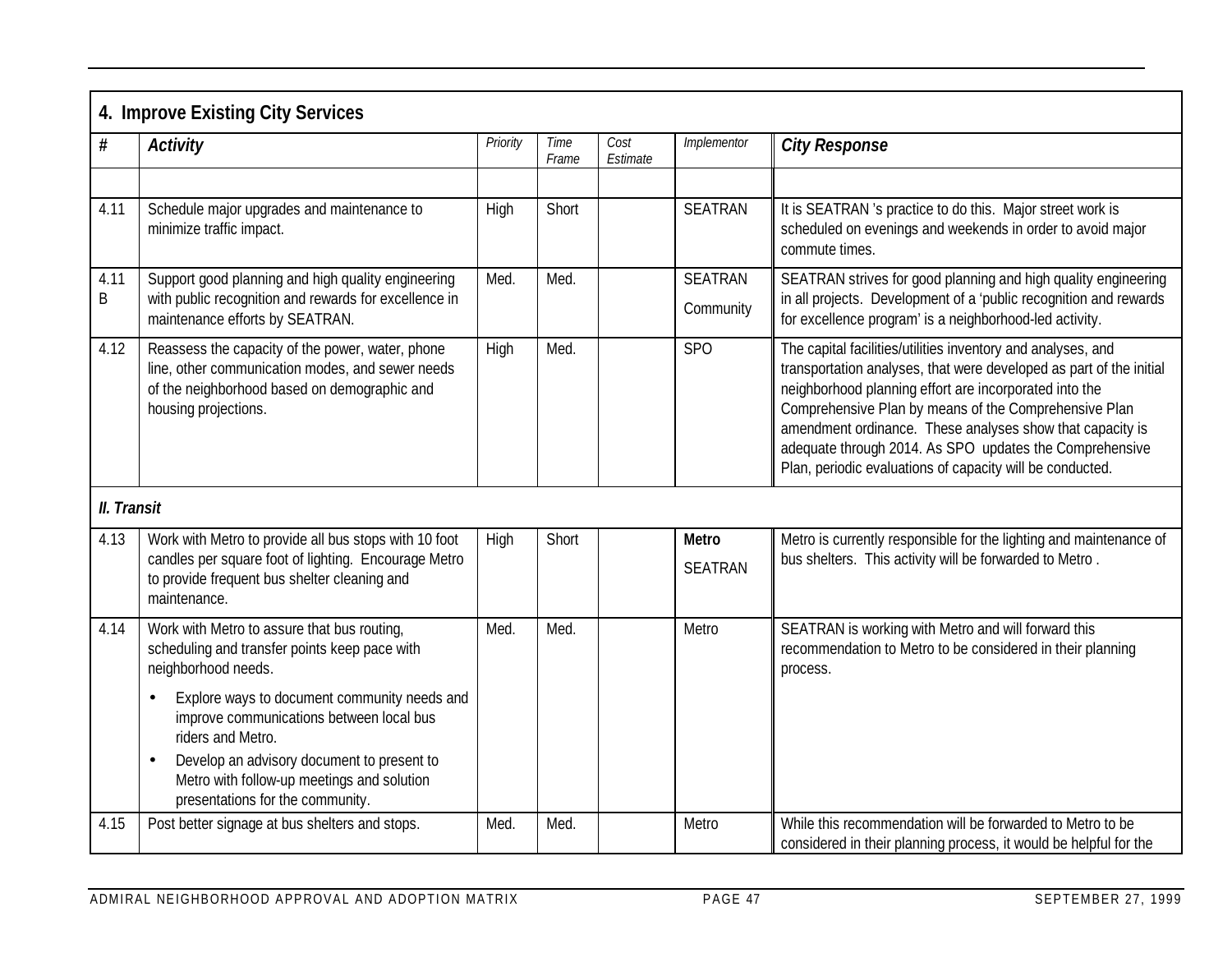## 4. Improve Existing City Services

| # | Activity | Priority | Time Frame | Cost Estimate | Implementor | City Response |
|---|---|---|---|---|---|---|
| | | | | | | |
| 4.11 | Schedule major upgrades and maintenance to minimize traffic impact. | High | Short | | SEATRAN | It is SEATRAN 's practice to do this. Major street work is scheduled on evenings and weekends in order to avoid major commute times. |
| 4.11 B | Support good planning and high quality engineering with public recognition and rewards for excellence in maintenance efforts by SEATRAN. | Med. | Med. | | SEATRAN<br>Community | SEATRAN strives for good planning and high quality engineering in all projects. Development of a 'public recognition and rewards for excellence program' is a neighborhood-led activity. |
| 4.12 | Reassess the capacity of the power, water, phone line, other communication modes, and sewer needs of the neighborhood based on demographic and housing projections. | High | Med. | | SPO | The capital facilities/utilities inventory and analyses, and transportation analyses, that were developed as part of the initial neighborhood planning effort are incorporated into the Comprehensive Plan by means of the Comprehensive Plan amendment ordinance. These analyses show that capacity is adequate through 2014. As SPO updates the Comprehensive Plan, periodic evaluations of capacity will be conducted. |
| ***II. Transit*** | | | | | | |
| 4.13 | Work with Metro to provide all bus stops with 10 foot candles per square foot of lighting. Encourage Metro to provide frequent bus shelter cleaning and maintenance. | High | Short | | **Metro**<br>SEATRAN | Metro is currently responsible for the lighting and maintenance of bus shelters. This activity will be forwarded to Metro . |
| 4.14 | Work with Metro to assure that bus routing, scheduling and transfer points keep pace with neighborhood needs.<br>• Explore ways to document community needs and improve communications between local bus riders and Metro.<br>• Develop an advisory document to present to Metro with follow-up meetings and solution presentations for the community. | Med. | Med. | | Metro | SEATRAN is working with Metro and will forward this recommendation to Metro to be considered in their planning process. |
| 4.15 | Post better signage at bus shelters and stops. | Med. | Med. | | Metro | While this recommendation will be forwarded to Metro to be considered in their planning process, it would be helpful for the |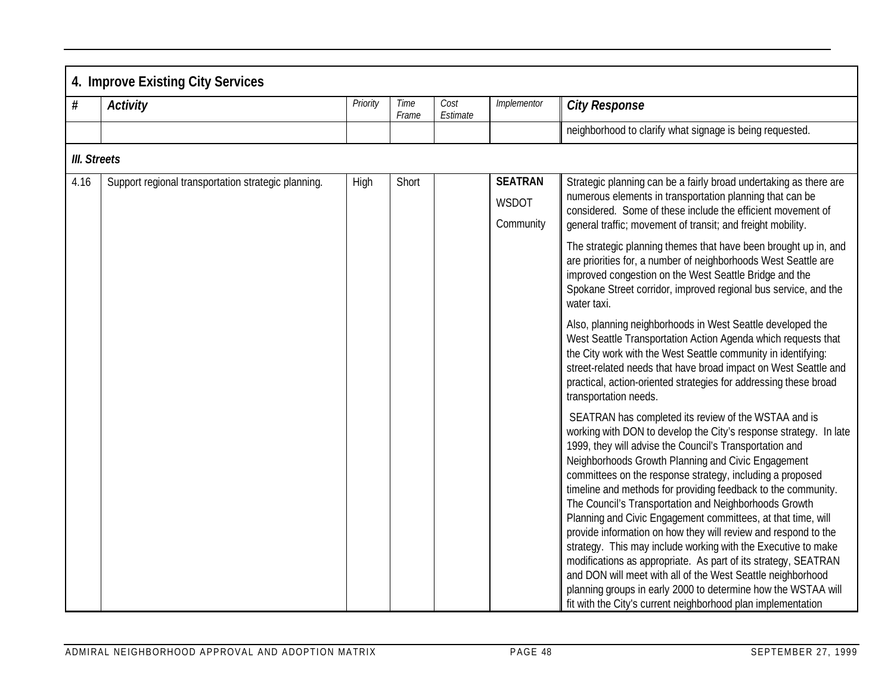## 4. Improve Existing City Services

| # | Activity | Priority | Time Frame | Cost Estimate | Implementor | City Response |
|---|---|---|---|---|---|---|
| | | | | | | neighborhood to clarify what signage is being requested. |
| ***III. Streets*** | | | | | | |
| 4.16 | Support regional transportation strategic planning. | High | Short | | **SEATRAN**<br>WSDOT<br>Community | Strategic planning can be a fairly broad undertaking as there are numerous elements in transportation planning that can be considered. Some of these include the efficient movement of general traffic; movement of transit; and freight mobility.<br><br>The strategic planning themes that have been brought up in, and are priorities for, a number of neighborhoods West Seattle are improved congestion on the West Seattle Bridge and the Spokane Street corridor, improved regional bus service, and the water taxi.<br><br>Also, planning neighborhoods in West Seattle developed the West Seattle Transportation Action Agenda which requests that the City work with the West Seattle community in identifying: street-related needs that have broad impact on West Seattle and practical, action-oriented strategies for addressing these broad transportation needs.<br><br>SEATRAN has completed its review of the WSTAA and is working with DON to develop the City's response strategy. In late 1999, they will advise the Council's Transportation and Neighborhoods Growth Planning and Civic Engagement committees on the response strategy, including a proposed timeline and methods for providing feedback to the community. The Council's Transportation and Neighborhoods Growth Planning and Civic Engagement committees, at that time, will provide information on how they will review and respond to the strategy. This may include working with the Executive to make modifications as appropriate. As part of its strategy, SEATRAN and DON will meet with all of the West Seattle neighborhood planning groups in early 2000 to determine how the WSTAA will fit with the City's current neighborhood plan implementation |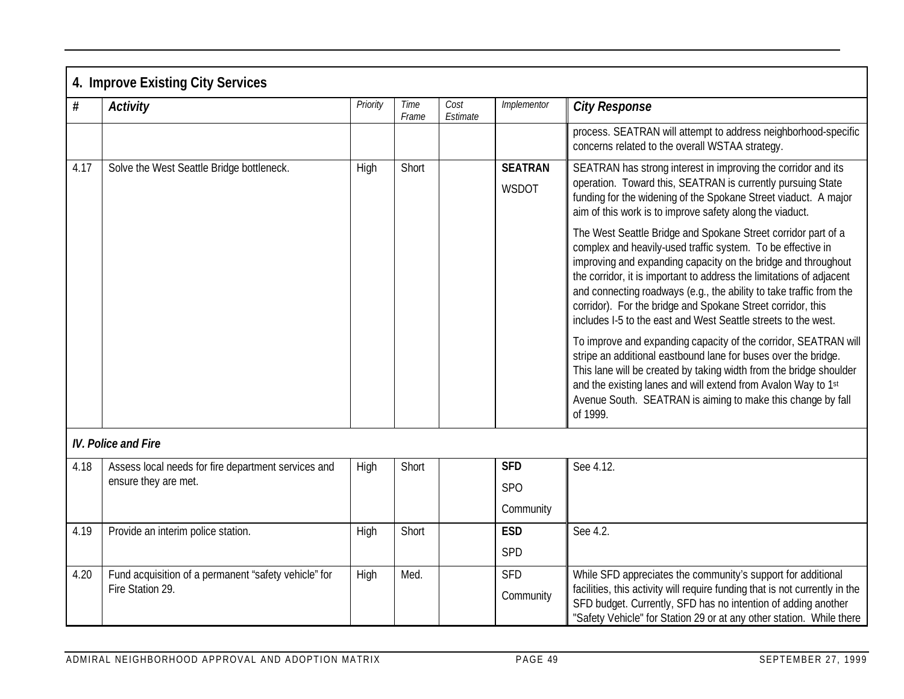## 4. Improve Existing City Services

| # | *Activity* | *Priority* | *Time Frame* | *Cost Estimate* | *Implementor* | *City Response* |
|---|---|---|---|---|---|---|
| | | | | | | process. SEATRAN will attempt to address neighborhood-specific concerns related to the overall WSTAA strategy. |
| 4.17 | Solve the West Seattle Bridge bottleneck. | High | Short | | **SEATRAN** WSDOT | SEATRAN has strong interest in improving the corridor and its operation. Toward this, SEATRAN is currently pursuing State funding for the widening of the Spokane Street viaduct. A major aim of this work is to improve safety along the viaduct. The West Seattle Bridge and Spokane Street corridor part of a complex and heavily-used traffic system. To be effective in improving and expanding capacity on the bridge and throughout the corridor, it is important to address the limitations of adjacent and connecting roadways (e.g., the ability to take traffic from the corridor). For the bridge and Spokane Street corridor, this includes I-5 to the east and West Seattle streets to the west. To improve and expanding capacity of the corridor, SEATRAN will stripe an additional eastbound lane for buses over the bridge. This lane will be created by taking width from the bridge shoulder and the existing lanes and will extend from Avalon Way to 1st Avenue South. SEATRAN is aiming to make this change by fall of 1999. |
| ***IV. Police and Fire*** | | | | | | |
| 4.18 | Assess local needs for fire department services and ensure they are met. | High | Short | | **SFD** SPO Community | See 4.12. |
| 4.19 | Provide an interim police station. | High | Short | | **ESD** SPD | See 4.2. |
| 4.20 | Fund acquisition of a permanent "safety vehicle" for Fire Station 29. | High | Med. | | SFD Community | While SFD appreciates the community's support for additional facilities, this activity will require funding that is not currently in the SFD budget. Currently, SFD has no intention of adding another "Safety Vehicle" for Station 29 or at any other station. While there |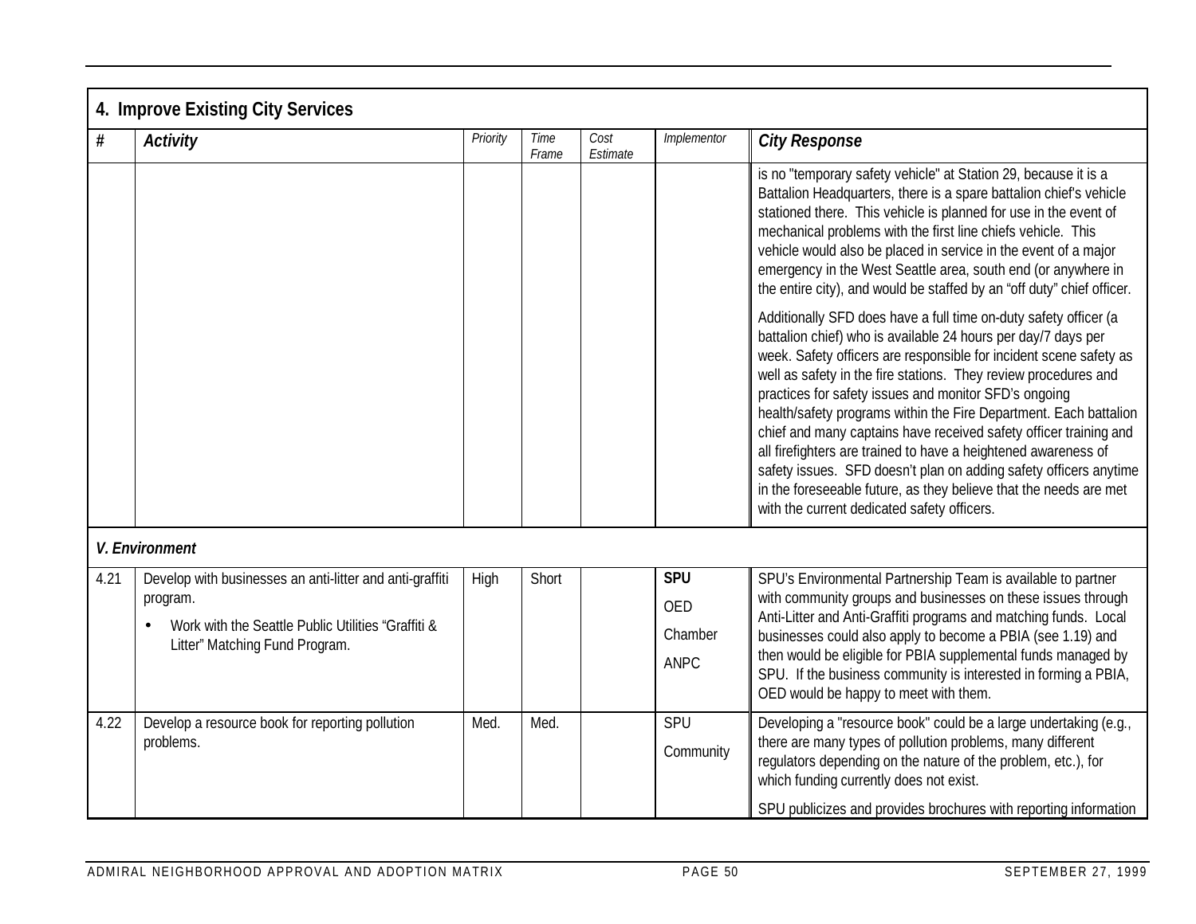## 4. Improve Existing City Services

| # | Activity | Priority | Time Frame | Cost Estimate | Implementor | City Response |
|---|---|---|---|---|---|---|
| | | | | | | is no "temporary safety vehicle" at Station 29, because it is a Battalion Headquarters, there is a spare battalion chief's vehicle stationed there. This vehicle is planned for use in the event of mechanical problems with the first line chiefs vehicle. This vehicle would also be placed in service in the event of a major emergency in the West Seattle area, south end (or anywhere in the entire city), and would be staffed by an "off duty" chief officer.<br><br>Additionally SFD does have a full time on-duty safety officer (a battalion chief) who is available 24 hours per day/7 days per week. Safety officers are responsible for incident scene safety as well as safety in the fire stations. They review procedures and practices for safety issues and monitor SFD's ongoing health/safety programs within the Fire Department. Each battalion chief and many captains have received safety officer training and all firefighters are trained to have a heightened awareness of safety issues. SFD doesn't plan on adding safety officers anytime in the foreseeable future, as they believe that the needs are met with the current dedicated safety officers. |
| ***V. Environment*** | | | | | | |
| 4.21 | Develop with businesses an anti-litter and anti-graffiti program.<br>• Work with the Seattle Public Utilities "Graffiti & Litter" Matching Fund Program. | High | Short | | **SPU**<br>OED<br>Chamber<br>ANPC | SPU's Environmental Partnership Team is available to partner with community groups and businesses on these issues through Anti-Litter and Anti-Graffiti programs and matching funds. Local businesses could also apply to become a PBIA (see 1.19) and then would be eligible for PBIA supplemental funds managed by SPU. If the business community is interested in forming a PBIA, OED would be happy to meet with them. |
| 4.22 | Develop a resource book for reporting pollution problems. | Med. | Med. | | SPU<br>Community | Developing a "resource book" could be a large undertaking (e.g., there are many types of pollution problems, many different regulators depending on the nature of the problem, etc.), for which funding currently does not exist.<br><br>SPU publicizes and provides brochures with reporting information |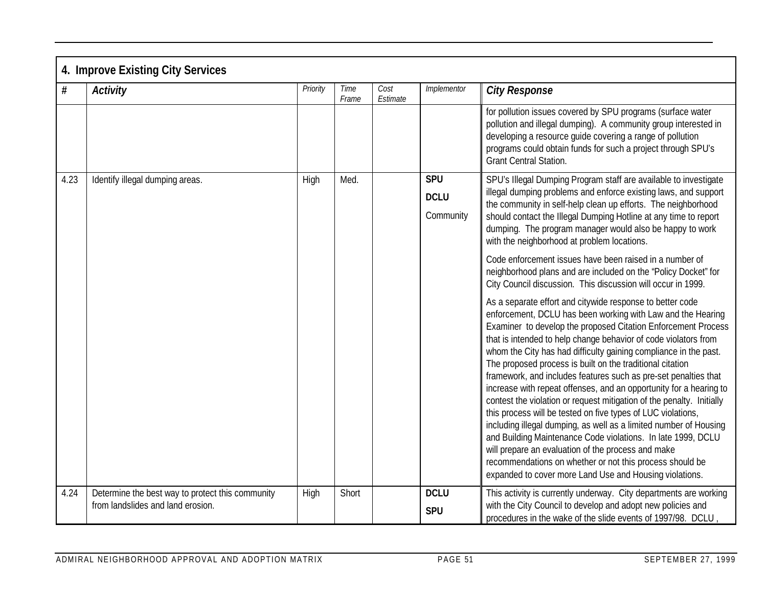## 4. Improve Existing City Services

| # | Activity | Priority | Time Frame | Cost Estimate | Implementor | City Response |
|---|---|---|---|---|---|---|
| | | | | | | for pollution issues covered by SPU programs (surface water pollution and illegal dumping). A community group interested in developing a resource guide covering a range of pollution programs could obtain funds for such a project through SPU's Grant Central Station. |
| 4.23 | Identify illegal dumping areas. | High | Med. | | **SPU**<br>**DCLU**<br>Community | SPU's Illegal Dumping Program staff are available to investigate illegal dumping problems and enforce existing laws, and support the community in self-help clean up efforts. The neighborhood should contact the Illegal Dumping Hotline at any time to report dumping. The program manager would also be happy to work with the neighborhood at problem locations.<br><br>Code enforcement issues have been raised in a number of neighborhood plans and are included on the "Policy Docket" for City Council discussion. This discussion will occur in 1999.<br><br>As a separate effort and citywide response to better code enforcement, DCLU has been working with Law and the Hearing Examiner to develop the proposed Citation Enforcement Process that is intended to help change behavior of code violators from whom the City has had difficulty gaining compliance in the past. The proposed process is built on the traditional citation framework, and includes features such as pre-set penalties that increase with repeat offenses, and an opportunity for a hearing to contest the violation or request mitigation of the penalty. Initially this process will be tested on five types of LUC violations, including illegal dumping, as well as a limited number of Housing and Building Maintenance Code violations. In late 1999, DCLU will prepare an evaluation of the process and make recommendations on whether or not this process should be expanded to cover more Land Use and Housing violations. |
| 4.24 | Determine the best way to protect this community from landslides and land erosion. | High | Short | | **DCLU**<br>**SPU** | This activity is currently underway. City departments are working with the City Council to develop and adopt new policies and procedures in the wake of the slide events of 1997/98. DCLU , |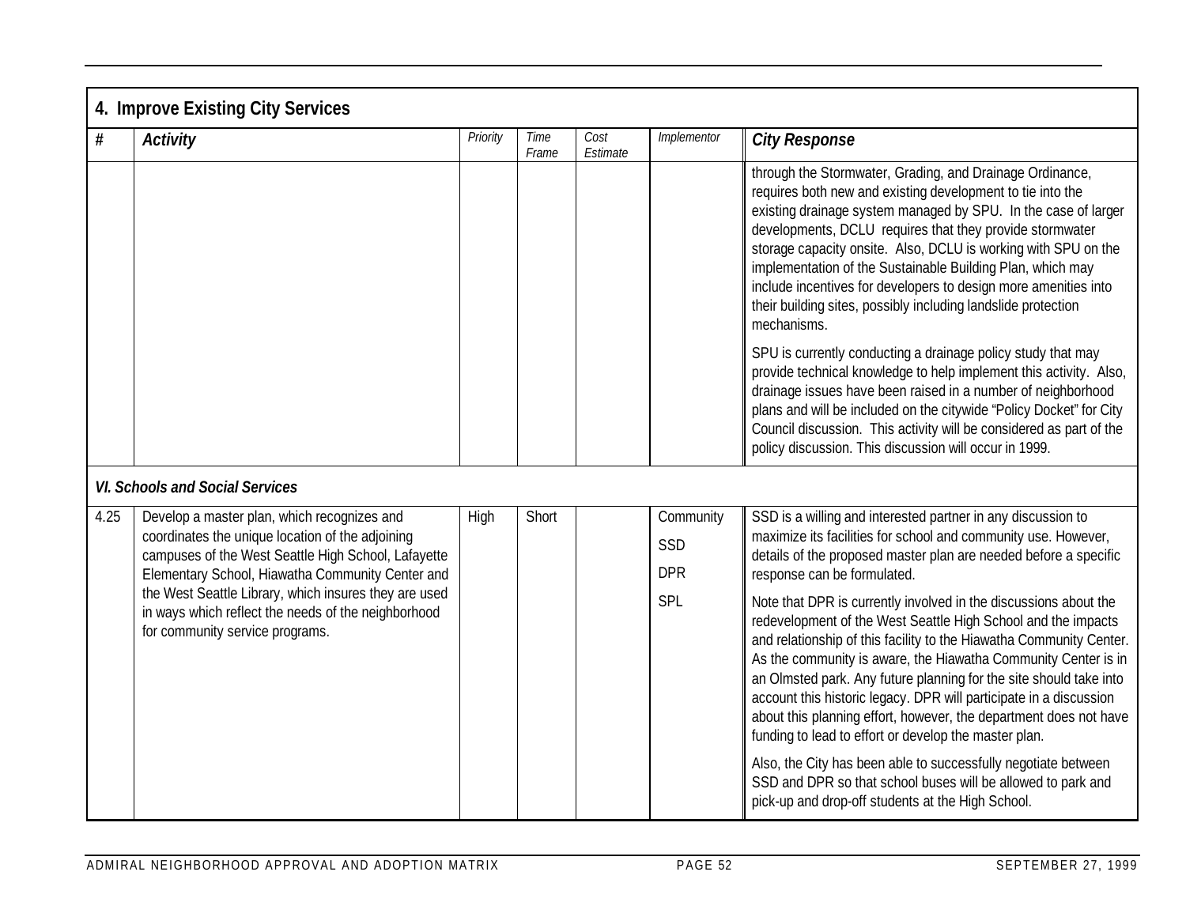## 4. Improve Existing City Services

| # | Activity | Priority | Time Frame | Cost Estimate | Implementor | City Response |
|---|---|---|---|---|---|---|
| | | | | | | through the Stormwater, Grading, and Drainage Ordinance, requires both new and existing development to tie into the existing drainage system managed by SPU. In the case of larger developments, DCLU requires that they provide stormwater storage capacity onsite. Also, DCLU is working with SPU on the implementation of the Sustainable Building Plan, which may include incentives for developers to design more amenities into their building sites, possibly including landslide protection mechanisms.<br><br>SPU is currently conducting a drainage policy study that may provide technical knowledge to help implement this activity. Also, drainage issues have been raised in a number of neighborhood plans and will be included on the citywide "Policy Docket" for City Council discussion. This activity will be considered as part of the policy discussion. This discussion will occur in 1999. |
| ***VI. Schools and Social Services*** | | | | | | |
| 4.25 | Develop a master plan, which recognizes and coordinates the unique location of the adjoining campuses of the West Seattle High School, Lafayette Elementary School, Hiawatha Community Center and the West Seattle Library, which insures they are used in ways which reflect the needs of the neighborhood for community service programs. | High | Short | | Community<br>SSD<br>DPR<br>SPL | SSD is a willing and interested partner in any discussion to maximize its facilities for school and community use. However, details of the proposed master plan are needed before a specific response can be formulated.<br><br>Note that DPR is currently involved in the discussions about the redevelopment of the West Seattle High School and the impacts and relationship of this facility to the Hiawatha Community Center. As the community is aware, the Hiawatha Community Center is in an Olmsted park. Any future planning for the site should take into account this historic legacy. DPR will participate in a discussion about this planning effort, however, the department does not have funding to lead to effort or develop the master plan.<br><br>Also, the City has been able to successfully negotiate between SSD and DPR so that school buses will be allowed to park and pick-up and drop-off students at the High School. |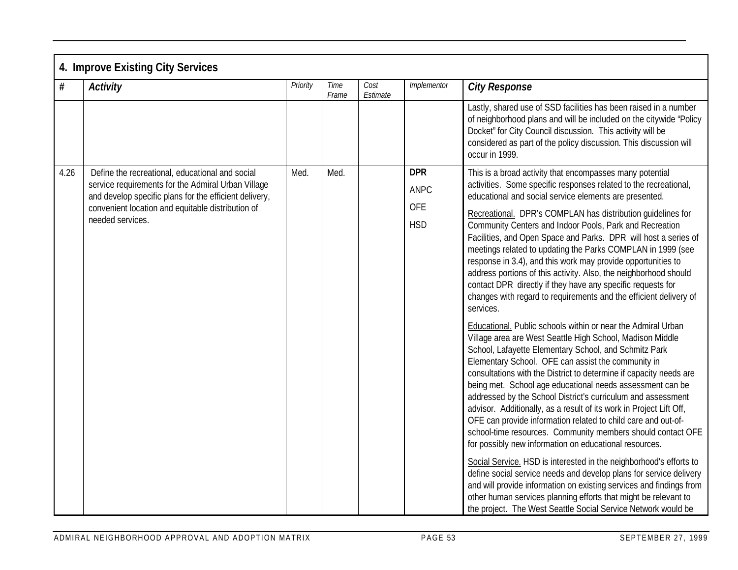## 4. Improve Existing City Services

| # | *Activity* | *Priority* | *Time Frame* | *Cost Estimate* | *Implementor* | *City Response* |
|---|---|---|---|---|---|---|
| | | | | | | Lastly, shared use of SSD facilities has been raised in a number of neighborhood plans and will be included on the citywide "Policy Docket" for City Council discussion. This activity will be considered as part of the policy discussion. This discussion will occur in 1999. |
| 4.26 | Define the recreational, educational and social service requirements for the Admiral Urban Village and develop specific plans for the efficient delivery, convenient location and equitable distribution of needed services. | Med. | Med. | | **DPR**<br>ANPC<br>OFE<br>HSD | This is a broad activity that encompasses many potential activities. Some specific responses related to the recreational, educational and social service elements are presented.<br><br><u>Recreational.</u> DPR's COMPLAN has distribution guidelines for Community Centers and Indoor Pools, Park and Recreation Facilities, and Open Space and Parks. DPR will host a series of meetings related to updating the Parks COMPLAN in 1999 (see response in 3.4), and this work may provide opportunities to address portions of this activity. Also, the neighborhood should contact DPR directly if they have any specific requests for changes with regard to requirements and the efficient delivery of services.<br><br><u>Educational.</u> Public schools within or near the Admiral Urban Village area are West Seattle High School, Madison Middle School, Lafayette Elementary School, and Schmitz Park Elementary School. OFE can assist the community in consultations with the District to determine if capacity needs are being met. School age educational needs assessment can be addressed by the School District's curriculum and assessment advisor. Additionally, as a result of its work in Project Lift Off, OFE can provide information related to child care and out-of-school-time resources. Community members should contact OFE for possibly new information on educational resources.<br><br><u>Social Service.</u> HSD is interested in the neighborhood's efforts to define social service needs and develop plans for service delivery and will provide information on existing services and findings from other human services planning efforts that might be relevant to the project. The West Seattle Social Service Network would be |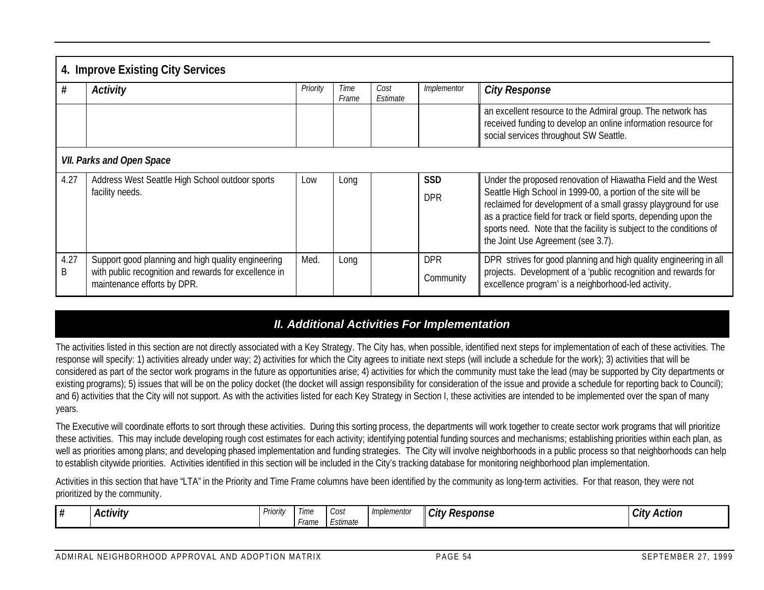| 4. Improve Existing City Services | | | | | |
|---|---|---|---|---|---|
| **#** | **Activity** | *Priority* | *Time Frame* | *Cost Estimate* | *Implementor* | **City Response** |
| | | | | | | an excellent resource to the Admiral group. The network has received funding to develop an online information resource for social services throughout SW Seattle. |
| ***VII. Parks and Open Space*** | | | | | | |
| 4.27 | Address West Seattle High School outdoor sports facility needs. | Low | Long | | **SSD** DPR | Under the proposed renovation of Hiawatha Field and the West Seattle High School in 1999-00, a portion of the site will be reclaimed for development of a small grassy playground for use as a practice field for track or field sports, depending upon the sports need. Note that the facility is subject to the conditions of the Joint Use Agreement (see 3.7). |
| 4.27 B | Support good planning and high quality engineering with public recognition and rewards for excellence in maintenance efforts by DPR. | Med. | Long | | DPR Community | DPR strives for good planning and high quality engineering in all projects. Development of a 'public recognition and rewards for excellence program' is a neighborhood-led activity. |

## *II. Additional Activities For Implementation*

The activities listed in this section are not directly associated with a Key Strategy. The City has, when possible, identified next steps for implementation of each of these activities. The response will specify: 1) activities already under way; 2) activities for which the City agrees to initiate next steps (will include a schedule for the work); 3) activities that will be considered as part of the sector work programs in the future as opportunities arise; 4) activities for which the community must take the lead (may be supported by City departments or existing programs); 5) issues that will be on the policy docket (the docket will assign responsibility for consideration of the issue and provide a schedule for reporting back to Council); and 6) activities that the City will not support. As with the activities listed for each Key Strategy in Section I, these activities are intended to be implemented over the span of many years.

The Executive will coordinate efforts to sort through these activities. During this sorting process, the departments will work together to create sector work programs that will prioritize these activities. This may include developing rough cost estimates for each activity; identifying potential funding sources and mechanisms; establishing priorities within each plan, as well as priorities among plans; and developing phased implementation and funding strategies. The City will involve neighborhoods in a public process so that neighborhoods can help to establish citywide priorities. Activities identified in this section will be included in the City's tracking database for monitoring neighborhood plan implementation.

Activities in this section that have "LTA" in the Priority and Time Frame columns have been identified by the community as long-term activities. For that reason, they were not prioritized by the community.

| # | Activity | *Priority* | *Time Frame* | *Cost Estimate* | *Implementor* | City Response | City Action |
|---|---|---|---|---|---|---|---|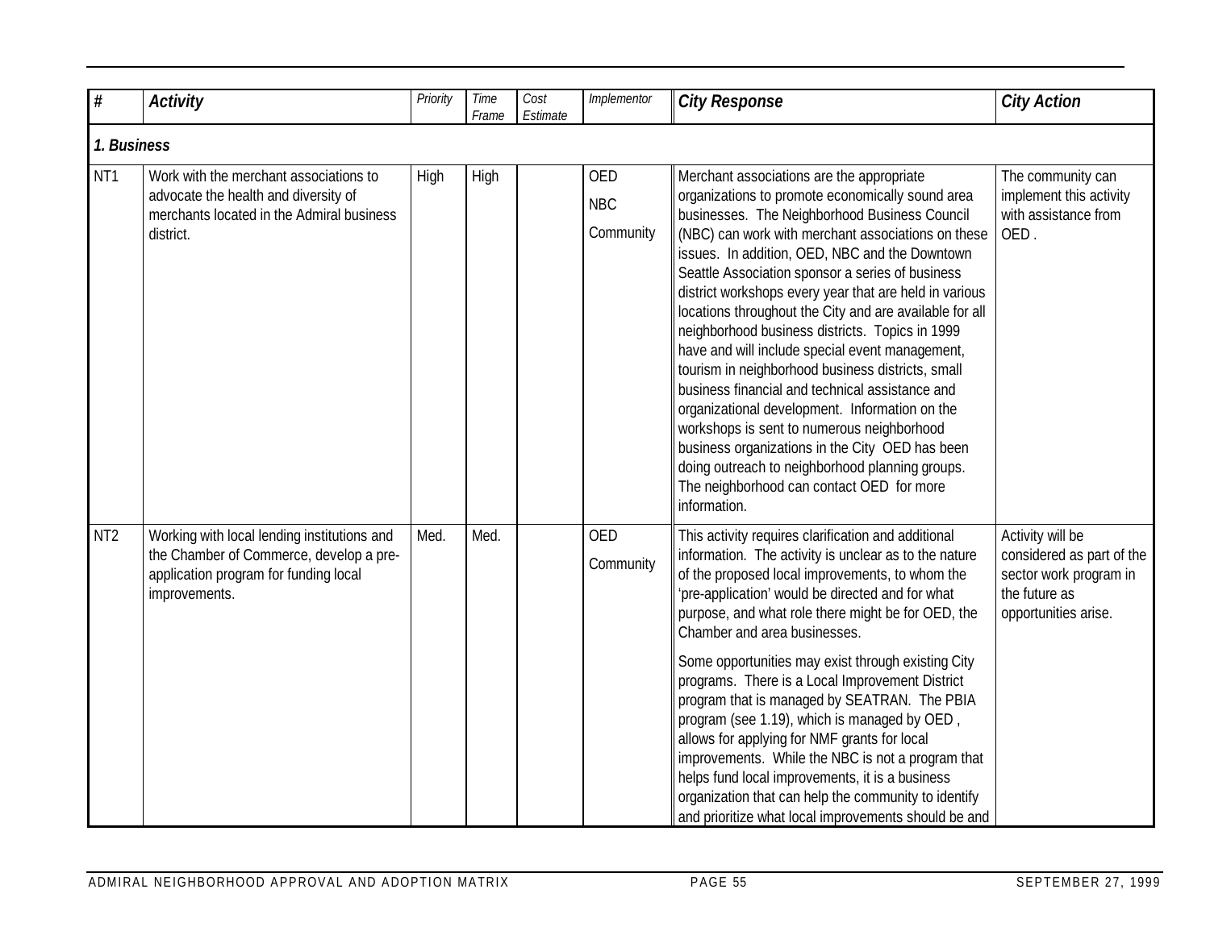| # | Activity | Priority | Time Frame | Cost Estimate | Implementor | City Response | City Action |
|---|---|---|---|---|---|---|---|
| ***1. Business*** | | | | | | | |
| NT1 | Work with the merchant associations to advocate the health and diversity of merchants located in the Admiral business district. | High | High | | OED<br>NBC<br>Community | Merchant associations are the appropriate organizations to promote economically sound area businesses. The Neighborhood Business Council (NBC) can work with merchant associations on these issues. In addition, OED, NBC and the Downtown Seattle Association sponsor a series of business district workshops every year that are held in various locations throughout the City and are available for all neighborhood business districts. Topics in 1999 have and will include special event management, tourism in neighborhood business districts, small business financial and technical assistance and organizational development. Information on the workshops is sent to numerous neighborhood business organizations in the City OED has been doing outreach to neighborhood planning groups. The neighborhood can contact OED for more information. | The community can implement this activity with assistance from OED . |
| NT2 | Working with local lending institutions and the Chamber of Commerce, develop a pre-application program for funding local improvements. | Med. | Med. | | OED<br>Community | This activity requires clarification and additional information. The activity is unclear as to the nature of the proposed local improvements, to whom the 'pre-application' would be directed and for what purpose, and what role there might be for OED, the Chamber and area businesses.<br><br>Some opportunities may exist through existing City programs. There is a Local Improvement District program that is managed by SEATRAN. The PBIA program (see 1.19), which is managed by OED , allows for applying for NMF grants for local improvements. While the NBC is not a program that helps fund local improvements, it is a business organization that can help the community to identify and prioritize what local improvements should be and | Activity will be considered as part of the sector work program in the future as opportunities arise. |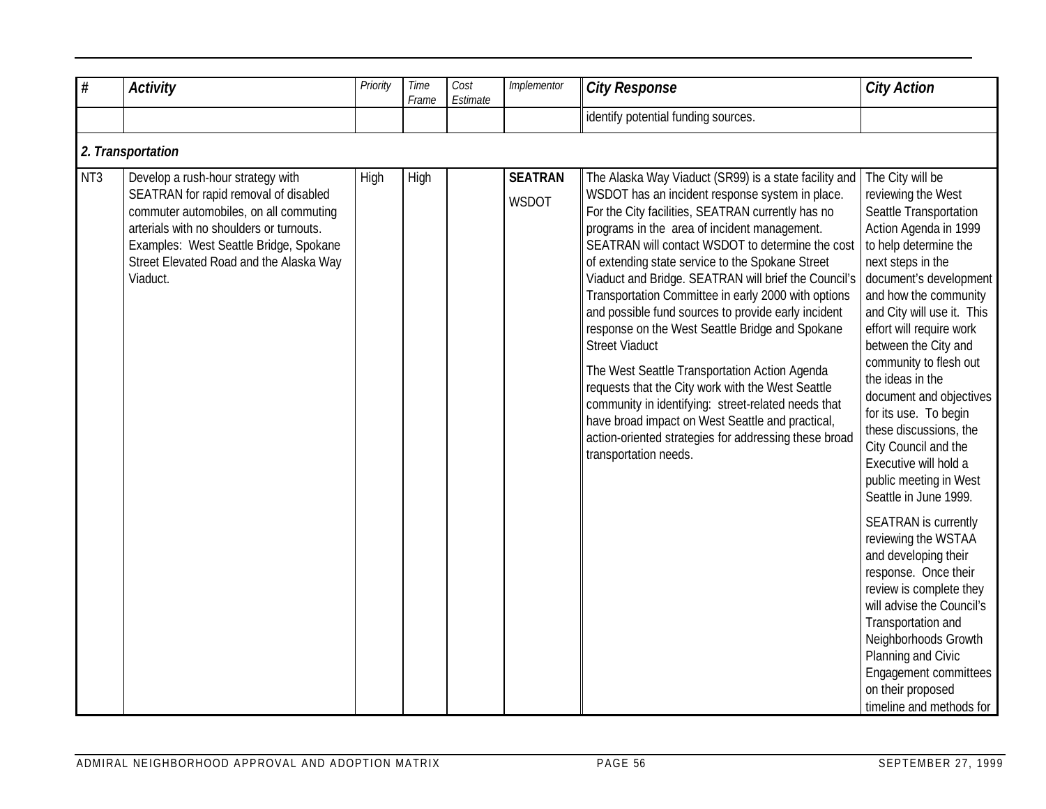| # | Activity | Priority | Time Frame | Cost Estimate | Implementor | City Response | City Action |
|---|---|---|---|---|---|---|---|
| | | | | | | identify potential funding sources. | |
| **2. Transportation** | | | | | | | |
| NT3 | Develop a rush-hour strategy with SEATRAN for rapid removal of disabled commuter automobiles, on all commuting arterials with no shoulders or turnouts. Examples: West Seattle Bridge, Spokane Street Elevated Road and the Alaska Way Viaduct. | High | High | | **SEATRAN** WSDOT | The Alaska Way Viaduct (SR99) is a state facility and WSDOT has an incident response system in place. For the City facilities, SEATRAN currently has no programs in the area of incident management. SEATRAN will contact WSDOT to determine the cost of extending state service to the Spokane Street Viaduct and Bridge. SEATRAN will brief the Council's Transportation Committee in early 2000 with options and possible fund sources to provide early incident response on the West Seattle Bridge and Spokane Street Viaduct<br><br>The West Seattle Transportation Action Agenda requests that the City work with the West Seattle community in identifying: street-related needs that have broad impact on West Seattle and practical, action-oriented strategies for addressing these broad transportation needs. | The City will be reviewing the West Seattle Transportation Action Agenda in 1999 to help determine the next steps in the document's development and how the community and City will use it. This effort will require work between the City and community to flesh out the ideas in the document and objectives for its use. To begin these discussions, the City Council and the Executive will hold a public meeting in West Seattle in June 1999.<br><br>SEATRAN is currently reviewing the WSTAA and developing their response. Once their review is complete they will advise the Council's Transportation and Neighborhoods Growth Planning and Civic Engagement committees on their proposed timeline and methods for |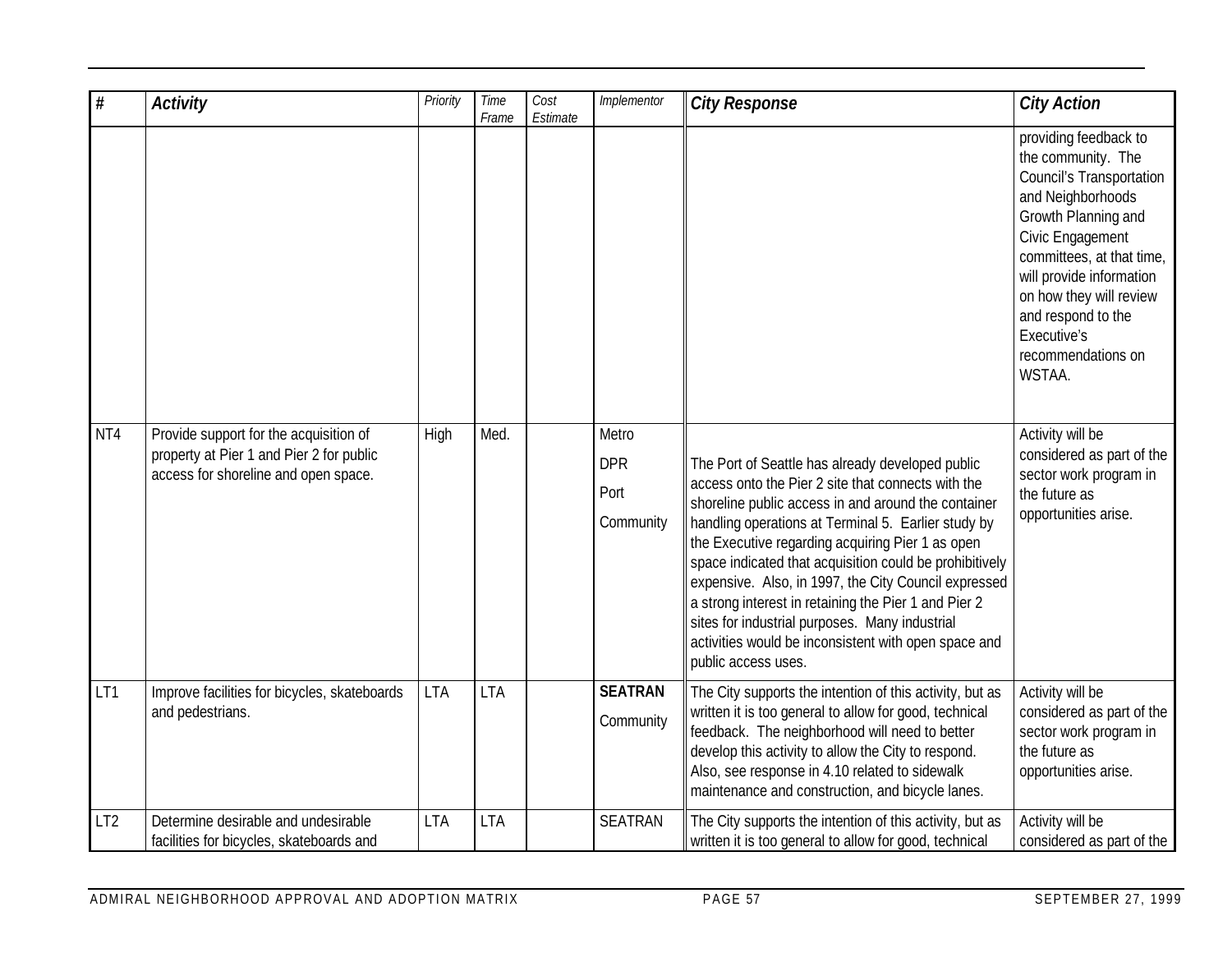| # | Activity | Priority | Time Frame | Cost Estimate | Implementor | City Response | City Action |
|---|---|---|---|---|---|---|---|
| | | | | | | | providing feedback to the community. The Council's Transportation and Neighborhoods Growth Planning and Civic Engagement committees, at that time, will provide information on how they will review and respond to the Executive's recommendations on WSTAA. |
| NT4 | Provide support for the acquisition of property at Pier 1 and Pier 2 for public access for shoreline and open space. | High | Med. | | Metro<br>DPR<br>Port<br>Community | The Port of Seattle has already developed public access onto the Pier 2 site that connects with the shoreline public access in and around the container handling operations at Terminal 5. Earlier study by the Executive regarding acquiring Pier 1 as open space indicated that acquisition could be prohibitively expensive. Also, in 1997, the City Council expressed a strong interest in retaining the Pier 1 and Pier 2 sites for industrial purposes. Many industrial activities would be inconsistent with open space and public access uses. | Activity will be considered as part of the sector work program in the future as opportunities arise. |
| LT1 | Improve facilities for bicycles, skateboards and pedestrians. | LTA | LTA | | **SEATRAN**<br>Community | The City supports the intention of this activity, but as written it is too general to allow for good, technical feedback. The neighborhood will need to better develop this activity to allow the City to respond. Also, see response in 4.10 related to sidewalk maintenance and construction, and bicycle lanes. | Activity will be considered as part of the sector work program in the future as opportunities arise. |
| LT2 | Determine desirable and undesirable facilities for bicycles, skateboards and | LTA | LTA | | SEATRAN | The City supports the intention of this activity, but as written it is too general to allow for good, technical | Activity will be considered as part of the |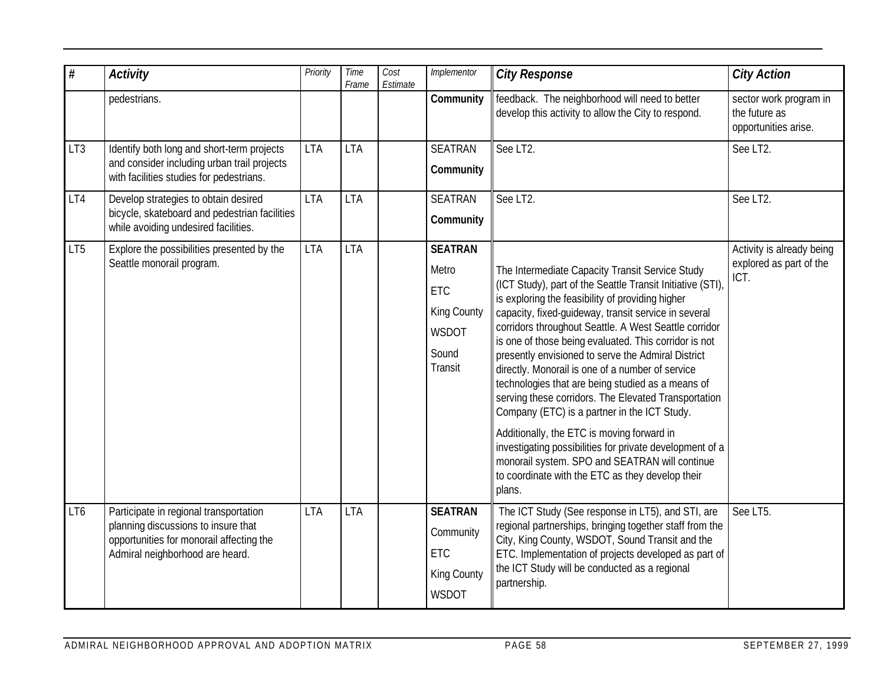| # | Activity | Priority | Time Frame | Cost Estimate | Implementor | City Response | City Action |
|---|---|---|---|---|---|---|---|
| | pedestrians. | | | | **Community** | feedback. The neighborhood will need to better develop this activity to allow the City to respond. | sector work program in the future as opportunities arise. |
| LT3 | Identify both long and short-term projects and consider including urban trail projects with facilities studies for pedestrians. | LTA | LTA | | SEATRAN<br>**Community** | See LT2. | See LT2. |
| LT4 | Develop strategies to obtain desired bicycle, skateboard and pedestrian facilities while avoiding undesired facilities. | LTA | LTA | | SEATRAN<br>**Community** | See LT2. | See LT2. |
| LT5 | Explore the possibilities presented by the Seattle monorail program. | LTA | LTA | | **SEATRAN**<br>Metro<br>ETC<br>King County<br>WSDOT<br>Sound Transit | The Intermediate Capacity Transit Service Study (ICT Study), part of the Seattle Transit Initiative (STI), is exploring the feasibility of providing higher capacity, fixed-guideway, transit service in several corridors throughout Seattle. A West Seattle corridor is one of those being evaluated. This corridor is not presently envisioned to serve the Admiral District directly. Monorail is one of a number of service technologies that are being studied as a means of serving these corridors. The Elevated Transportation Company (ETC) is a partner in the ICT Study.<br><br>Additionally, the ETC is moving forward in investigating possibilities for private development of a monorail system. SPO and SEATRAN will continue to coordinate with the ETC as they develop their plans. | Activity is already being explored as part of the ICT. |
| LT6 | Participate in regional transportation planning discussions to insure that opportunities for monorail affecting the Admiral neighborhood are heard. | LTA | LTA | | **SEATRAN**<br>Community<br>ETC<br>King County<br>WSDOT | The ICT Study (See response in LT5), and STI, are regional partnerships, bringing together staff from the City, King County, WSDOT, Sound Transit and the ETC. Implementation of projects developed as part of the ICT Study will be conducted as a regional partnership. | See LT5. |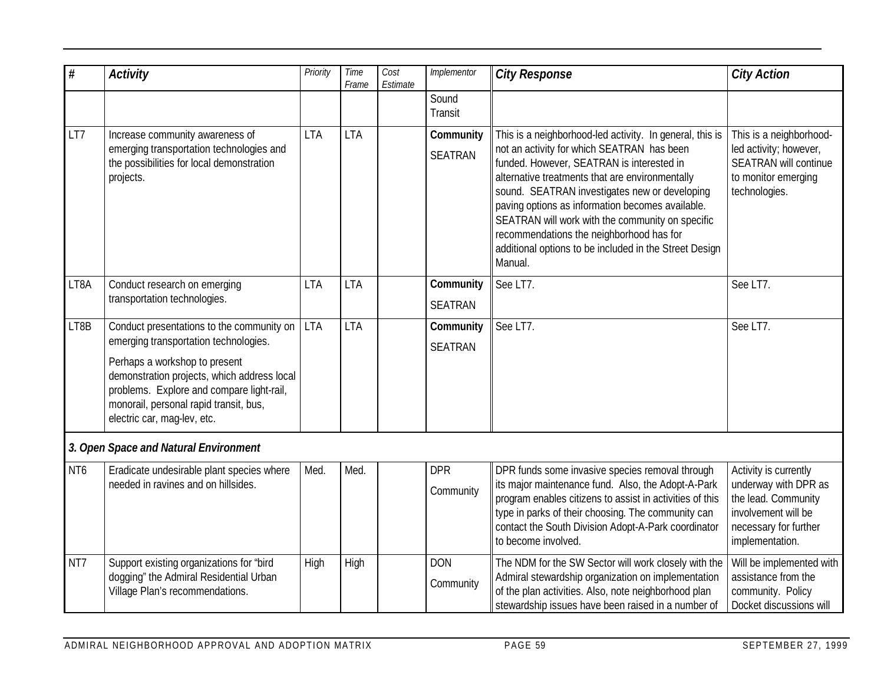| # | Activity | Priority | Time Frame | Cost Estimate | Implementor | City Response | City Action |
|---|---|---|---|---|---|---|---|
| | | | | | Sound Transit | | |
| LT7 | Increase community awareness of emerging transportation technologies and the possibilities for local demonstration projects. | LTA | LTA | | **Community** SEATRAN | This is a neighborhood-led activity. In general, this is not an activity for which SEATRAN has been funded. However, SEATRAN is interested in alternative treatments that are environmentally sound. SEATRAN investigates new or developing paving options as information becomes available. SEATRAN will work with the community on specific recommendations the neighborhood has for additional options to be included in the Street Design Manual. | This is a neighborhood-led activity; however, SEATRAN will continue to monitor emerging technologies. |
| LT8A | Conduct research on emerging transportation technologies. | LTA | LTA | | **Community** SEATRAN | See LT7. | See LT7. |
| LT8B | Conduct presentations to the community on emerging transportation technologies. Perhaps a workshop to present demonstration projects, which address local problems. Explore and compare light-rail, monorail, personal rapid transit, bus, electric car, mag-lev, etc. | LTA | LTA | | **Community** SEATRAN | See LT7. | See LT7. |
| ***3. Open Space and Natural Environment*** | | | | | | | |
| NT6 | Eradicate undesirable plant species where needed in ravines and on hillsides. | Med. | Med. | | DPR Community | DPR funds some invasive species removal through its major maintenance fund. Also, the Adopt-A-Park program enables citizens to assist in activities of this type in parks of their choosing. The community can contact the South Division Adopt-A-Park coordinator to become involved. | Activity is currently underway with DPR as the lead. Community involvement will be necessary for further implementation. |
| NT7 | Support existing organizations for "bird dogging" the Admiral Residential Urban Village Plan's recommendations. | High | High | | DON Community | The NDM for the SW Sector will work closely with the Admiral stewardship organization on implementation of the plan activities. Also, note neighborhood plan stewardship issues have been raised in a number of | Will be implemented with assistance from the community. Policy Docket discussions will |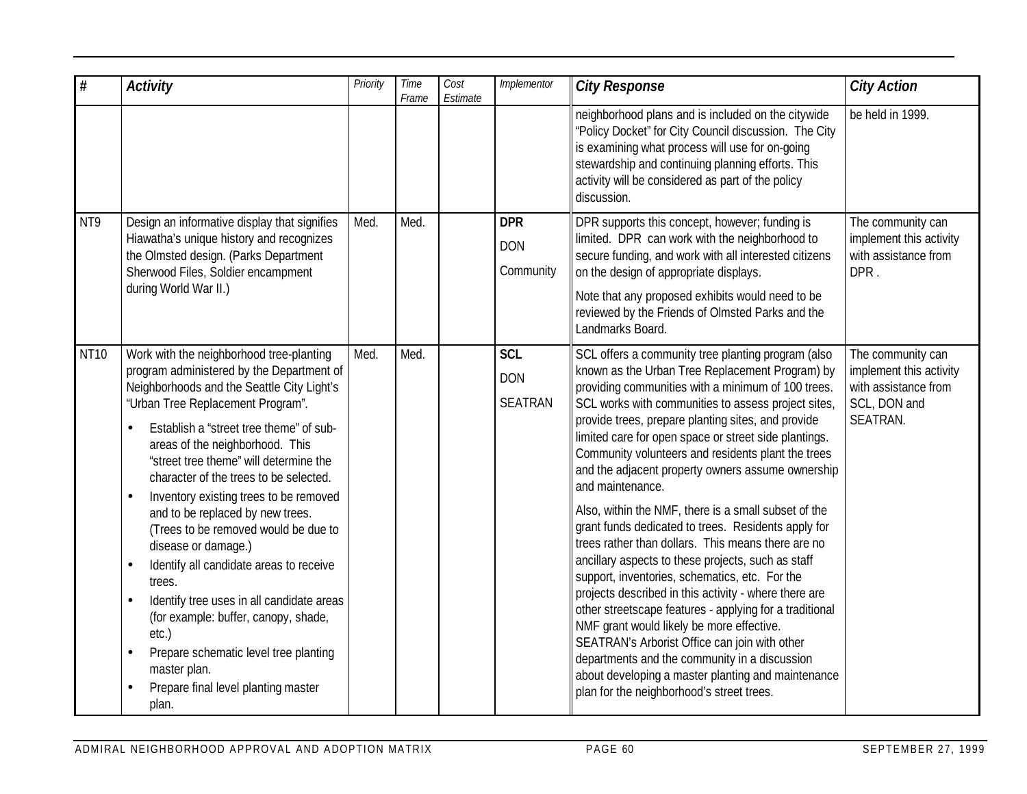| # | Activity | Priority | Time Frame | Cost Estimate | Implementor | City Response | City Action |
|---|---|---|---|---|---|---|---|
| | | | | | | neighborhood plans and is included on the citywide "Policy Docket" for City Council discussion. The City is examining what process will use for on-going stewardship and continuing planning efforts. This activity will be considered as part of the policy discussion. | be held in 1999. |
| NT9 | Design an informative display that signifies Hiawatha's unique history and recognizes the Olmsted design. (Parks Department Sherwood Files, Soldier encampment during World War II.) | Med. | Med. | | **DPR**<br>DON<br>Community | DPR supports this concept, however; funding is limited. DPR can work with the neighborhood to secure funding, and work with all interested citizens on the design of appropriate displays.<br>Note that any proposed exhibits would need to be reviewed by the Friends of Olmsted Parks and the Landmarks Board. | The community can implement this activity with assistance from DPR . |
| NT10 | Work with the neighborhood tree-planting program administered by the Department of Neighborhoods and the Seattle City Light's "Urban Tree Replacement Program".<br>• Establish a "street tree theme" of sub-areas of the neighborhood. This "street tree theme" will determine the character of the trees to be selected.<br>• Inventory existing trees to be removed and to be replaced by new trees. (Trees to be removed would be due to disease or damage.)<br>• Identify all candidate areas to receive trees.<br>• Identify tree uses in all candidate areas (for example: buffer, canopy, shade, etc.)<br>• Prepare schematic level tree planting master plan.<br>• Prepare final level planting master plan. | Med. | Med. | | **SCL**<br>DON<br>SEATRAN | SCL offers a community tree planting program (also known as the Urban Tree Replacement Program) by providing communities with a minimum of 100 trees. SCL works with communities to assess project sites, provide trees, prepare planting sites, and provide limited care for open space or street side plantings. Community volunteers and residents plant the trees and the adjacent property owners assume ownership and maintenance.<br>Also, within the NMF, there is a small subset of the grant funds dedicated to trees. Residents apply for trees rather than dollars. This means there are no ancillary aspects to these projects, such as staff support, inventories, schematics, etc. For the projects described in this activity - where there are other streetscape features - applying for a traditional NMF grant would likely be more effective. SEATRAN's Arborist Office can join with other departments and the community in a discussion about developing a master planting and maintenance plan for the neighborhood's street trees. | The community can implement this activity with assistance from SCL, DON and SEATRAN. |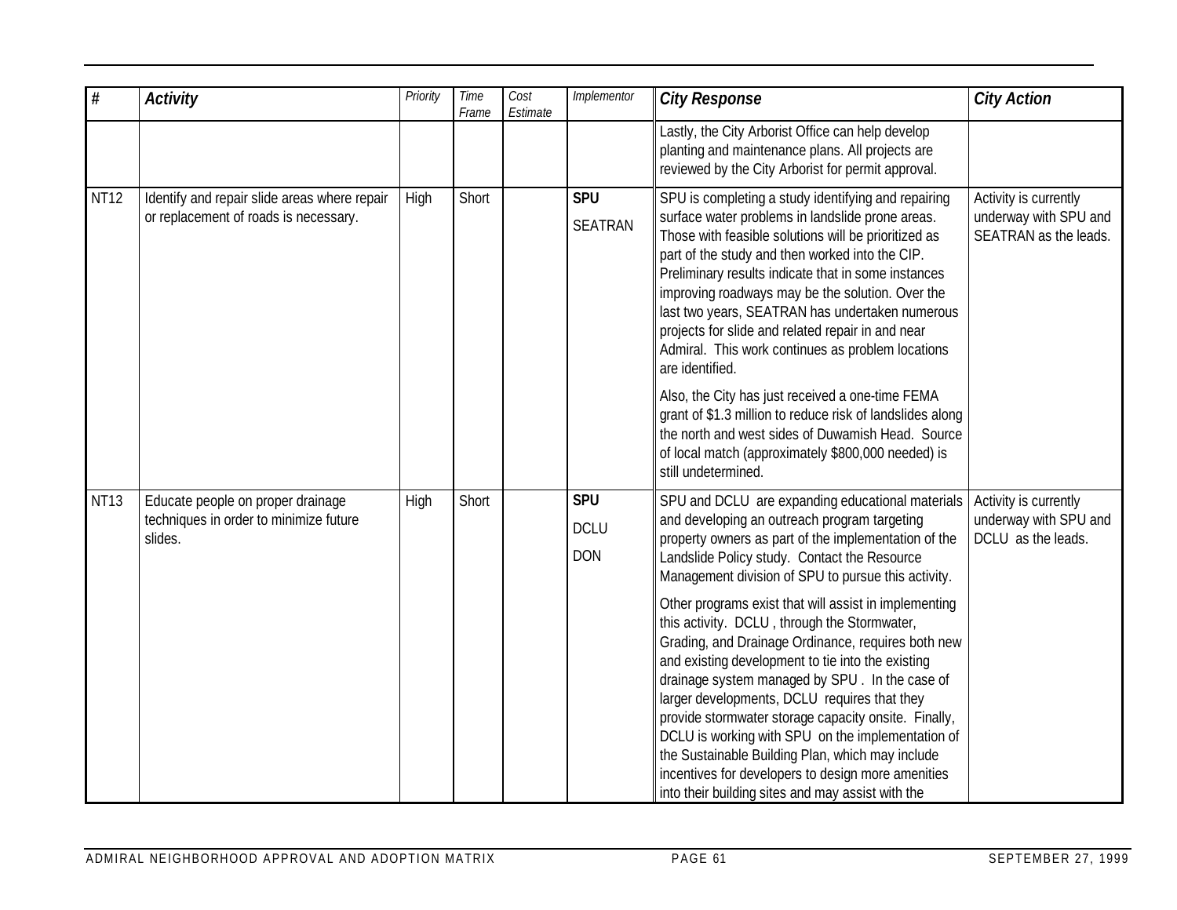| # | Activity | Priority | Time Frame | Cost Estimate | Implementor | City Response | City Action |
|---|---|---|---|---|---|---|---|
| | | | | | | Lastly, the City Arborist Office can help develop planting and maintenance plans. All projects are reviewed by the City Arborist for permit approval. | |
| NT12 | Identify and repair slide areas where repair or replacement of roads is necessary. | High | Short | | **SPU**<br>SEATRAN | SPU is completing a study identifying and repairing surface water problems in landslide prone areas. Those with feasible solutions will be prioritized as part of the study and then worked into the CIP. Preliminary results indicate that in some instances improving roadways may be the solution. Over the last two years, SEATRAN has undertaken numerous projects for slide and related repair in and near Admiral. This work continues as problem locations are identified.<br><br>Also, the City has just received a one-time FEMA grant of $1.3 million to reduce risk of landslides along the north and west sides of Duwamish Head. Source of local match (approximately $800,000 needed) is still undetermined. | Activity is currently underway with SPU and SEATRAN as the leads. |
| NT13 | Educate people on proper drainage techniques in order to minimize future slides. | High | Short | | **SPU**<br>DCLU<br>DON | SPU and DCLU are expanding educational materials and developing an outreach program targeting property owners as part of the implementation of the Landslide Policy study. Contact the Resource Management division of SPU to pursue this activity.<br><br>Other programs exist that will assist in implementing this activity. DCLU, through the Stormwater, Grading, and Drainage Ordinance, requires both new and existing development to tie into the existing drainage system managed by SPU. In the case of larger developments, DCLU requires that they provide stormwater storage capacity onsite. Finally, DCLU is working with SPU on the implementation of the Sustainable Building Plan, which may include incentives for developers to design more amenities into their building sites and may assist with the | Activity is currently underway with SPU and DCLU as the leads. |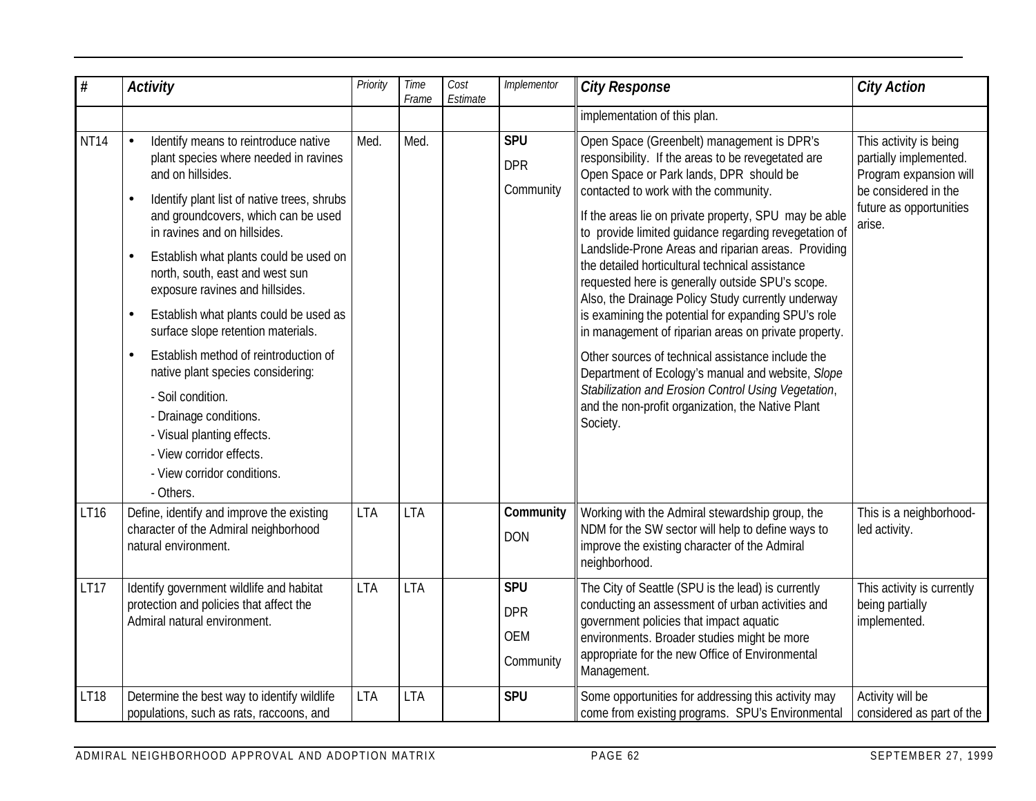| # | Activity | Priority | Time Frame | Cost Estimate | Implementor | City Response | City Action |
|---|---|---|---|---|---|---|---|
| | | | | | | implementation of this plan. | |
| NT14 | • Identify means to reintroduce native plant species where needed in ravines and on hillsides.<br>• Identify plant list of native trees, shrubs and groundcovers, which can be used in ravines and on hillsides.<br>• Establish what plants could be used on north, south, east and west sun exposure ravines and hillsides.<br>• Establish what plants could be used as surface slope retention materials.<br>• Establish method of reintroduction of native plant species considering:<br>- Soil condition.<br>- Drainage conditions.<br>- Visual planting effects.<br>- View corridor effects.<br>- View corridor conditions.<br>- Others. | Med. | Med. | | **SPU**<br>DPR<br>Community | Open Space (Greenbelt) management is DPR's responsibility. If the areas to be revegetated are Open Space or Park lands, DPR should be contacted to work with the community.<br>If the areas lie on private property, SPU may be able to provide limited guidance regarding revegetation of Landslide-Prone Areas and riparian areas. Providing the detailed horticultural technical assistance requested here is generally outside SPU's scope. Also, the Drainage Policy Study currently underway is examining the potential for expanding SPU's role in management of riparian areas on private property.<br>Other sources of technical assistance include the Department of Ecology's manual and website, *Slope Stabilization and Erosion Control Using Vegetation*, and the non-profit organization, the Native Plant Society. | This activity is being partially implemented. Program expansion will be considered in the future as opportunities arise. |
| LT16 | Define, identify and improve the existing character of the Admiral neighborhood natural environment. | LTA | LTA | | **Community**<br>DON | Working with the Admiral stewardship group, the NDM for the SW sector will help to define ways to improve the existing character of the Admiral neighborhood. | This is a neighborhood-led activity. |
| LT17 | Identify government wildlife and habitat protection and policies that affect the Admiral natural environment. | LTA | LTA | | **SPU**<br>DPR<br>OEM<br>Community | The City of Seattle (SPU is the lead) is currently conducting an assessment of urban activities and government policies that impact aquatic environments. Broader studies might be more appropriate for the new Office of Environmental Management. | This activity is currently being partially implemented. |
| LT18 | Determine the best way to identify wildlife populations, such as rats, raccoons, and | LTA | LTA | | **SPU** | Some opportunities for addressing this activity may come from existing programs. SPU's Environmental | Activity will be considered as part of the |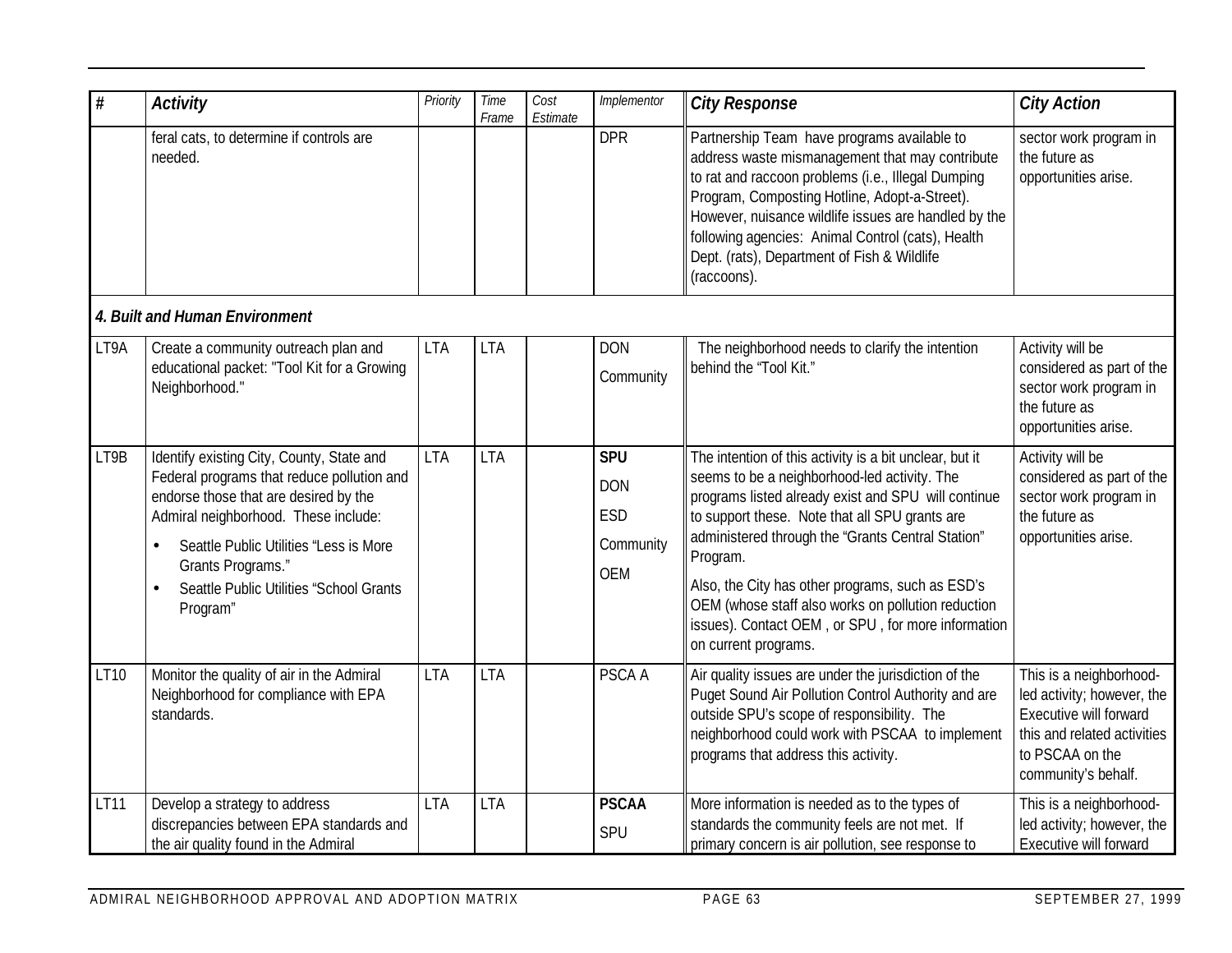| # | Activity | Priority | Time Frame | Cost Estimate | Implementor | City Response | City Action |
|---|---|---|---|---|---|---|---|
| | feral cats, to determine if controls are needed. | | | | DPR | Partnership Team have programs available to address waste mismanagement that may contribute to rat and raccoon problems (i.e., Illegal Dumping Program, Composting Hotline, Adopt-a-Street). However, nuisance wildlife issues are handled by the following agencies: Animal Control (cats), Health Dept. (rats), Department of Fish & Wildlife (raccoons). | sector work program in the future as opportunities arise. |
| ***4. Built and Human Environment*** | | | | | | | |
| LT9A | Create a community outreach plan and educational packet: "Tool Kit for a Growing Neighborhood." | LTA | LTA | | DON<br>Community | The neighborhood needs to clarify the intention behind the "Tool Kit." | Activity will be considered as part of the sector work program in the future as opportunities arise. |
| LT9B | Identify existing City, County, State and Federal programs that reduce pollution and endorse those that are desired by the Admiral neighborhood. These include:<br>• Seattle Public Utilities "Less is More Grants Programs."<br>• Seattle Public Utilities "School Grants Program" | LTA | LTA | | **SPU**<br>DON<br>ESD<br>Community<br>OEM | The intention of this activity is a bit unclear, but it seems to be a neighborhood-led activity. The programs listed already exist and SPU will continue to support these. Note that all SPU grants are administered through the "Grants Central Station" Program.<br>Also, the City has other programs, such as ESD's OEM (whose staff also works on pollution reduction issues). Contact OEM , or SPU , for more information on current programs. | Activity will be considered as part of the sector work program in the future as opportunities arise. |
| LT10 | Monitor the quality of air in the Admiral Neighborhood for compliance with EPA standards. | LTA | LTA | | PSCA A | Air quality issues are under the jurisdiction of the Puget Sound Air Pollution Control Authority and are outside SPU's scope of responsibility. The neighborhood could work with PSCAA to implement programs that address this activity. | This is a neighborhood-led activity; however, the Executive will forward this and related activities to PSCAA on the community's behalf. |
| LT11 | Develop a strategy to address discrepancies between EPA standards and the air quality found in the Admiral | LTA | LTA | | **PSCAA**<br>SPU | More information is needed as to the types of standards the community feels are not met. If primary concern is air pollution, see response to | This is a neighborhood-led activity; however, the Executive will forward |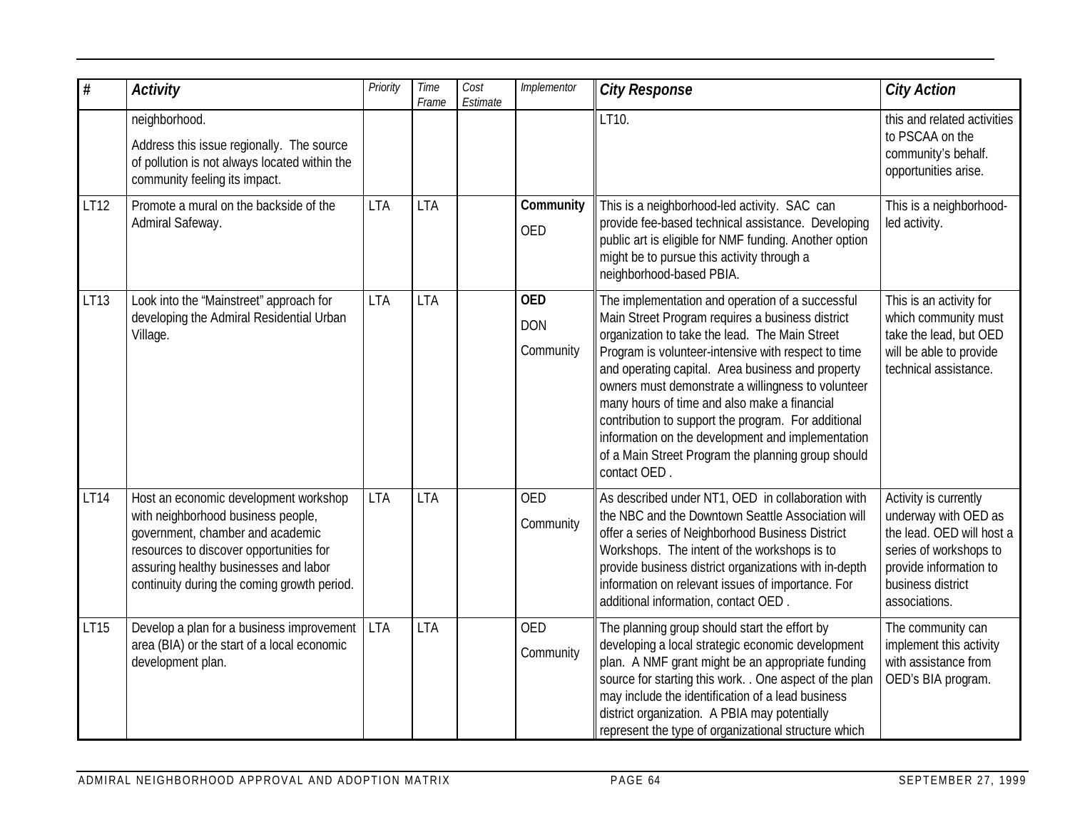| # | Activity | Priority | Time Frame | Cost Estimate | Implementor | City Response | City Action |
|---|---|---|---|---|---|---|---|
| | neighborhood.<br><br>Address this issue regionally. The source of pollution is not always located within the community feeling its impact. | | | | | LT10. | this and related activities to PSCAA on the community's behalf. opportunities arise. |
| LT12 | Promote a mural on the backside of the Admiral Safeway. | LTA | LTA | | **Community**<br>OED | This is a neighborhood-led activity. SAC can provide fee-based technical assistance. Developing public art is eligible for NMF funding. Another option might be to pursue this activity through a neighborhood-based PBIA. | This is a neighborhood-led activity. |
| LT13 | Look into the "Mainstreet" approach for developing the Admiral Residential Urban Village. | LTA | LTA | | **OED**<br>DON<br>Community | The implementation and operation of a successful Main Street Program requires a business district organization to take the lead. The Main Street Program is volunteer-intensive with respect to time and operating capital. Area business and property owners must demonstrate a willingness to volunteer many hours of time and also make a financial contribution to support the program. For additional information on the development and implementation of a Main Street Program the planning group should contact OED . | This is an activity for which community must take the lead, but OED will be able to provide technical assistance. |
| LT14 | Host an economic development workshop with neighborhood business people, government, chamber and academic resources to discover opportunities for assuring healthy businesses and labor continuity during the coming growth period. | LTA | LTA | | OED<br>Community | As described under NT1, OED in collaboration with the NBC and the Downtown Seattle Association will offer a series of Neighborhood Business District Workshops. The intent of the workshops is to provide business district organizations with in-depth information on relevant issues of importance. For additional information, contact OED . | Activity is currently underway with OED as the lead. OED will host a series of workshops to provide information to business district associations. |
| LT15 | Develop a plan for a business improvement area (BIA) or the start of a local economic development plan. | LTA | LTA | | OED<br>Community | The planning group should start the effort by developing a local strategic economic development plan. A NMF grant might be an appropriate funding source for starting this work. . One aspect of the plan may include the identification of a lead business district organization. A PBIA may potentially represent the type of organizational structure which | The community can implement this activity with assistance from OED's BIA program. |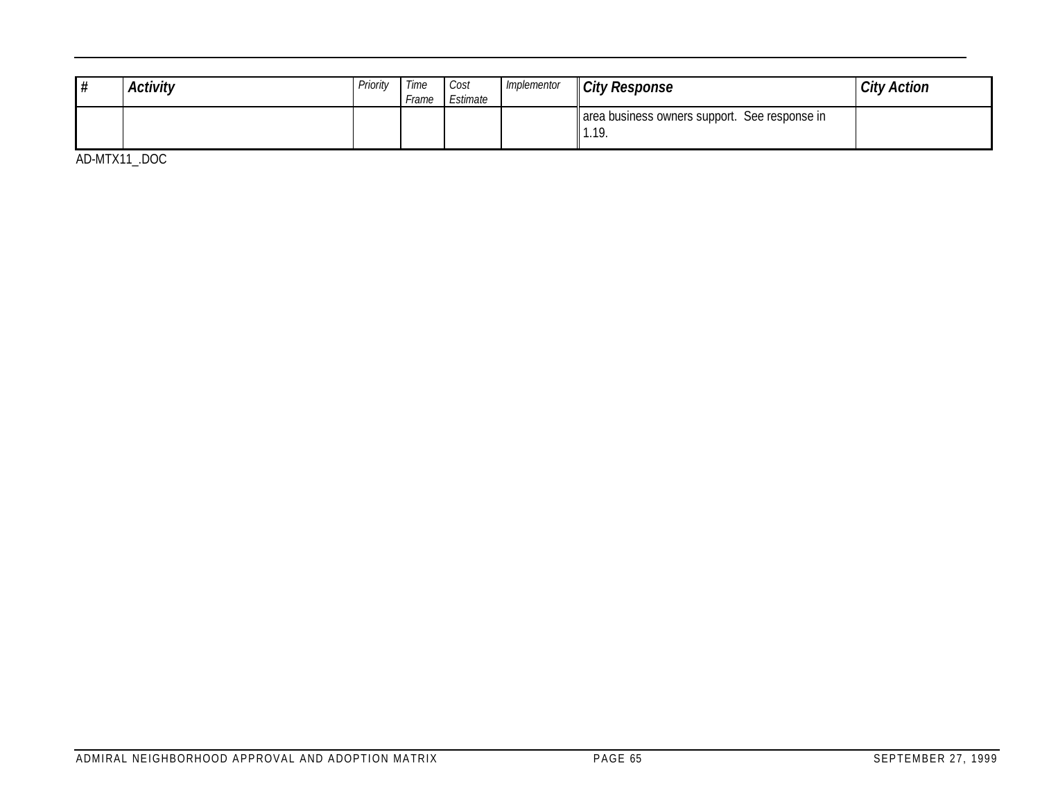| # | Activity | Priority | Time Frame | Cost Estimate | Implementor | City Response | City Action |
|---|---|---|---|---|---|---|---|
| | | | | | | area business owners support. See response in 1.19. | |

AD-MTX11_.DOC